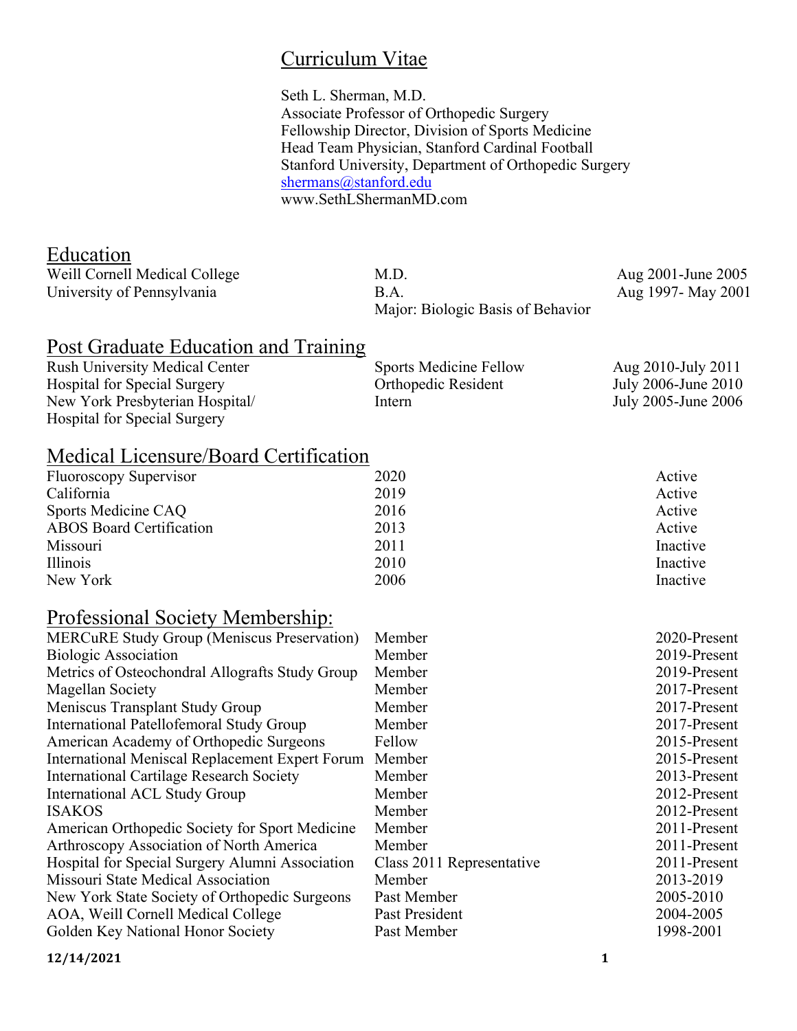# Curriculum Vitae

Seth L. Sherman, M.D.
Associate Professor of Orthopedic Surgery
Fellowship Director, Division of Sports Medicine
Head Team Physician, Stanford Cardinal Football
Stanford University, Department of Orthopedic Surgery
shermans@stanford.edu
www.SethLShermanMD.com

## Education

| | | |
|---|---|---|
| Weill Cornell Medical College | M.D. | Aug 2001-June 2005 |
| University of Pennsylvania | B.A. | Aug 1997- May 2001 |
| | Major: Biologic Basis of Behavior | |

## Post Graduate Education and Training

| | | |
|---|---|---|
| Rush University Medical Center | Sports Medicine Fellow | Aug 2010-July 2011 |
| Hospital for Special Surgery | Orthopedic Resident | July 2006-June 2010 |
| New York Presbyterian Hospital/ Hospital for Special Surgery | Intern | July 2005-June 2006 |

## Medical Licensure/Board Certification

| | | |
|---|---|---|
| Fluoroscopy Supervisor | 2020 | Active |
| California | 2019 | Active |
| Sports Medicine CAQ | 2016 | Active |
| ABOS Board Certification | 2013 | Active |
| Missouri | 2011 | Inactive |
| Illinois | 2010 | Inactive |
| New York | 2006 | Inactive |

## Professional Society Membership:

| | | |
|---|---|---|
| MERCuRE Study Group (Meniscus Preservation) | Member | 2020-Present |
| Biologic Association | Member | 2019-Present |
| Metrics of Osteochondral Allografts Study Group | Member | 2019-Present |
| Magellan Society | Member | 2017-Present |
| Meniscus Transplant Study Group | Member | 2017-Present |
| International Patellofemoral Study Group | Member | 2017-Present |
| American Academy of Orthopedic Surgeons | Fellow | 2015-Present |
| International Meniscal Replacement Expert Forum | Member | 2015-Present |
| International Cartilage Research Society | Member | 2013-Present |
| International ACL Study Group | Member | 2012-Present |
| ISAKOS | Member | 2012-Present |
| American Orthopedic Society for Sport Medicine | Member | 2011-Present |
| Arthroscopy Association of North America | Member | 2011-Present |
| Hospital for Special Surgery Alumni Association | Class 2011 Representative | 2011-Present |
| Missouri State Medical Association | Member | 2013-2019 |
| New York State Society of Orthopedic Surgeons | Past Member | 2005-2010 |
| AOA, Weill Cornell Medical College | Past President | 2004-2005 |
| Golden Key National Honor Society | Past Member | 1998-2001 |

12/14/2021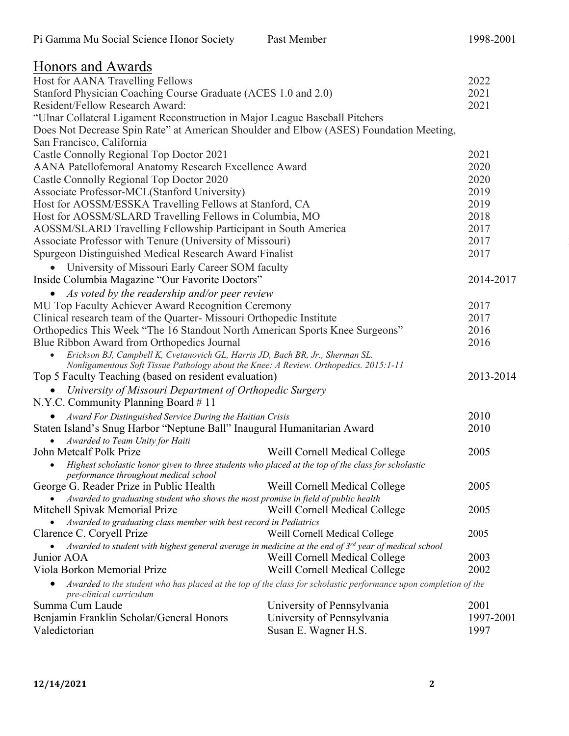| Pi Gamma Mu Social Science Honor Society | Past Member | 1998-2001 |
|---|---|---|

## Honors and Awards

| Award | Institution | Year |
|---|---|---|
| Host for AANA Travelling Fellows | | 2022 |
| Stanford Physician Coaching Course Graduate (ACES 1.0 and 2.0) | | 2021 |
| Resident/Fellow Research Award: "Ulnar Collateral Ligament Reconstruction in Major League Baseball Pitchers Does Not Decrease Spin Rate" at American Shoulder and Elbow (ASES) Foundation Meeting, San Francisco, California | | 2021 |
| Castle Connolly Regional Top Doctor 2021 | | 2021 |
| AANA Patellofemoral Anatomy Research Excellence Award | | 2020 |
| Castle Connolly Regional Top Doctor 2020 | | 2020 |
| Associate Professor-MCL(Stanford University) | | 2019 |
| Host for AOSSM/ESSKA Travelling Fellows at Stanford, CA | | 2019 |
| Host for AOSSM/SLARD Travelling Fellows in Columbia, MO | | 2018 |
| AOSSM/SLARD Travelling Fellowship Participant in South America | | 2017 |
| Associate Professor with Tenure (University of Missouri) | | 2017 |
| Spurgeon Distinguished Medical Research Award Finalist<br>• University of Missouri Early Career SOM faculty | | 2017 |
| Inside Columbia Magazine "Our Favorite Doctors"<br>• *As voted by the readership and/or peer review* | | 2014-2017 |
| MU Top Faculty Achiever Award Recognition Ceremony | | 2017 |
| Clinical research team of the Quarter- Missouri Orthopedic Institute | | 2017 |
| Orthopedics This Week "The 16 Standout North American Sports Knee Surgeons" | | 2016 |
| Blue Ribbon Award from Orthopedics Journal<br>• *Erickson BJ, Campbell K, Cvetanovich GL, Harris JD, Bach BR, Jr., Sherman SL. Nonligamentous Soft Tissue Pathology about the Knee: A Review. Orthopedics. 2015:1-11* | | 2016 |
| Top 5 Faculty Teaching (based on resident evaluation)<br>• *University of Missouri Department of Orthopedic Surgery* | | 2013-2014 |
| N.Y.C. Community Planning Board # 11<br>• *Award For Distinguished Service During the Haitian Crisis* | | 2010 |
| Staten Island's Snug Harbor "Neptune Ball" Inaugural Humanitarian Award<br>• *Awarded to Team Unity for Haiti* | | 2010 |
| John Metcalf Polk Prize<br>• *Highest scholastic honor given to three students who placed at the top of the class for scholastic performance throughout medical school* | Weill Cornell Medical College | 2005 |
| George G. Reader Prize in Public Health<br>• *Awarded to graduating student who shows the most promise in field of public health* | Weill Cornell Medical College | 2005 |
| Mitchell Spivak Memorial Prize<br>• *Awarded to graduating class member with best record in Pediatrics* | Weill Cornell Medical College | 2005 |
| Clarence C. Coryell Prize<br>• *Awarded to student with highest general average in medicine at the end of 3rd year of medical school* | Weill Cornell Medical College | 2005 |
| Junior AOA | Weill Cornell Medical College | 2003 |
| Viola Borkon Memorial Prize<br>• *Awarded to the student who has placed at the top of the class for scholastic performance upon completion of the pre-clinical curriculum* | Weill Cornell Medical College | 2002 |
| Summa Cum Laude | University of Pennsylvania | 2001 |
| Benjamin Franklin Scholar/General Honors | University of Pennsylvania | 1997-2001 |
| Valedictorian | Susan E. Wagner H.S. | 1997 |

12/14/2021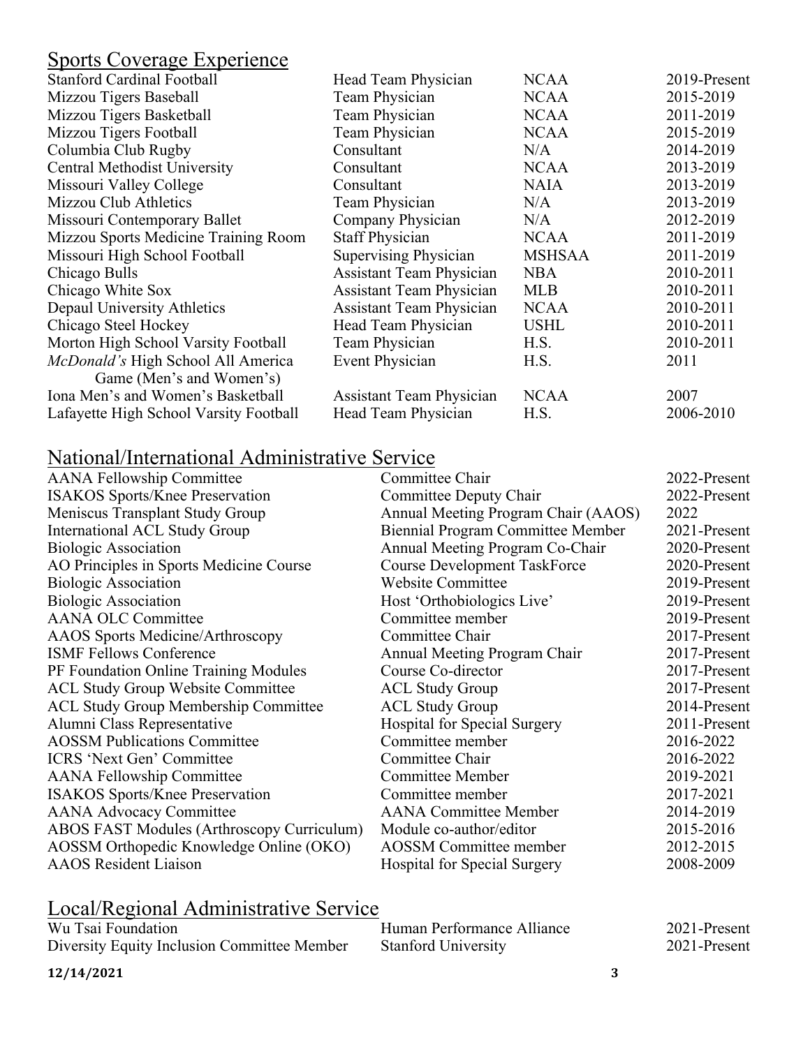## Sports Coverage Experience

| | | | |
|---|---|---|---|
| Stanford Cardinal Football | Head Team Physician | NCAA | 2019-Present |
| Mizzou Tigers Baseball | Team Physician | NCAA | 2015-2019 |
| Mizzou Tigers Basketball | Team Physician | NCAA | 2011-2019 |
| Mizzou Tigers Football | Team Physician | NCAA | 2015-2019 |
| Columbia Club Rugby | Consultant | N/A | 2014-2019 |
| Central Methodist University | Consultant | NCAA | 2013-2019 |
| Missouri Valley College | Consultant | NAIA | 2013-2019 |
| Mizzou Club Athletics | Team Physician | N/A | 2013-2019 |
| Missouri Contemporary Ballet | Company Physician | N/A | 2012-2019 |
| Mizzou Sports Medicine Training Room | Staff Physician | NCAA | 2011-2019 |
| Missouri High School Football | Supervising Physician | MSHSAA | 2011-2019 |
| Chicago Bulls | Assistant Team Physician | NBA | 2010-2011 |
| Chicago White Sox | Assistant Team Physician | MLB | 2010-2011 |
| Depaul University Athletics | Assistant Team Physician | NCAA | 2010-2011 |
| Chicago Steel Hockey | Head Team Physician | USHL | 2010-2011 |
| Morton High School Varsity Football | Team Physician | H.S. | 2010-2011 |
| *McDonald's* High School All America Game (Men's and Women's) | Event Physician | H.S. | 2011 |
| Iona Men's and Women's Basketball | Assistant Team Physician | NCAA | 2007 |
| Lafayette High School Varsity Football | Head Team Physician | H.S. | 2006-2010 |

## National/International Administrative Service

| | | |
|---|---|---|
| AANA Fellowship Committee | Committee Chair | 2022-Present |
| ISAKOS Sports/Knee Preservation | Committee Deputy Chair | 2022-Present |
| Meniscus Transplant Study Group | Annual Meeting Program Chair (AAOS) | 2022 |
| International ACL Study Group | Biennial Program Committee Member | 2021-Present |
| Biologic Association | Annual Meeting Program Co-Chair | 2020-Present |
| AO Principles in Sports Medicine Course | Course Development TaskForce | 2020-Present |
| Biologic Association | Website Committee | 2019-Present |
| Biologic Association | Host 'Orthobiologics Live' | 2019-Present |
| AANA OLC Committee | Committee member | 2019-Present |
| AAOS Sports Medicine/Arthroscopy | Committee Chair | 2017-Present |
| ISMF Fellows Conference | Annual Meeting Program Chair | 2017-Present |
| PF Foundation Online Training Modules | Course Co-director | 2017-Present |
| ACL Study Group Website Committee | ACL Study Group | 2017-Present |
| ACL Study Group Membership Committee | ACL Study Group | 2014-Present |
| Alumni Class Representative | Hospital for Special Surgery | 2011-Present |
| AOSSM Publications Committee | Committee member | 2016-2022 |
| ICRS 'Next Gen' Committee | Committee Chair | 2016-2022 |
| AANA Fellowship Committee | Committee Member | 2019-2021 |
| ISAKOS Sports/Knee Preservation | Committee member | 2017-2021 |
| AANA Advocacy Committee | AANA Committee Member | 2014-2019 |
| ABOS FAST Modules (Arthroscopy Curriculum) | Module co-author/editor | 2015-2016 |
| AOSSM Orthopedic Knowledge Online (OKO) | AOSSM Committee member | 2012-2015 |
| AAOS Resident Liaison | Hospital for Special Surgery | 2008-2009 |

## Local/Regional Administrative Service

| | | |
|---|---|---|
| Wu Tsai Foundation | Human Performance Alliance | 2021-Present |
| Diversity Equity Inclusion Committee Member | Stanford University | 2021-Present |

12/14/2021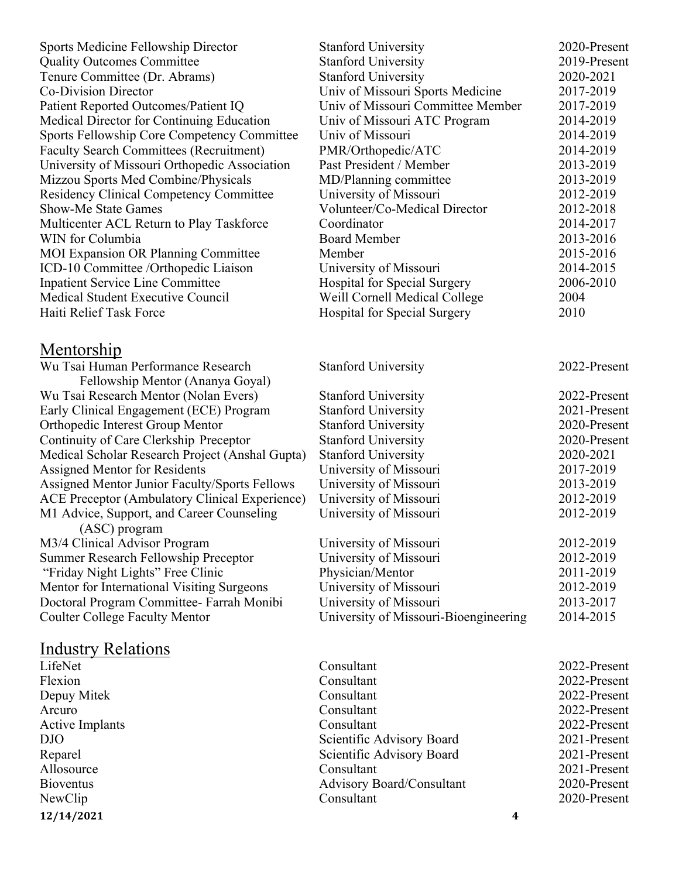| | | |
|---|---|---|
| Sports Medicine Fellowship Director | Stanford University | 2020-Present |
| Quality Outcomes Committee | Stanford University | 2019-Present |
| Tenure Committee (Dr. Abrams) | Stanford University | 2020-2021 |
| Co-Division Director | Univ of Missouri Sports Medicine | 2017-2019 |
| Patient Reported Outcomes/Patient IQ | Univ of Missouri Committee Member | 2017-2019 |
| Medical Director for Continuing Education | Univ of Missouri ATC Program | 2014-2019 |
| Sports Fellowship Core Competency Committee | Univ of Missouri | 2014-2019 |
| Faculty Search Committees (Recruitment) | PMR/Orthopedic/ATC | 2014-2019 |
| University of Missouri Orthopedic Association | Past President / Member | 2013-2019 |
| Mizzou Sports Med Combine/Physicals | MD/Planning committee | 2013-2019 |
| Residency Clinical Competency Committee | University of Missouri | 2012-2019 |
| Show-Me State Games | Volunteer/Co-Medical Director | 2012-2018 |
| Multicenter ACL Return to Play Taskforce | Coordinator | 2014-2017 |
| WIN for Columbia | Board Member | 2013-2016 |
| MOI Expansion OR Planning Committee | Member | 2015-2016 |
| ICD-10 Committee /Orthopedic Liaison | University of Missouri | 2014-2015 |
| Inpatient Service Line Committee | Hospital for Special Surgery | 2006-2010 |
| Medical Student Executive Council | Weill Cornell Medical College | 2004 |
| Haiti Relief Task Force | Hospital for Special Surgery | 2010 |

## Mentorship

| | | |
|---|---|---|
| Wu Tsai Human Performance Research Fellowship Mentor (Ananya Goyal) | Stanford University | 2022-Present |
| Wu Tsai Research Mentor (Nolan Evers) | Stanford University | 2022-Present |
| Early Clinical Engagement (ECE) Program | Stanford University | 2021-Present |
| Orthopedic Interest Group Mentor | Stanford University | 2020-Present |
| Continuity of Care Clerkship Preceptor | Stanford University | 2020-Present |
| Medical Scholar Research Project (Anshal Gupta) | Stanford University | 2020-2021 |
| Assigned Mentor for Residents | University of Missouri | 2017-2019 |
| Assigned Mentor Junior Faculty/Sports Fellows | University of Missouri | 2013-2019 |
| ACE Preceptor (Ambulatory Clinical Experience) | University of Missouri | 2012-2019 |
| M1 Advice, Support, and Career Counseling (ASC) program | University of Missouri | 2012-2019 |
| M3/4 Clinical Advisor Program | University of Missouri | 2012-2019 |
| Summer Research Fellowship Preceptor | University of Missouri | 2012-2019 |
| "Friday Night Lights" Free Clinic | Physician/Mentor | 2011-2019 |
| Mentor for International Visiting Surgeons | University of Missouri | 2012-2019 |
| Doctoral Program Committee- Farrah Monibi | University of Missouri | 2013-2017 |
| Coulter College Faculty Mentor | University of Missouri-Bioengineering | 2014-2015 |

## Industry Relations

| | | |
|---|---|---|
| LifeNet | Consultant | 2022-Present |
| Flexion | Consultant | 2022-Present |
| Depuy Mitek | Consultant | 2022-Present |
| Arcuro | Consultant | 2022-Present |
| Active Implants | Consultant | 2022-Present |
| DJO | Scientific Advisory Board | 2021-Present |
| Reparel | Scientific Advisory Board | 2021-Present |
| Allosource | Consultant | 2021-Present |
| Bioventus | Advisory Board/Consultant | 2020-Present |
| NewClip | Consultant | 2020-Present |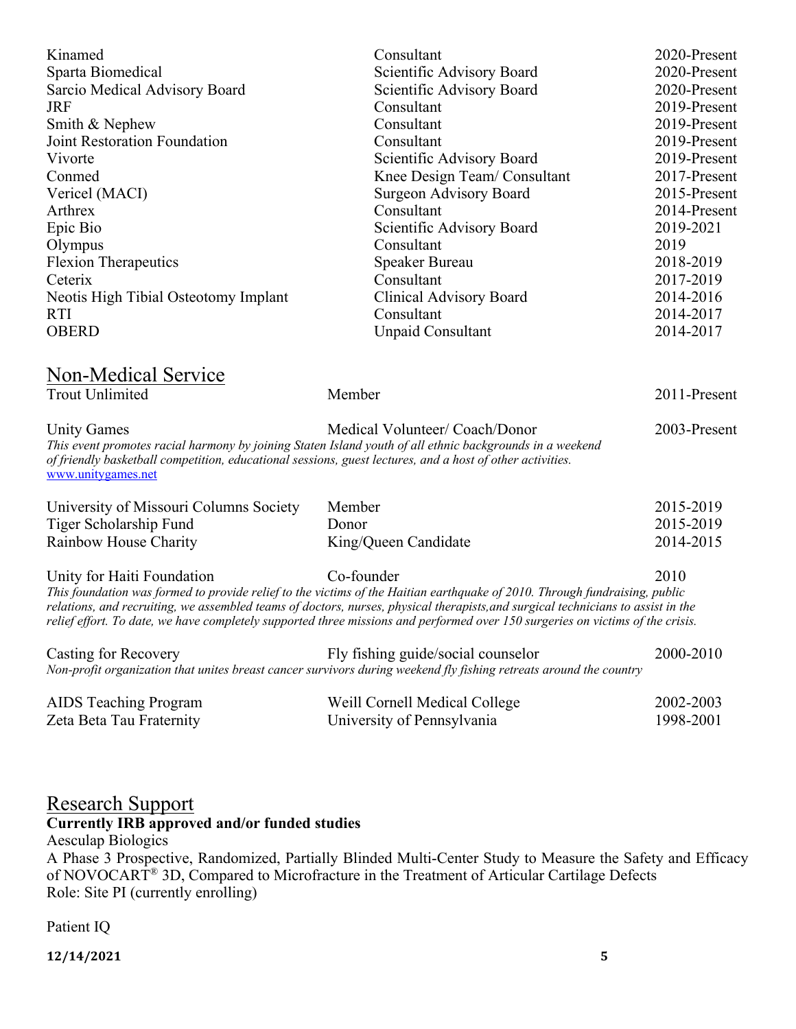| | | |
|---|---|---|
| Kinamed | Consultant | 2020-Present |
| Sparta Biomedical | Scientific Advisory Board | 2020-Present |
| Sarcio Medical Advisory Board | Scientific Advisory Board | 2020-Present |
| JRF | Consultant | 2019-Present |
| Smith & Nephew | Consultant | 2019-Present |
| Joint Restoration Foundation | Consultant | 2019-Present |
| Vivorte | Scientific Advisory Board | 2019-Present |
| Conmed | Knee Design Team/ Consultant | 2017-Present |
| Vericel (MACI) | Surgeon Advisory Board | 2015-Present |
| Arthrex | Consultant | 2014-Present |
| Epic Bio | Scientific Advisory Board | 2019-2021 |
| Olympus | Consultant | 2019 |
| Flexion Therapeutics | Speaker Bureau | 2018-2019 |
| Ceterix | Consultant | 2017-2019 |
| Neotis High Tibial Osteotomy Implant | Clinical Advisory Board | 2014-2016 |
| RTI | Consultant | 2014-2017 |
| OBERD | Unpaid Consultant | 2014-2017 |

## Non-Medical Service

| | | |
|---|---|---|
| Trout Unlimited | Member | 2011-Present |

| | | |
|---|---|---|
| Unity Games | Medical Volunteer/ Coach/Donor | 2003-Present |

*This event promotes racial harmony by joining Staten Island youth of all ethnic backgrounds in a weekend of friendly basketball competition, educational sessions, guest lectures, and a host of other activities.*
[www.unitygames.net](http://www.unitygames.net)

| | | |
|---|---|---|
| University of Missouri Columns Society | Member | 2015-2019 |
| Tiger Scholarship Fund | Donor | 2015-2019 |
| Rainbow House Charity | King/Queen Candidate | 2014-2015 |

| | | |
|---|---|---|
| Unity for Haiti Foundation | Co-founder | 2010 |

*This foundation was formed to provide relief to the victims of the Haitian earthquake of 2010. Through fundraising, public relations, and recruiting, we assembled teams of doctors, nurses, physical therapists,and surgical technicians to assist in the relief effort. To date, we have completely supported three missions and performed over 150 surgeries on victims of the crisis.*

| | | |
|---|---|---|
| Casting for Recovery | Fly fishing guide/social counselor | 2000-2010 |

*Non-profit organization that unites breast cancer survivors during weekend fly fishing retreats around the country*

| | | |
|---|---|---|
| AIDS Teaching Program | Weill Cornell Medical College | 2002-2003 |
| Zeta Beta Tau Fraternity | University of Pennsylvania | 1998-2001 |

## Research Support

**Currently IRB approved and/or funded studies**

Aesculap Biologics
A Phase 3 Prospective, Randomized, Partially Blinded Multi-Center Study to Measure the Safety and Efficacy of NOVOCART® 3D, Compared to Microfracture in the Treatment of Articular Cartilage Defects
Role: Site PI (currently enrolling)

Patient IQ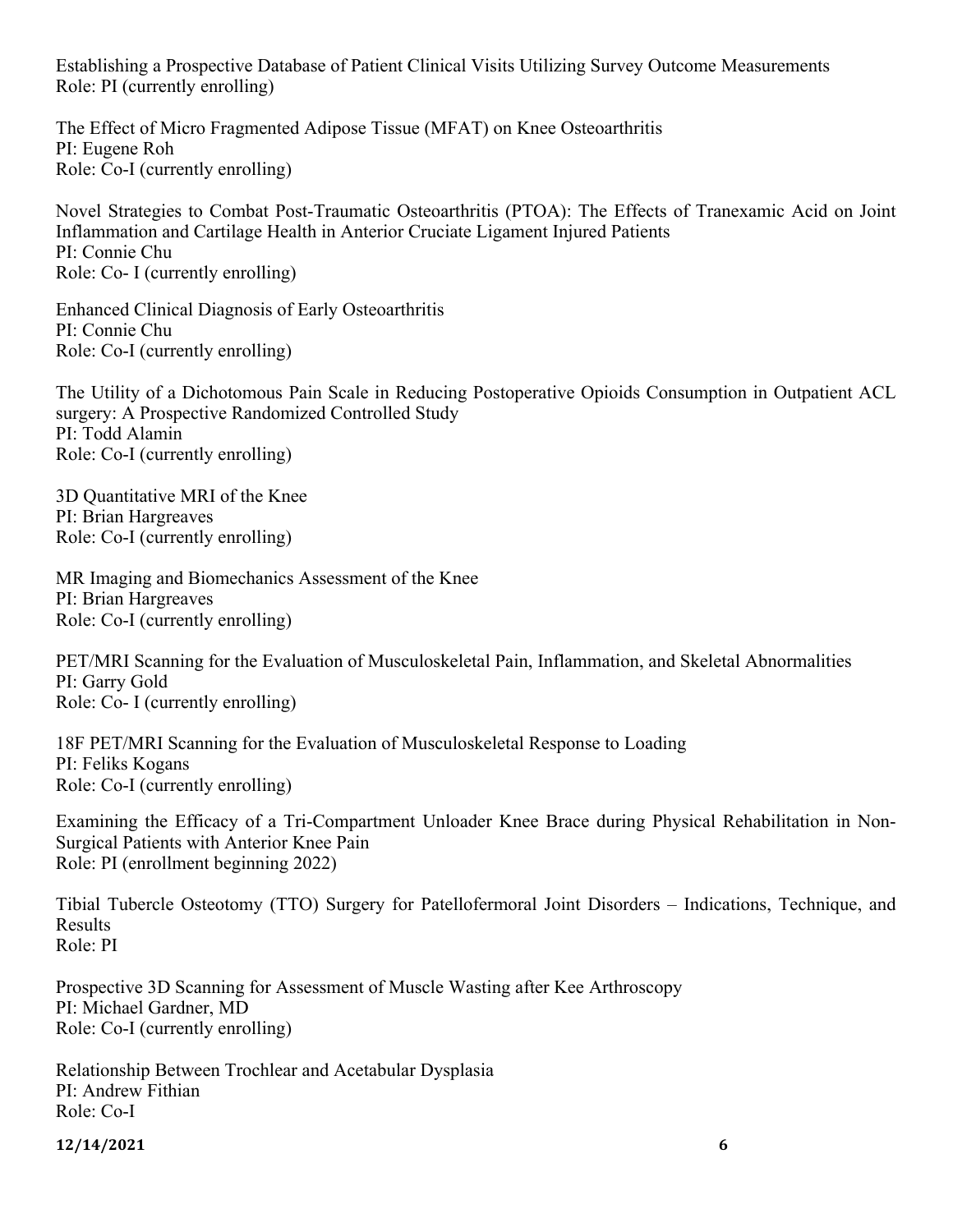Establishing a Prospective Database of Patient Clinical Visits Utilizing Survey Outcome Measurements
Role: PI (currently enrolling)

The Effect of Micro Fragmented Adipose Tissue (MFAT) on Knee Osteoarthritis
PI: Eugene Roh
Role: Co-I (currently enrolling)

Novel Strategies to Combat Post-Traumatic Osteoarthritis (PTOA): The Effects of Tranexamic Acid on Joint Inflammation and Cartilage Health in Anterior Cruciate Ligament Injured Patients
PI: Connie Chu
Role: Co- I (currently enrolling)

Enhanced Clinical Diagnosis of Early Osteoarthritis
PI: Connie Chu
Role: Co-I (currently enrolling)

The Utility of a Dichotomous Pain Scale in Reducing Postoperative Opioids Consumption in Outpatient ACL surgery: A Prospective Randomized Controlled Study
PI: Todd Alamin
Role: Co-I (currently enrolling)

3D Quantitative MRI of the Knee
PI: Brian Hargreaves
Role: Co-I (currently enrolling)

MR Imaging and Biomechanics Assessment of the Knee
PI: Brian Hargreaves
Role: Co-I (currently enrolling)

PET/MRI Scanning for the Evaluation of Musculoskeletal Pain, Inflammation, and Skeletal Abnormalities
PI: Garry Gold
Role: Co- I (currently enrolling)

18F PET/MRI Scanning for the Evaluation of Musculoskeletal Response to Loading
PI: Feliks Kogans
Role: Co-I (currently enrolling)

Examining the Efficacy of a Tri-Compartment Unloader Knee Brace during Physical Rehabilitation in Non-Surgical Patients with Anterior Knee Pain
Role: PI (enrollment beginning 2022)

Tibial Tubercle Osteotomy (TTO) Surgery for Patellofermoral Joint Disorders – Indications, Technique, and Results
Role: PI

Prospective 3D Scanning for Assessment of Muscle Wasting after Kee Arthroscopy
PI: Michael Gardner, MD
Role: Co-I (currently enrolling)

Relationship Between Trochlear and Acetabular Dysplasia
PI: Andrew Fithian
Role: Co-I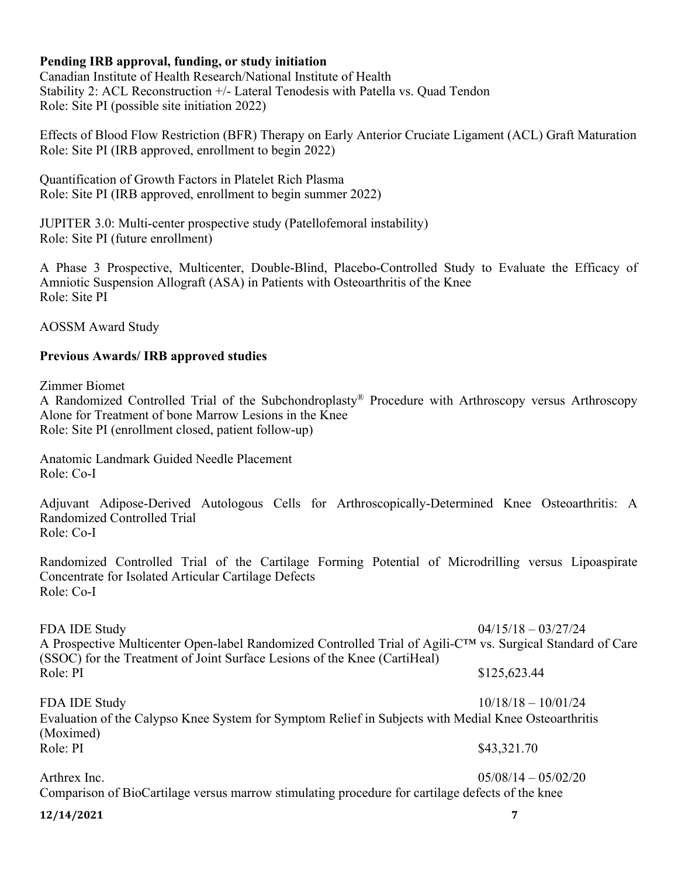**Pending IRB approval, funding, or study initiation**

Canadian Institute of Health Research/National Institute of Health
Stability 2: ACL Reconstruction +/- Lateral Tenodesis with Patella vs. Quad Tendon
Role: Site PI (possible site initiation 2022)

Effects of Blood Flow Restriction (BFR) Therapy on Early Anterior Cruciate Ligament (ACL) Graft Maturation
Role: Site PI (IRB approved, enrollment to begin 2022)

Quantification of Growth Factors in Platelet Rich Plasma
Role: Site PI (IRB approved, enrollment to begin summer 2022)

JUPITER 3.0: Multi-center prospective study (Patellofemoral instability)
Role: Site PI (future enrollment)

A Phase 3 Prospective, Multicenter, Double-Blind, Placebo-Controlled Study to Evaluate the Efficacy of Amniotic Suspension Allograft (ASA) in Patients with Osteoarthritis of the Knee
Role: Site PI

AOSSM Award Study

**Previous Awards/ IRB approved studies**

Zimmer Biomet
A Randomized Controlled Trial of the Subchondroplasty® Procedure with Arthroscopy versus Arthroscopy Alone for Treatment of bone Marrow Lesions in the Knee
Role: Site PI (enrollment closed, patient follow-up)

Anatomic Landmark Guided Needle Placement
Role: Co-I

Adjuvant Adipose-Derived Autologous Cells for Arthroscopically-Determined Knee Osteoarthritis: A Randomized Controlled Trial
Role: Co-I

Randomized Controlled Trial of the Cartilage Forming Potential of Microdrilling versus Lipoaspirate Concentrate for Isolated Articular Cartilage Defects
Role: Co-I

FDA IDE Study 04/15/18 – 03/27/24
A Prospective Multicenter Open-label Randomized Controlled Trial of Agili-C™ vs. Surgical Standard of Care (SSOC) for the Treatment of Joint Surface Lesions of the Knee (CartiHeal)
Role: PI $125,623.44

FDA IDE Study 10/18/18 – 10/01/24
Evaluation of the Calypso Knee System for Symptom Relief in Subjects with Medial Knee Osteoarthritis (Moximed)
Role: PI $43,321.70

Arthrex Inc. 05/08/14 – 05/02/20
Comparison of BioCartilage versus marrow stimulating procedure for cartilage defects of the knee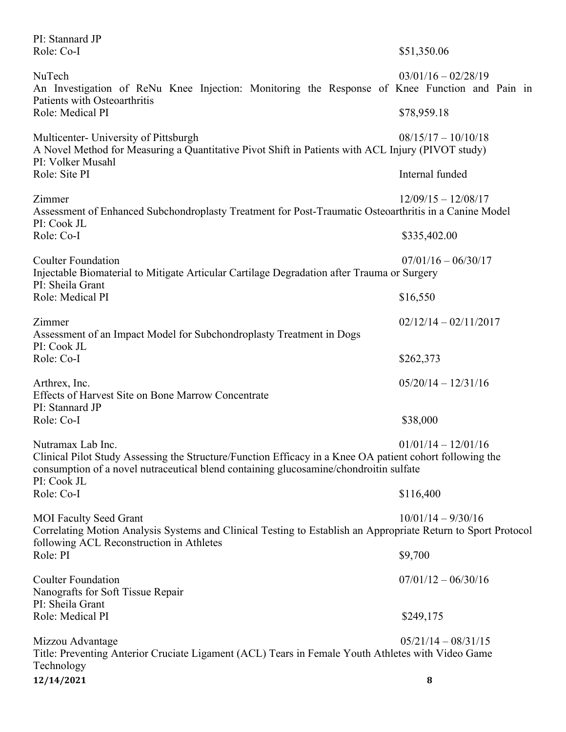PI: Stannard JP
Role: Co-I — $51,350.06

NuTech — 03/01/16 – 02/28/19
An Investigation of ReNu Knee Injection: Monitoring the Response of Knee Function and Pain in Patients with Osteoarthritis
Role: Medical PI — $78,959.18

Multicenter- University of Pittsburgh — 08/15/17 – 10/10/18
A Novel Method for Measuring a Quantitative Pivot Shift in Patients with ACL Injury (PIVOT study)
PI: Volker Musahl
Role: Site PI — Internal funded

Zimmer — 12/09/15 – 12/08/17
Assessment of Enhanced Subchondroplasty Treatment for Post-Traumatic Osteoarthritis in a Canine Model
PI: Cook JL
Role: Co-I — $335,402.00

Coulter Foundation — 07/01/16 – 06/30/17
Injectable Biomaterial to Mitigate Articular Cartilage Degradation after Trauma or Surgery
PI: Sheila Grant
Role: Medical PI — $16,550

Zimmer — 02/12/14 – 02/11/2017
Assessment of an Impact Model for Subchondroplasty Treatment in Dogs
PI: Cook JL
Role: Co-I — $262,373

Arthrex, Inc. — 05/20/14 – 12/31/16
Effects of Harvest Site on Bone Marrow Concentrate
PI: Stannard JP
Role: Co-I — $38,000

Nutramax Lab Inc. — 01/01/14 – 12/01/16
Clinical Pilot Study Assessing the Structure/Function Efficacy in a Knee OA patient cohort following the consumption of a novel nutraceutical blend containing glucosamine/chondroitin sulfate
PI: Cook JL
Role: Co-I — $116,400

MOI Faculty Seed Grant — 10/01/14 – 9/30/16
Correlating Motion Analysis Systems and Clinical Testing to Establish an Appropriate Return to Sport Protocol following ACL Reconstruction in Athletes
Role: PI — $9,700

Coulter Foundation — 07/01/12 – 06/30/16
Nanografts for Soft Tissue Repair
PI: Sheila Grant
Role: Medical PI — $249,175

Mizzou Advantage — 05/21/14 – 08/31/15
Title: Preventing Anterior Cruciate Ligament (ACL) Tears in Female Youth Athletes with Video Game Technology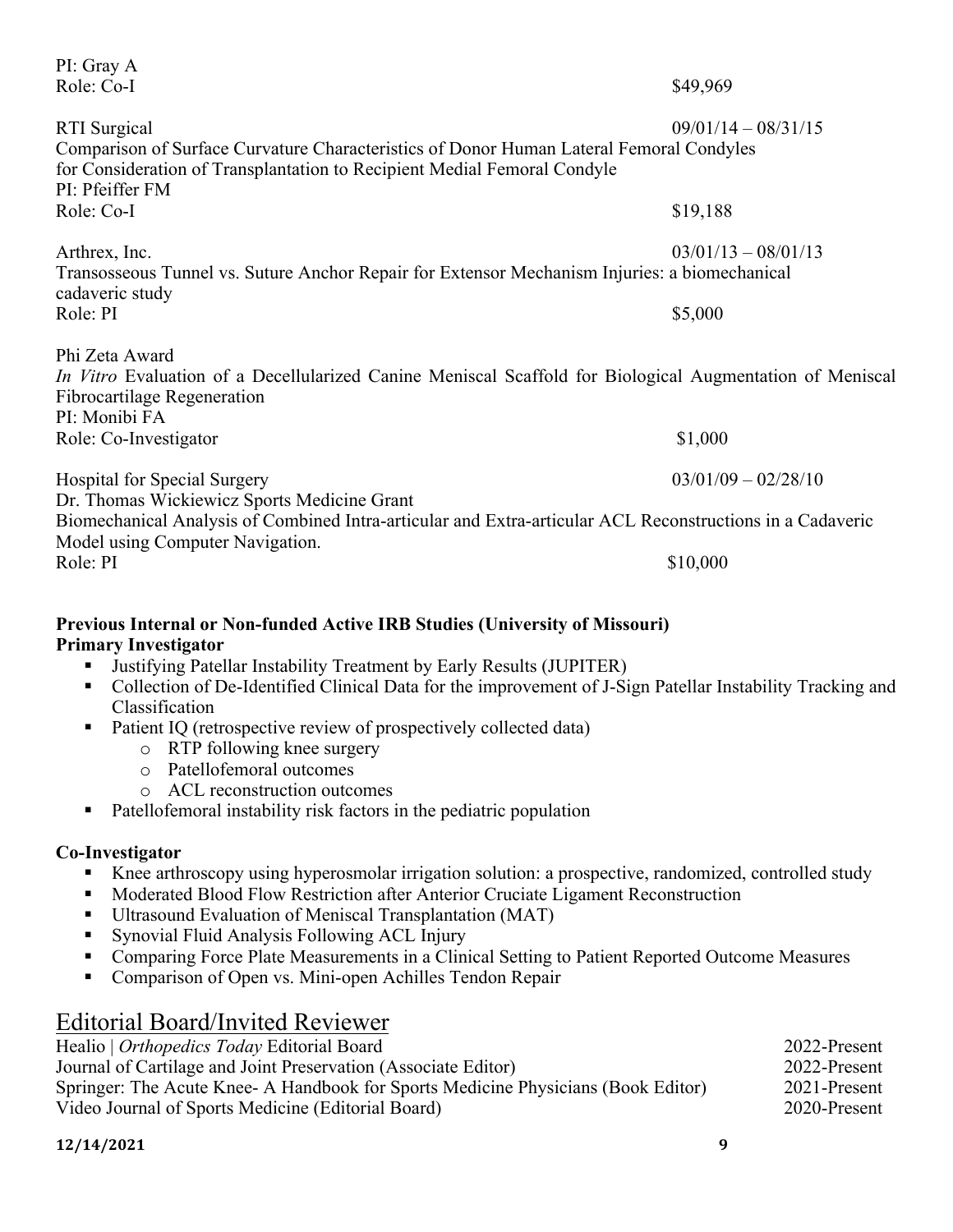PI: Gray A
Role: Co-I $49,969

RTI Surgical 09/01/14 – 08/31/15
Comparison of Surface Curvature Characteristics of Donor Human Lateral Femoral Condyles for Consideration of Transplantation to Recipient Medial Femoral Condyle
PI: Pfeiffer FM
Role: Co-I $19,188

Arthrex, Inc. 03/01/13 – 08/01/13
Transosseous Tunnel vs. Suture Anchor Repair for Extensor Mechanism Injuries: a biomechanical cadaveric study
Role: PI $5,000

Phi Zeta Award
*In Vitro* Evaluation of a Decellularized Canine Meniscal Scaffold for Biological Augmentation of Meniscal Fibrocartilage Regeneration
PI: Monibi FA
Role: Co-Investigator $1,000

Hospital for Special Surgery 03/01/09 – 02/28/10
Dr. Thomas Wickiewicz Sports Medicine Grant
Biomechanical Analysis of Combined Intra-articular and Extra-articular ACL Reconstructions in a Cadaveric Model using Computer Navigation.
Role: PI $10,000

**Previous Internal or Non-funded Active IRB Studies (University of Missouri)**
**Primary Investigator**

- Justifying Patellar Instability Treatment by Early Results (JUPITER)
- Collection of De-Identified Clinical Data for the improvement of J-Sign Patellar Instability Tracking and Classification
- Patient IQ (retrospective review of prospectively collected data)
  - RTP following knee surgery
  - Patellofemoral outcomes
  - ACL reconstruction outcomes
- Patellofemoral instability risk factors in the pediatric population

**Co-Investigator**

- Knee arthroscopy using hyperosmolar irrigation solution: a prospective, randomized, controlled study
- Moderated Blood Flow Restriction after Anterior Cruciate Ligament Reconstruction
- Ultrasound Evaluation of Meniscal Transplantation (MAT)
- Synovial Fluid Analysis Following ACL Injury
- Comparing Force Plate Measurements in a Clinical Setting to Patient Reported Outcome Measures
- Comparison of Open vs. Mini-open Achilles Tendon Repair

## Editorial Board/Invited Reviewer

Healio | *Orthopedics Today* Editorial Board 2022-Present
Journal of Cartilage and Joint Preservation (Associate Editor) 2022-Present
Springer: The Acute Knee- A Handbook for Sports Medicine Physicians (Book Editor) 2021-Present
Video Journal of Sports Medicine (Editorial Board) 2020-Present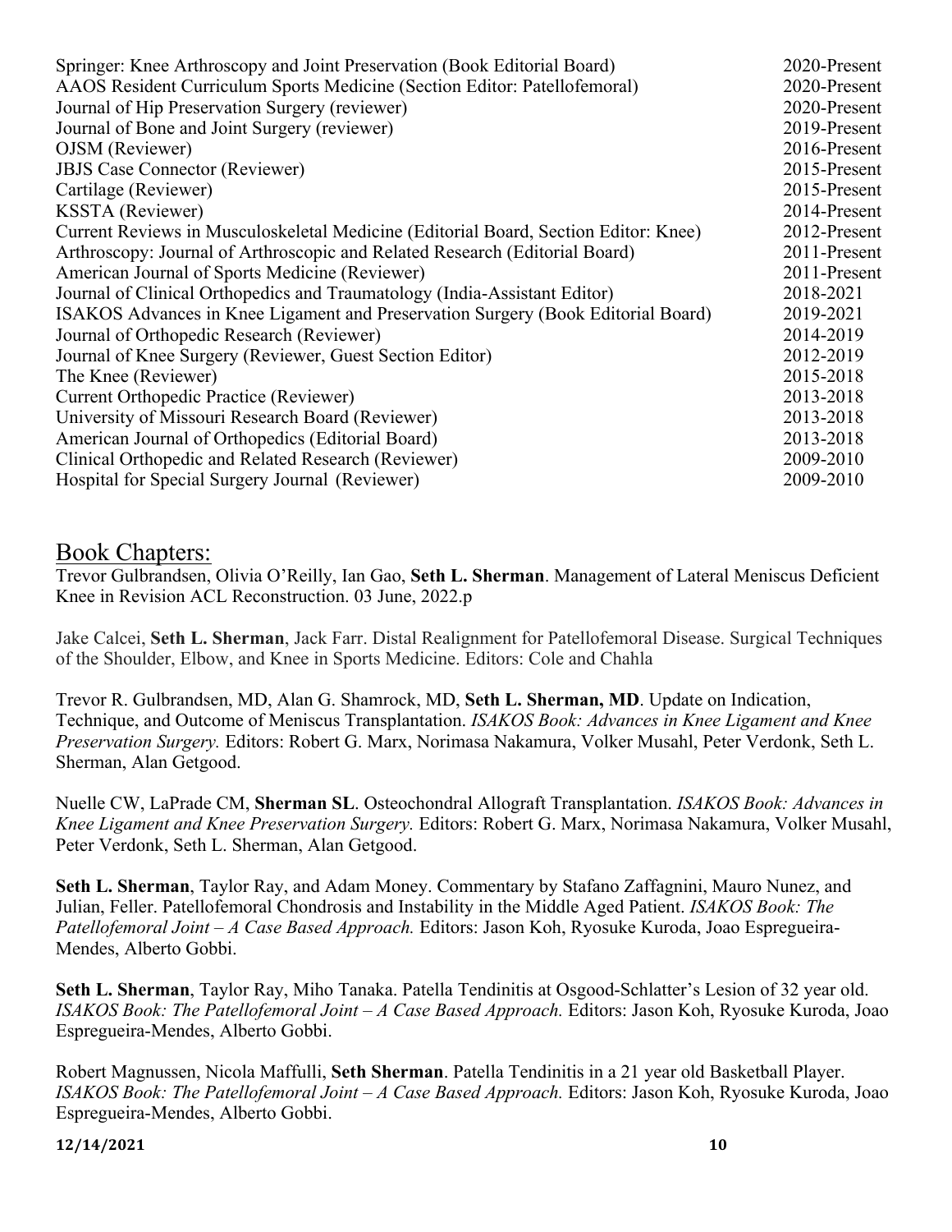| | |
|---|---|
| Springer: Knee Arthroscopy and Joint Preservation (Book Editorial Board) | 2020-Present |
| AAOS Resident Curriculum Sports Medicine (Section Editor: Patellofemoral) | 2020-Present |
| Journal of Hip Preservation Surgery (reviewer) | 2020-Present |
| Journal of Bone and Joint Surgery (reviewer) | 2019-Present |
| OJSM (Reviewer) | 2016-Present |
| JBJS Case Connector (Reviewer) | 2015-Present |
| Cartilage (Reviewer) | 2015-Present |
| KSSTA (Reviewer) | 2014-Present |
| Current Reviews in Musculoskeletal Medicine (Editorial Board, Section Editor: Knee) | 2012-Present |
| Arthroscopy: Journal of Arthroscopic and Related Research (Editorial Board) | 2011-Present |
| American Journal of Sports Medicine (Reviewer) | 2011-Present |
| Journal of Clinical Orthopedics and Traumatology (India-Assistant Editor) | 2018-2021 |
| ISAKOS Advances in Knee Ligament and Preservation Surgery (Book Editorial Board) | 2019-2021 |
| Journal of Orthopedic Research (Reviewer) | 2014-2019 |
| Journal of Knee Surgery (Reviewer, Guest Section Editor) | 2012-2019 |
| The Knee (Reviewer) | 2015-2018 |
| Current Orthopedic Practice (Reviewer) | 2013-2018 |
| University of Missouri Research Board (Reviewer) | 2013-2018 |
| American Journal of Orthopedics (Editorial Board) | 2013-2018 |
| Clinical Orthopedic and Related Research (Reviewer) | 2009-2010 |
| Hospital for Special Surgery Journal (Reviewer) | 2009-2010 |

## Book Chapters:

Trevor Gulbrandsen, Olivia O'Reilly, Ian Gao, **Seth L. Sherman**. Management of Lateral Meniscus Deficient Knee in Revision ACL Reconstruction. 03 June, 2022.p

Jake Calcei, **Seth L. Sherman**, Jack Farr. Distal Realignment for Patellofemoral Disease. Surgical Techniques of the Shoulder, Elbow, and Knee in Sports Medicine. Editors: Cole and Chahla

Trevor R. Gulbrandsen, MD, Alan G. Shamrock, MD, **Seth L. Sherman, MD**. Update on Indication, Technique, and Outcome of Meniscus Transplantation. *ISAKOS Book: Advances in Knee Ligament and Knee Preservation Surgery.* Editors: Robert G. Marx, Norimasa Nakamura, Volker Musahl, Peter Verdonk, Seth L. Sherman, Alan Getgood.

Nuelle CW, LaPrade CM, **Sherman SL**. Osteochondral Allograft Transplantation. *ISAKOS Book: Advances in Knee Ligament and Knee Preservation Surgery.* Editors: Robert G. Marx, Norimasa Nakamura, Volker Musahl, Peter Verdonk, Seth L. Sherman, Alan Getgood.

**Seth L. Sherman**, Taylor Ray, and Adam Money. Commentary by Stafano Zaffagnini, Mauro Nunez, and Julian, Feller. Patellofemoral Chondrosis and Instability in the Middle Aged Patient. *ISAKOS Book: The Patellofemoral Joint – A Case Based Approach.* Editors: Jason Koh, Ryosuke Kuroda, Joao Espregueira-Mendes, Alberto Gobbi.

**Seth L. Sherman**, Taylor Ray, Miho Tanaka. Patella Tendinitis at Osgood-Schlatter's Lesion of 32 year old. *ISAKOS Book: The Patellofemoral Joint – A Case Based Approach.* Editors: Jason Koh, Ryosuke Kuroda, Joao Espregueira-Mendes, Alberto Gobbi.

Robert Magnussen, Nicola Maffulli, **Seth Sherman**. Patella Tendinitis in a 21 year old Basketball Player. *ISAKOS Book: The Patellofemoral Joint – A Case Based Approach.* Editors: Jason Koh, Ryosuke Kuroda, Joao Espregueira-Mendes, Alberto Gobbi.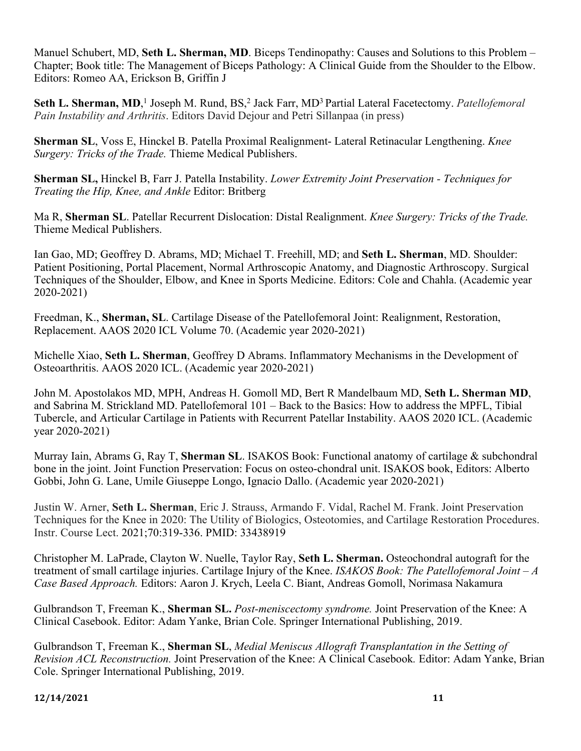Manuel Schubert, MD, **Seth L. Sherman, MD**. Biceps Tendinopathy: Causes and Solutions to this Problem – Chapter; Book title: The Management of Biceps Pathology: A Clinical Guide from the Shoulder to the Elbow. Editors: Romeo AA, Erickson B, Griffin J

**Seth L. Sherman, MD**,[1] Joseph M. Rund, BS,[2] Jack Farr, MD[3] Partial Lateral Facetectomy. *Patellofemoral Pain Instability and Arthritis*. Editors David Dejour and Petri Sillanpaa (in press)

**Sherman SL**, Voss E, Hinckel B. Patella Proximal Realignment- Lateral Retinacular Lengthening. *Knee Surgery: Tricks of the Trade.* Thieme Medical Publishers.

**Sherman SL,** Hinckel B, Farr J. Patella Instability. *Lower Extremity Joint Preservation - Techniques for Treating the Hip, Knee, and Ankle* Editor: Britberg

Ma R, **Sherman SL**. Patellar Recurrent Dislocation: Distal Realignment. *Knee Surgery: Tricks of the Trade.* Thieme Medical Publishers.

Ian Gao, MD; Geoffrey D. Abrams, MD; Michael T. Freehill, MD; and **Seth L. Sherman**, MD. Shoulder: Patient Positioning, Portal Placement, Normal Arthroscopic Anatomy, and Diagnostic Arthroscopy. Surgical Techniques of the Shoulder, Elbow, and Knee in Sports Medicine. Editors: Cole and Chahla. (Academic year 2020-2021)

Freedman, K., **Sherman, SL**. Cartilage Disease of the Patellofemoral Joint: Realignment, Restoration, Replacement. AAOS 2020 ICL Volume 70. (Academic year 2020-2021)

Michelle Xiao, **Seth L. Sherman**, Geoffrey D Abrams. Inflammatory Mechanisms in the Development of Osteoarthritis. AAOS 2020 ICL. (Academic year 2020-2021)

John M. Apostolakos MD, MPH, Andreas H. Gomoll MD, Bert R Mandelbaum MD, **Seth L. Sherman MD**, and Sabrina M. Strickland MD. Patellofemoral 101 – Back to the Basics: How to address the MPFL, Tibial Tubercle, and Articular Cartilage in Patients with Recurrent Patellar Instability. AAOS 2020 ICL. (Academic year 2020-2021)

Murray Iain, Abrams G, Ray T, **Sherman SL**. ISAKOS Book: Functional anatomy of cartilage & subchondral bone in the joint. Joint Function Preservation: Focus on osteo-chondral unit. ISAKOS book, Editors: Alberto Gobbi, John G. Lane, Umile Giuseppe Longo, Ignacio Dallo. (Academic year 2020-2021)

Justin W. Arner, **Seth L. Sherman**, Eric J. Strauss, Armando F. Vidal, Rachel M. Frank. Joint Preservation Techniques for the Knee in 2020: The Utility of Biologics, Osteotomies, and Cartilage Restoration Procedures. Instr. Course Lect. 2021;70:319-336. PMID: 33438919

Christopher M. LaPrade, Clayton W. Nuelle, Taylor Ray, **Seth L. Sherman.** Osteochondral autograft for the treatment of small cartilage injuries. Cartilage Injury of the Knee. *ISAKOS Book: The Patellofemoral Joint – A Case Based Approach.* Editors: Aaron J. Krych, Leela C. Biant, Andreas Gomoll, Norimasa Nakamura

Gulbrandson T, Freeman K., **Sherman SL.** *Post-meniscectomy syndrome.* Joint Preservation of the Knee: A Clinical Casebook. Editor: Adam Yanke, Brian Cole. Springer International Publishing, 2019.

Gulbrandson T, Freeman K., **Sherman SL**, *Medial Meniscus Allograft Transplantation in the Setting of Revision ACL Reconstruction.* Joint Preservation of the Knee: A Clinical Casebook*.* Editor: Adam Yanke, Brian Cole. Springer International Publishing, 2019.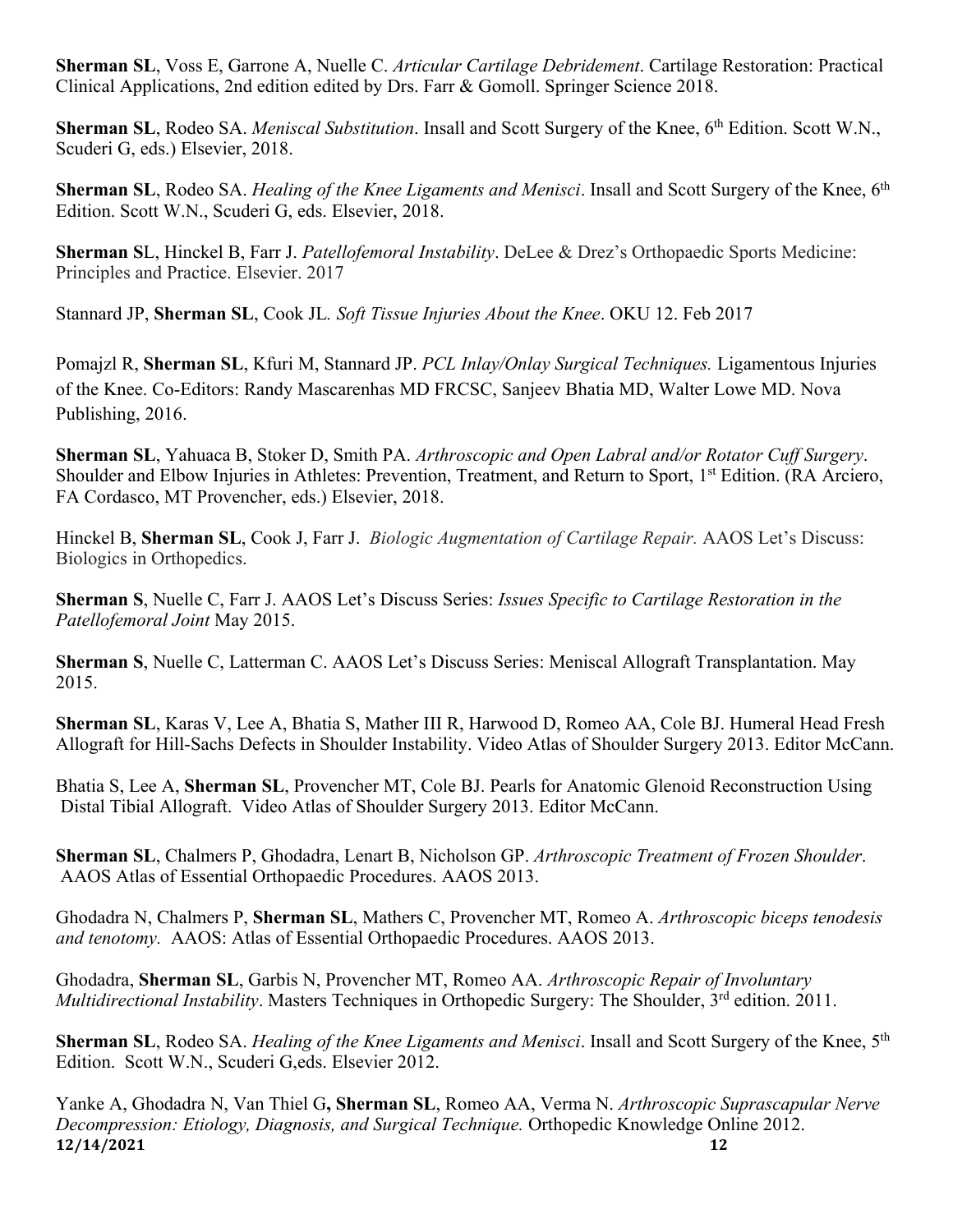**Sherman SL**, Voss E, Garrone A, Nuelle C. *Articular Cartilage Debridement*. Cartilage Restoration: Practical Clinical Applications, 2nd edition edited by Drs. Farr & Gomoll. Springer Science 2018.

**Sherman SL**, Rodeo SA. *Meniscal Substitution*. Insall and Scott Surgery of the Knee, 6th Edition. Scott W.N., Scuderi G, eds.) Elsevier, 2018.

**Sherman SL**, Rodeo SA. *Healing of the Knee Ligaments and Menisci*. Insall and Scott Surgery of the Knee, 6th Edition. Scott W.N., Scuderi G, eds. Elsevier, 2018.

**Sherman S**L, Hinckel B, Farr J. *Patellofemoral Instability*. DeLee & Drez's Orthopaedic Sports Medicine: Principles and Practice. Elsevier. 2017

Stannard JP, **Sherman SL**, Cook JL. *Soft Tissue Injuries About the Knee*. OKU 12. Feb 2017

Pomajzl R, **Sherman SL**, Kfuri M, Stannard JP. *PCL Inlay/Onlay Surgical Techniques.* Ligamentous Injuries of the Knee. Co-Editors: Randy Mascarenhas MD FRCSC, Sanjeev Bhatia MD, Walter Lowe MD. Nova Publishing, 2016.

**Sherman SL**, Yahuaca B, Stoker D, Smith PA. *Arthroscopic and Open Labral and/or Rotator Cuff Surgery*. Shoulder and Elbow Injuries in Athletes: Prevention, Treatment, and Return to Sport, 1st Edition. (RA Arciero, FA Cordasco, MT Provencher, eds.) Elsevier, 2018.

Hinckel B, **Sherman SL**, Cook J, Farr J. *Biologic Augmentation of Cartilage Repair.* AAOS Let's Discuss: Biologics in Orthopedics.

**Sherman S**, Nuelle C, Farr J. AAOS Let's Discuss Series: *Issues Specific to Cartilage Restoration in the Patellofemoral Joint* May 2015.

**Sherman S**, Nuelle C, Latterman C. AAOS Let's Discuss Series: Meniscal Allograft Transplantation. May 2015.

**Sherman SL**, Karas V, Lee A, Bhatia S, Mather III R, Harwood D, Romeo AA, Cole BJ. Humeral Head Fresh Allograft for Hill-Sachs Defects in Shoulder Instability. Video Atlas of Shoulder Surgery 2013. Editor McCann.

Bhatia S, Lee A, **Sherman SL**, Provencher MT, Cole BJ. Pearls for Anatomic Glenoid Reconstruction Using Distal Tibial Allograft. Video Atlas of Shoulder Surgery 2013. Editor McCann.

**Sherman SL**, Chalmers P, Ghodadra, Lenart B, Nicholson GP. *Arthroscopic Treatment of Frozen Shoulder*. AAOS Atlas of Essential Orthopaedic Procedures. AAOS 2013.

Ghodadra N, Chalmers P, **Sherman SL**, Mathers C, Provencher MT, Romeo A. *Arthroscopic biceps tenodesis and tenotomy.* AAOS: Atlas of Essential Orthopaedic Procedures. AAOS 2013.

Ghodadra, **Sherman SL**, Garbis N, Provencher MT, Romeo AA. *Arthroscopic Repair of Involuntary Multidirectional Instability*. Masters Techniques in Orthopedic Surgery: The Shoulder, 3rd edition. 2011.

**Sherman SL**, Rodeo SA. *Healing of the Knee Ligaments and Menisci*. Insall and Scott Surgery of the Knee, 5th Edition. Scott W.N., Scuderi G,eds. Elsevier 2012.

Yanke A, Ghodadra N, Van Thiel G**, Sherman SL**, Romeo AA, Verma N. *Arthroscopic Suprascapular Nerve Decompression: Etiology, Diagnosis, and Surgical Technique.* Orthopedic Knowledge Online 2012.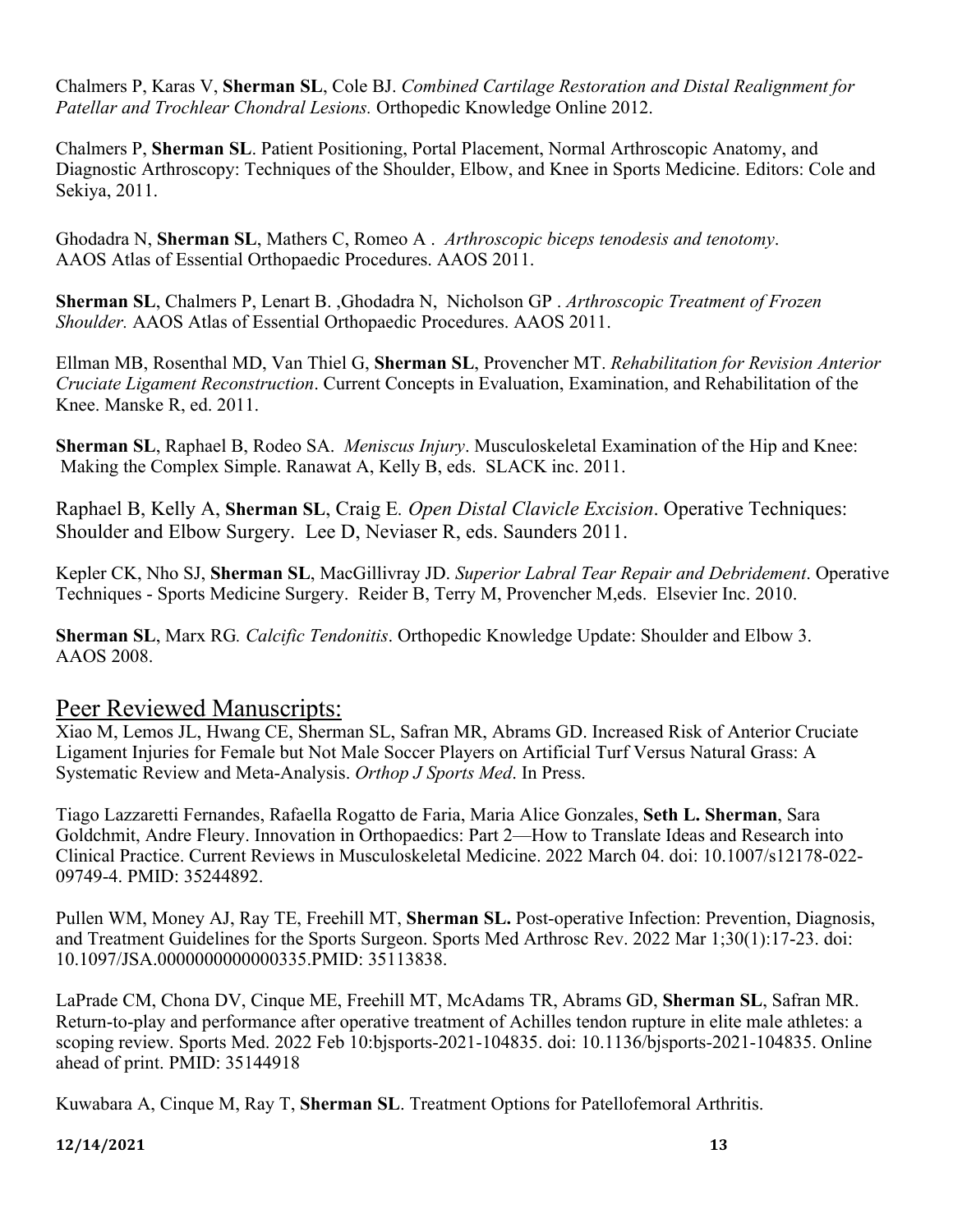Chalmers P, Karas V, **Sherman SL**, Cole BJ. *Combined Cartilage Restoration and Distal Realignment for Patellar and Trochlear Chondral Lesions.* Orthopedic Knowledge Online 2012.

Chalmers P, **Sherman SL**. Patient Positioning, Portal Placement, Normal Arthroscopic Anatomy, and Diagnostic Arthroscopy: Techniques of the Shoulder, Elbow, and Knee in Sports Medicine. Editors: Cole and Sekiya, 2011.

Ghodadra N, **Sherman SL**, Mathers C, Romeo A . *Arthroscopic biceps tenodesis and tenotomy*. AAOS Atlas of Essential Orthopaedic Procedures. AAOS 2011.

**Sherman SL**, Chalmers P, Lenart B. ,Ghodadra N, Nicholson GP . *Arthroscopic Treatment of Frozen Shoulder.* AAOS Atlas of Essential Orthopaedic Procedures. AAOS 2011.

Ellman MB, Rosenthal MD, Van Thiel G, **Sherman SL**, Provencher MT. *Rehabilitation for Revision Anterior Cruciate Ligament Reconstruction*. Current Concepts in Evaluation, Examination, and Rehabilitation of the Knee. Manske R, ed. 2011.

**Sherman SL**, Raphael B, Rodeo SA. *Meniscus Injury*. Musculoskeletal Examination of the Hip and Knee: Making the Complex Simple. Ranawat A, Kelly B, eds. SLACK inc. 2011.

Raphael B, Kelly A, **Sherman SL**, Craig E. *Open Distal Clavicle Excision*. Operative Techniques: Shoulder and Elbow Surgery. Lee D, Neviaser R, eds. Saunders 2011.

Kepler CK, Nho SJ, **Sherman SL**, MacGillivray JD. *Superior Labral Tear Repair and Debridement*. Operative Techniques - Sports Medicine Surgery. Reider B, Terry M, Provencher M,eds. Elsevier Inc. 2010.

**Sherman SL**, Marx RG. *Calcific Tendonitis*. Orthopedic Knowledge Update: Shoulder and Elbow 3. AAOS 2008.

## Peer Reviewed Manuscripts:

Xiao M, Lemos JL, Hwang CE, Sherman SL, Safran MR, Abrams GD. Increased Risk of Anterior Cruciate Ligament Injuries for Female but Not Male Soccer Players on Artificial Turf Versus Natural Grass: A Systematic Review and Meta-Analysis. *Orthop J Sports Med*. In Press.

Tiago Lazzaretti Fernandes, Rafaella Rogatto de Faria, Maria Alice Gonzales, **Seth L. Sherman**, Sara Goldchmit, Andre Fleury. Innovation in Orthopaedics: Part 2—How to Translate Ideas and Research into Clinical Practice. Current Reviews in Musculoskeletal Medicine. 2022 March 04. doi: 10.1007/s12178-022-09749-4. PMID: 35244892.

Pullen WM, Money AJ, Ray TE, Freehill MT, **Sherman SL.** Post-operative Infection: Prevention, Diagnosis, and Treatment Guidelines for the Sports Surgeon. Sports Med Arthrosc Rev. 2022 Mar 1;30(1):17-23. doi: 10.1097/JSA.0000000000000335.PMID: 35113838.

LaPrade CM, Chona DV, Cinque ME, Freehill MT, McAdams TR, Abrams GD, **Sherman SL**, Safran MR. Return-to-play and performance after operative treatment of Achilles tendon rupture in elite male athletes: a scoping review. Sports Med. 2022 Feb 10:bjsports-2021-104835. doi: 10.1136/bjsports-2021-104835. Online ahead of print. PMID: 35144918

Kuwabara A, Cinque M, Ray T, **Sherman SL**. Treatment Options for Patellofemoral Arthritis.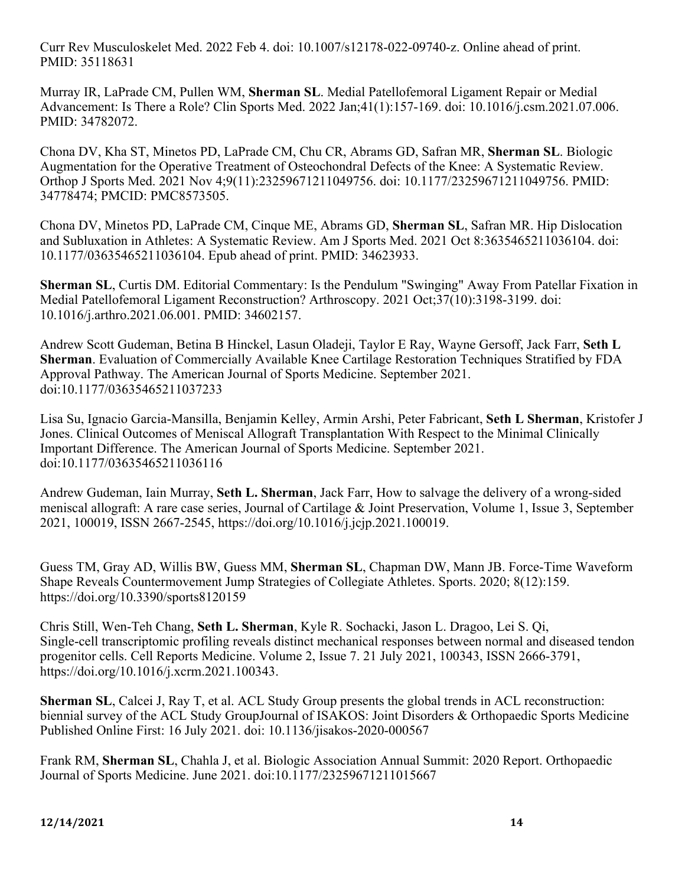Curr Rev Musculoskelet Med. 2022 Feb 4. doi: 10.1007/s12178-022-09740-z. Online ahead of print. PMID: 35118631

Murray IR, LaPrade CM, Pullen WM, **Sherman SL**. Medial Patellofemoral Ligament Repair or Medial Advancement: Is There a Role? Clin Sports Med. 2022 Jan;41(1):157-169. doi: 10.1016/j.csm.2021.07.006. PMID: 34782072.

Chona DV, Kha ST, Minetos PD, LaPrade CM, Chu CR, Abrams GD, Safran MR, **Sherman SL**. Biologic Augmentation for the Operative Treatment of Osteochondral Defects of the Knee: A Systematic Review. Orthop J Sports Med. 2021 Nov 4;9(11):23259671211049756. doi: 10.1177/23259671211049756. PMID: 34778474; PMCID: PMC8573505.

Chona DV, Minetos PD, LaPrade CM, Cinque ME, Abrams GD, **Sherman SL**, Safran MR. Hip Dislocation and Subluxation in Athletes: A Systematic Review. Am J Sports Med. 2021 Oct 8:3635465211036104. doi: 10.1177/03635465211036104. Epub ahead of print. PMID: 34623933.

**Sherman SL**, Curtis DM. Editorial Commentary: Is the Pendulum "Swinging" Away From Patellar Fixation in Medial Patellofemoral Ligament Reconstruction? Arthroscopy. 2021 Oct;37(10):3198-3199. doi: 10.1016/j.arthro.2021.06.001. PMID: 34602157.

Andrew Scott Gudeman, Betina B Hinckel, Lasun Oladeji, Taylor E Ray, Wayne Gersoff, Jack Farr, **Seth L Sherman**. Evaluation of Commercially Available Knee Cartilage Restoration Techniques Stratified by FDA Approval Pathway. The American Journal of Sports Medicine. September 2021. doi:10.1177/03635465211037233

Lisa Su, Ignacio Garcia-Mansilla, Benjamin Kelley, Armin Arshi, Peter Fabricant, **Seth L Sherman**, Kristofer J Jones. Clinical Outcomes of Meniscal Allograft Transplantation With Respect to the Minimal Clinically Important Difference. The American Journal of Sports Medicine. September 2021. doi:10.1177/03635465211036116

Andrew Gudeman, Iain Murray, **Seth L. Sherman**, Jack Farr, How to salvage the delivery of a wrong-sided meniscal allograft: A rare case series, Journal of Cartilage & Joint Preservation, Volume 1, Issue 3, September 2021, 100019, ISSN 2667-2545, https://doi.org/10.1016/j.jcjp.2021.100019.

Guess TM, Gray AD, Willis BW, Guess MM, **Sherman SL**, Chapman DW, Mann JB. Force-Time Waveform Shape Reveals Countermovement Jump Strategies of Collegiate Athletes. Sports. 2020; 8(12):159. https://doi.org/10.3390/sports8120159

Chris Still, Wen-Teh Chang, **Seth L. Sherman**, Kyle R. Sochacki, Jason L. Dragoo, Lei S. Qi, Single-cell transcriptomic profiling reveals distinct mechanical responses between normal and diseased tendon progenitor cells. Cell Reports Medicine. Volume 2, Issue 7. 21 July 2021, 100343, ISSN 2666-3791, https://doi.org/10.1016/j.xcrm.2021.100343.

**Sherman SL**, Calcei J, Ray T, et al. ACL Study Group presents the global trends in ACL reconstruction: biennial survey of the ACL Study GroupJournal of ISAKOS: Joint Disorders & Orthopaedic Sports Medicine Published Online First: 16 July 2021. doi: 10.1136/jisakos-2020-000567

Frank RM, **Sherman SL**, Chahla J, et al. Biologic Association Annual Summit: 2020 Report. Orthopaedic Journal of Sports Medicine. June 2021. doi:10.1177/23259671211015667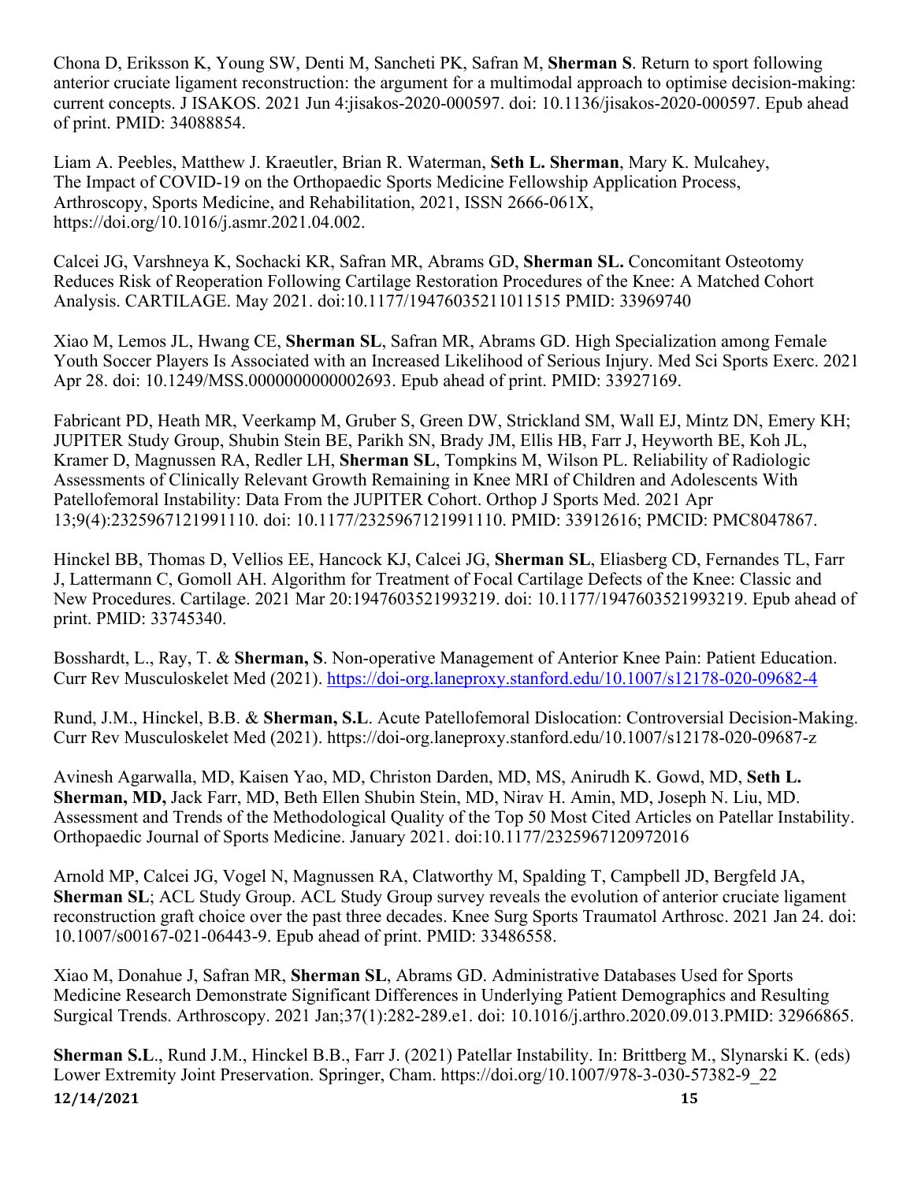Chona D, Eriksson K, Young SW, Denti M, Sancheti PK, Safran M, **Sherman S**. Return to sport following anterior cruciate ligament reconstruction: the argument for a multimodal approach to optimise decision-making: current concepts. J ISAKOS. 2021 Jun 4:jisakos-2020-000597. doi: 10.1136/jisakos-2020-000597. Epub ahead of print. PMID: 34088854.

Liam A. Peebles, Matthew J. Kraeutler, Brian R. Waterman, **Seth L. Sherman**, Mary K. Mulcahey, The Impact of COVID-19 on the Orthopaedic Sports Medicine Fellowship Application Process, Arthroscopy, Sports Medicine, and Rehabilitation, 2021, ISSN 2666-061X, https://doi.org/10.1016/j.asmr.2021.04.002.

Calcei JG, Varshneya K, Sochacki KR, Safran MR, Abrams GD, **Sherman SL.** Concomitant Osteotomy Reduces Risk of Reoperation Following Cartilage Restoration Procedures of the Knee: A Matched Cohort Analysis. CARTILAGE. May 2021. doi:10.1177/19476035211011515 PMID: 33969740

Xiao M, Lemos JL, Hwang CE, **Sherman SL**, Safran MR, Abrams GD. High Specialization among Female Youth Soccer Players Is Associated with an Increased Likelihood of Serious Injury. Med Sci Sports Exerc. 2021 Apr 28. doi: 10.1249/MSS.0000000000002693. Epub ahead of print. PMID: 33927169.

Fabricant PD, Heath MR, Veerkamp M, Gruber S, Green DW, Strickland SM, Wall EJ, Mintz DN, Emery KH; JUPITER Study Group, Shubin Stein BE, Parikh SN, Brady JM, Ellis HB, Farr J, Heyworth BE, Koh JL, Kramer D, Magnussen RA, Redler LH, **Sherman SL**, Tompkins M, Wilson PL. Reliability of Radiologic Assessments of Clinically Relevant Growth Remaining in Knee MRI of Children and Adolescents With Patellofemoral Instability: Data From the JUPITER Cohort. Orthop J Sports Med. 2021 Apr 13;9(4):2325967121991110. doi: 10.1177/2325967121991110. PMID: 33912616; PMCID: PMC8047867.

Hinckel BB, Thomas D, Vellios EE, Hancock KJ, Calcei JG, **Sherman SL**, Eliasberg CD, Fernandes TL, Farr J, Lattermann C, Gomoll AH. Algorithm for Treatment of Focal Cartilage Defects of the Knee: Classic and New Procedures. Cartilage. 2021 Mar 20:1947603521993219. doi: 10.1177/1947603521993219. Epub ahead of print. PMID: 33745340.

Bosshardt, L., Ray, T. & **Sherman, S**. Non-operative Management of Anterior Knee Pain: Patient Education. Curr Rev Musculoskelet Med (2021). https://doi-org.laneproxy.stanford.edu/10.1007/s12178-020-09682-4

Rund, J.M., Hinckel, B.B. & **Sherman, S.L**. Acute Patellofemoral Dislocation: Controversial Decision-Making. Curr Rev Musculoskelet Med (2021). https://doi-org.laneproxy.stanford.edu/10.1007/s12178-020-09687-z

Avinesh Agarwalla, MD, Kaisen Yao, MD, Christon Darden, MD, MS, Anirudh K. Gowd, MD, **Seth L. Sherman, MD,** Jack Farr, MD, Beth Ellen Shubin Stein, MD, Nirav H. Amin, MD, Joseph N. Liu, MD. Assessment and Trends of the Methodological Quality of the Top 50 Most Cited Articles on Patellar Instability. Orthopaedic Journal of Sports Medicine. January 2021. doi:10.1177/2325967120972016

Arnold MP, Calcei JG, Vogel N, Magnussen RA, Clatworthy M, Spalding T, Campbell JD, Bergfeld JA, **Sherman SL**; ACL Study Group. ACL Study Group survey reveals the evolution of anterior cruciate ligament reconstruction graft choice over the past three decades. Knee Surg Sports Traumatol Arthrosc. 2021 Jan 24. doi: 10.1007/s00167-021-06443-9. Epub ahead of print. PMID: 33486558.

Xiao M, Donahue J, Safran MR, **Sherman SL**, Abrams GD. Administrative Databases Used for Sports Medicine Research Demonstrate Significant Differences in Underlying Patient Demographics and Resulting Surgical Trends. Arthroscopy. 2021 Jan;37(1):282-289.e1. doi: 10.1016/j.arthro.2020.09.013.PMID: 32966865.

**Sherman S.L**., Rund J.M., Hinckel B.B., Farr J. (2021) Patellar Instability. In: Brittberg M., Slynarski K. (eds) Lower Extremity Joint Preservation. Springer, Cham. https://doi.org/10.1007/978-3-030-57382-9_22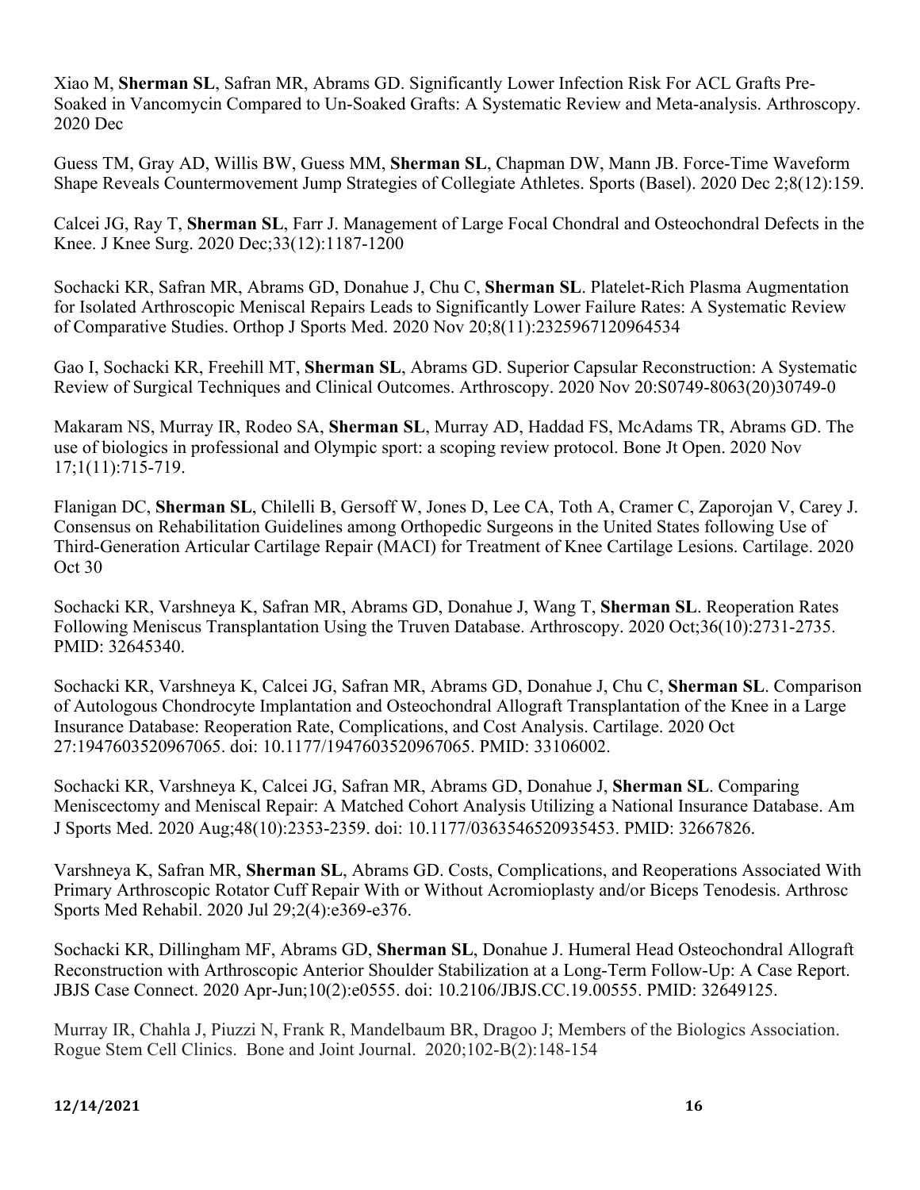Xiao M, **Sherman SL**, Safran MR, Abrams GD. Significantly Lower Infection Risk For ACL Grafts Pre-Soaked in Vancomycin Compared to Un-Soaked Grafts: A Systematic Review and Meta-analysis. Arthroscopy. 2020 Dec

Guess TM, Gray AD, Willis BW, Guess MM, **Sherman SL**, Chapman DW, Mann JB. Force-Time Waveform Shape Reveals Countermovement Jump Strategies of Collegiate Athletes. Sports (Basel). 2020 Dec 2;8(12):159.

Calcei JG, Ray T, **Sherman SL**, Farr J. Management of Large Focal Chondral and Osteochondral Defects in the Knee. J Knee Surg. 2020 Dec;33(12):1187-1200

Sochacki KR, Safran MR, Abrams GD, Donahue J, Chu C, **Sherman SL**. Platelet-Rich Plasma Augmentation for Isolated Arthroscopic Meniscal Repairs Leads to Significantly Lower Failure Rates: A Systematic Review of Comparative Studies. Orthop J Sports Med. 2020 Nov 20;8(11):2325967120964534

Gao I, Sochacki KR, Freehill MT, **Sherman SL**, Abrams GD. Superior Capsular Reconstruction: A Systematic Review of Surgical Techniques and Clinical Outcomes. Arthroscopy. 2020 Nov 20:S0749-8063(20)30749-0

Makaram NS, Murray IR, Rodeo SA, **Sherman SL**, Murray AD, Haddad FS, McAdams TR, Abrams GD. The use of biologics in professional and Olympic sport: a scoping review protocol. Bone Jt Open. 2020 Nov 17;1(11):715-719.

Flanigan DC, **Sherman SL**, Chilelli B, Gersoff W, Jones D, Lee CA, Toth A, Cramer C, Zaporojan V, Carey J. Consensus on Rehabilitation Guidelines among Orthopedic Surgeons in the United States following Use of Third-Generation Articular Cartilage Repair (MACI) for Treatment of Knee Cartilage Lesions. Cartilage. 2020 Oct 30

Sochacki KR, Varshneya K, Safran MR, Abrams GD, Donahue J, Wang T, **Sherman SL**. Reoperation Rates Following Meniscus Transplantation Using the Truven Database. Arthroscopy. 2020 Oct;36(10):2731-2735. PMID: 32645340.

Sochacki KR, Varshneya K, Calcei JG, Safran MR, Abrams GD, Donahue J, Chu C, **Sherman SL**. Comparison of Autologous Chondrocyte Implantation and Osteochondral Allograft Transplantation of the Knee in a Large Insurance Database: Reoperation Rate, Complications, and Cost Analysis. Cartilage. 2020 Oct 27:1947603520967065. doi: 10.1177/1947603520967065. PMID: 33106002.

Sochacki KR, Varshneya K, Calcei JG, Safran MR, Abrams GD, Donahue J, **Sherman SL**. Comparing Meniscectomy and Meniscal Repair: A Matched Cohort Analysis Utilizing a National Insurance Database. Am J Sports Med. 2020 Aug;48(10):2353-2359. doi: 10.1177/0363546520935453. PMID: 32667826.

Varshneya K, Safran MR, **Sherman SL**, Abrams GD. Costs, Complications, and Reoperations Associated With Primary Arthroscopic Rotator Cuff Repair With or Without Acromioplasty and/or Biceps Tenodesis. Arthrosc Sports Med Rehabil. 2020 Jul 29;2(4):e369-e376.

Sochacki KR, Dillingham MF, Abrams GD, **Sherman SL**, Donahue J. Humeral Head Osteochondral Allograft Reconstruction with Arthroscopic Anterior Shoulder Stabilization at a Long-Term Follow-Up: A Case Report. JBJS Case Connect. 2020 Apr-Jun;10(2):e0555. doi: 10.2106/JBJS.CC.19.00555. PMID: 32649125.

Murray IR, Chahla J, Piuzzi N, Frank R, Mandelbaum BR, Dragoo J; Members of the Biologics Association. Rogue Stem Cell Clinics. Bone and Joint Journal. 2020;102-B(2):148-154

**12/14/2021**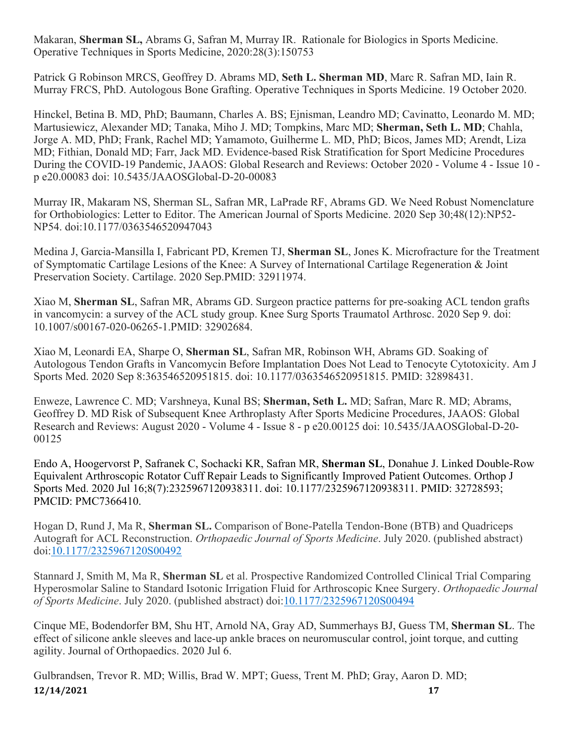Makaran, **Sherman SL,** Abrams G, Safran M, Murray IR. Rationale for Biologics in Sports Medicine. Operative Techniques in Sports Medicine, 2020:28(3):150753

Patrick G Robinson MRCS, Geoffrey D. Abrams MD, **Seth L. Sherman MD**, Marc R. Safran MD, Iain R. Murray FRCS, PhD. Autologous Bone Grafting. Operative Techniques in Sports Medicine. 19 October 2020.

Hinckel, Betina B. MD, PhD; Baumann, Charles A. BS; Ejnisman, Leandro MD; Cavinatto, Leonardo M. MD; Martusiewicz, Alexander MD; Tanaka, Miho J. MD; Tompkins, Marc MD; **Sherman, Seth L. MD**; Chahla, Jorge A. MD, PhD; Frank, Rachel MD; Yamamoto, Guilherme L. MD, PhD; Bicos, James MD; Arendt, Liza MD; Fithian, Donald MD; Farr, Jack MD. Evidence-based Risk Stratification for Sport Medicine Procedures During the COVID-19 Pandemic, JAAOS: Global Research and Reviews: October 2020 - Volume 4 - Issue 10 - p e20.00083 doi: 10.5435/JAAOSGlobal-D-20-00083

Murray IR, Makaram NS, Sherman SL, Safran MR, LaPrade RF, Abrams GD. We Need Robust Nomenclature for Orthobiologics: Letter to Editor. The American Journal of Sports Medicine. 2020 Sep 30;48(12):NP52-NP54. doi:10.1177/0363546520947043

Medina J, Garcia-Mansilla I, Fabricant PD, Kremen TJ, **Sherman SL**, Jones K. Microfracture for the Treatment of Symptomatic Cartilage Lesions of the Knee: A Survey of International Cartilage Regeneration & Joint Preservation Society. Cartilage. 2020 Sep.PMID: 32911974.

Xiao M, **Sherman SL**, Safran MR, Abrams GD. Surgeon practice patterns for pre-soaking ACL tendon grafts in vancomycin: a survey of the ACL study group. Knee Surg Sports Traumatol Arthrosc. 2020 Sep 9. doi: 10.1007/s00167-020-06265-1.PMID: 32902684.

Xiao M, Leonardi EA, Sharpe O, **Sherman SL**, Safran MR, Robinson WH, Abrams GD. Soaking of Autologous Tendon Grafts in Vancomycin Before Implantation Does Not Lead to Tenocyte Cytotoxicity. Am J Sports Med. 2020 Sep 8:363546520951815. doi: 10.1177/0363546520951815. PMID: 32898431.

Enweze, Lawrence C. MD; Varshneya, Kunal BS; **Sherman, Seth L.** MD; Safran, Marc R. MD; Abrams, Geoffrey D. MD Risk of Subsequent Knee Arthroplasty After Sports Medicine Procedures, JAAOS: Global Research and Reviews: August 2020 - Volume 4 - Issue 8 - p e20.00125 doi: 10.5435/JAAOSGlobal-D-20-00125

Endo A, Hoogervorst P, Safranek C, Sochacki KR, Safran MR, **Sherman SL**, Donahue J. Linked Double-Row Equivalent Arthroscopic Rotator Cuff Repair Leads to Significantly Improved Patient Outcomes. Orthop J Sports Med. 2020 Jul 16;8(7):2325967120938311. doi: 10.1177/2325967120938311. PMID: 32728593; PMCID: PMC7366410.

Hogan D, Rund J, Ma R, **Sherman SL.** Comparison of Bone-Patella Tendon-Bone (BTB) and Quadriceps Autograft for ACL Reconstruction. *Orthopaedic Journal of Sports Medicine*. July 2020. (published abstract) doi:10.1177/2325967120S00492

Stannard J, Smith M, Ma R, **Sherman SL** et al. Prospective Randomized Controlled Clinical Trial Comparing Hyperosmolar Saline to Standard Isotonic Irrigation Fluid for Arthroscopic Knee Surgery. *Orthopaedic Journal of Sports Medicine*. July 2020. (published abstract) doi:10.1177/2325967120S00494

Cinque ME, Bodendorfer BM, Shu HT, Arnold NA, Gray AD, Summerhays BJ, Guess TM, **Sherman SL**. The effect of silicone ankle sleeves and lace-up ankle braces on neuromuscular control, joint torque, and cutting agility. Journal of Orthopaedics. 2020 Jul 6.

Gulbrandsen, Trevor R. MD; Willis, Brad W. MPT; Guess, Trent M. PhD; Gray, Aaron D. MD;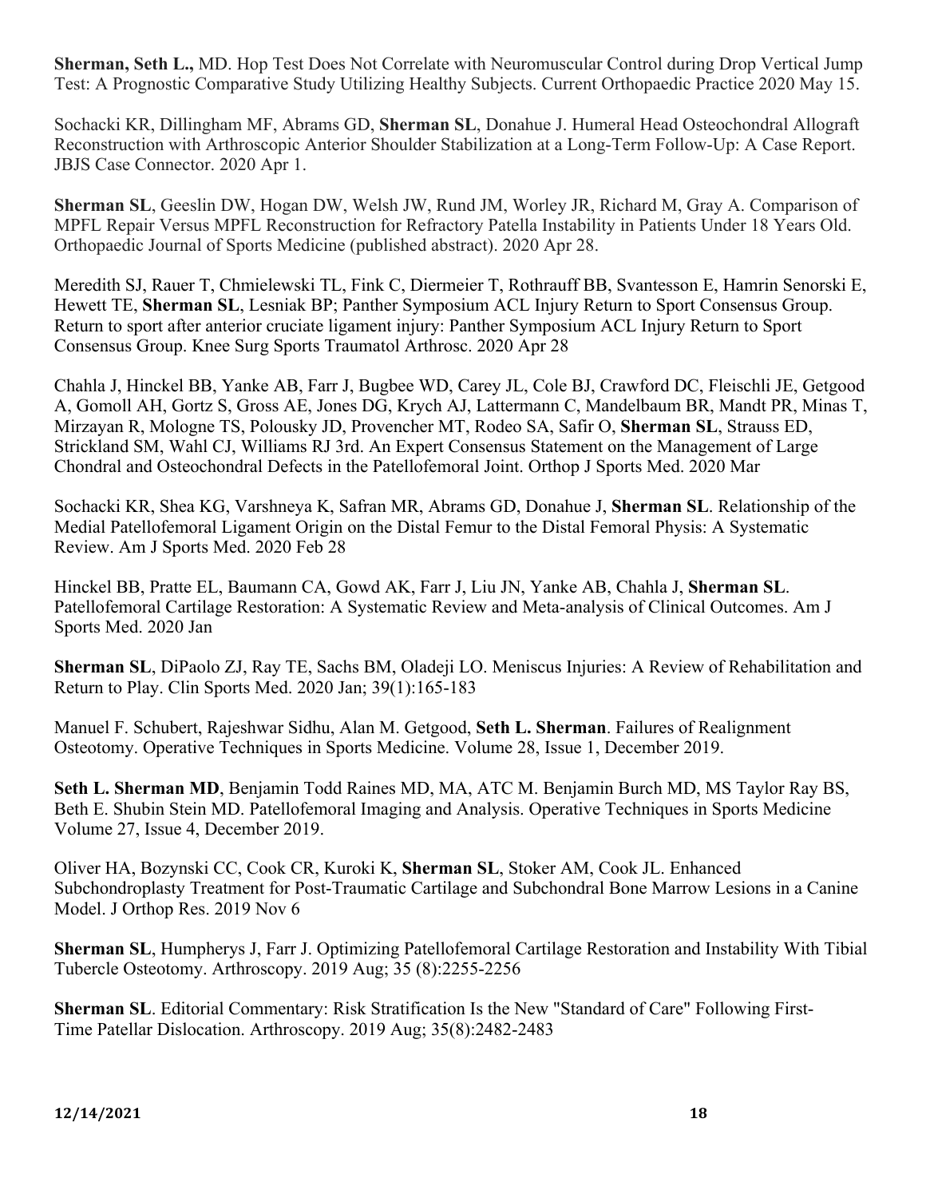**Sherman, Seth L.,** MD. Hop Test Does Not Correlate with Neuromuscular Control during Drop Vertical Jump Test: A Prognostic Comparative Study Utilizing Healthy Subjects. Current Orthopaedic Practice 2020 May 15.

Sochacki KR, Dillingham MF, Abrams GD, **Sherman SL**, Donahue J. Humeral Head Osteochondral Allograft Reconstruction with Arthroscopic Anterior Shoulder Stabilization at a Long-Term Follow-Up: A Case Report. JBJS Case Connector. 2020 Apr 1.

**Sherman SL**, Geeslin DW, Hogan DW, Welsh JW, Rund JM, Worley JR, Richard M, Gray A. Comparison of MPFL Repair Versus MPFL Reconstruction for Refractory Patella Instability in Patients Under 18 Years Old. Orthopaedic Journal of Sports Medicine (published abstract). 2020 Apr 28.

Meredith SJ, Rauer T, Chmielewski TL, Fink C, Diermeier T, Rothrauff BB, Svantesson E, Hamrin Senorski E, Hewett TE, **Sherman SL**, Lesniak BP; Panther Symposium ACL Injury Return to Sport Consensus Group. Return to sport after anterior cruciate ligament injury: Panther Symposium ACL Injury Return to Sport Consensus Group. Knee Surg Sports Traumatol Arthrosc. 2020 Apr 28

Chahla J, Hinckel BB, Yanke AB, Farr J, Bugbee WD, Carey JL, Cole BJ, Crawford DC, Fleischli JE, Getgood A, Gomoll AH, Gortz S, Gross AE, Jones DG, Krych AJ, Lattermann C, Mandelbaum BR, Mandt PR, Minas T, Mirzayan R, Mologne TS, Polousky JD, Provencher MT, Rodeo SA, Safir O, **Sherman SL**, Strauss ED, Strickland SM, Wahl CJ, Williams RJ 3rd. An Expert Consensus Statement on the Management of Large Chondral and Osteochondral Defects in the Patellofemoral Joint. Orthop J Sports Med. 2020 Mar

Sochacki KR, Shea KG, Varshneya K, Safran MR, Abrams GD, Donahue J, **Sherman SL**. Relationship of the Medial Patellofemoral Ligament Origin on the Distal Femur to the Distal Femoral Physis: A Systematic Review. Am J Sports Med. 2020 Feb 28

Hinckel BB, Pratte EL, Baumann CA, Gowd AK, Farr J, Liu JN, Yanke AB, Chahla J, **Sherman SL**. Patellofemoral Cartilage Restoration: A Systematic Review and Meta-analysis of Clinical Outcomes. Am J Sports Med. 2020 Jan

**Sherman SL**, DiPaolo ZJ, Ray TE, Sachs BM, Oladeji LO. Meniscus Injuries: A Review of Rehabilitation and Return to Play. Clin Sports Med. 2020 Jan; 39(1):165-183

Manuel F. Schubert, Rajeshwar Sidhu, Alan M. Getgood, **Seth L. Sherman**. Failures of Realignment Osteotomy. Operative Techniques in Sports Medicine. Volume 28, Issue 1, December 2019.

**Seth L. Sherman MD**, Benjamin Todd Raines MD, MA, ATC M. Benjamin Burch MD, MS Taylor Ray BS, Beth E. Shubin Stein MD. Patellofemoral Imaging and Analysis. Operative Techniques in Sports Medicine Volume 27, Issue 4, December 2019.

Oliver HA, Bozynski CC, Cook CR, Kuroki K, **Sherman SL**, Stoker AM, Cook JL. Enhanced Subchondroplasty Treatment for Post-Traumatic Cartilage and Subchondral Bone Marrow Lesions in a Canine Model. J Orthop Res. 2019 Nov 6

**Sherman SL**, Humpherys J, Farr J. Optimizing Patellofemoral Cartilage Restoration and Instability With Tibial Tubercle Osteotomy. Arthroscopy. 2019 Aug; 35 (8):2255-2256

**Sherman SL**. Editorial Commentary: Risk Stratification Is the New "Standard of Care" Following First-Time Patellar Dislocation. Arthroscopy. 2019 Aug; 35(8):2482-2483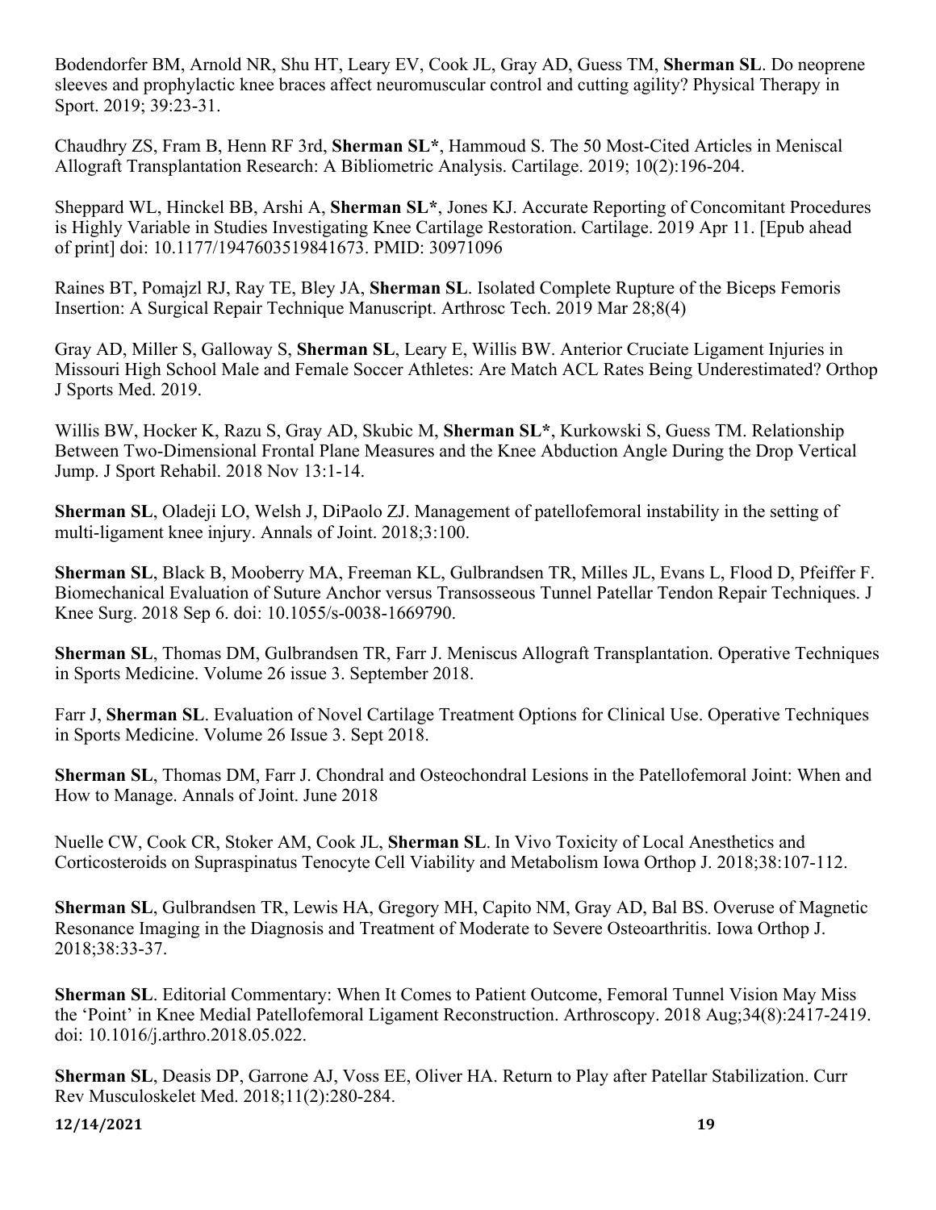Bodendorfer BM, Arnold NR, Shu HT, Leary EV, Cook JL, Gray AD, Guess TM, **Sherman SL**. Do neoprene sleeves and prophylactic knee braces affect neuromuscular control and cutting agility? Physical Therapy in Sport. 2019; 39:23-31.

Chaudhry ZS, Fram B, Henn RF 3rd, **Sherman SL***, Hammoud S. The 50 Most-Cited Articles in Meniscal Allograft Transplantation Research: A Bibliometric Analysis. Cartilage. 2019; 10(2):196-204.

Sheppard WL, Hinckel BB, Arshi A, **Sherman SL***, Jones KJ. Accurate Reporting of Concomitant Procedures is Highly Variable in Studies Investigating Knee Cartilage Restoration. Cartilage. 2019 Apr 11. [Epub ahead of print] doi: 10.1177/1947603519841673. PMID: 30971096

Raines BT, Pomajzl RJ, Ray TE, Bley JA, **Sherman SL**. Isolated Complete Rupture of the Biceps Femoris Insertion: A Surgical Repair Technique Manuscript. Arthrosc Tech. 2019 Mar 28;8(4)

Gray AD, Miller S, Galloway S, **Sherman SL**, Leary E, Willis BW. Anterior Cruciate Ligament Injuries in Missouri High School Male and Female Soccer Athletes: Are Match ACL Rates Being Underestimated? Orthop J Sports Med. 2019.

Willis BW, Hocker K, Razu S, Gray AD, Skubic M, **Sherman SL***, Kurkowski S, Guess TM. Relationship Between Two-Dimensional Frontal Plane Measures and the Knee Abduction Angle During the Drop Vertical Jump. J Sport Rehabil. 2018 Nov 13:1-14.

**Sherman SL**, Oladeji LO, Welsh J, DiPaolo ZJ. Management of patellofemoral instability in the setting of multi-ligament knee injury. Annals of Joint. 2018;3:100.

**Sherman SL**, Black B, Mooberry MA, Freeman KL, Gulbrandsen TR, Milles JL, Evans L, Flood D, Pfeiffer F. Biomechanical Evaluation of Suture Anchor versus Transosseous Tunnel Patellar Tendon Repair Techniques. J Knee Surg. 2018 Sep 6. doi: 10.1055/s-0038-1669790.

**Sherman SL**, Thomas DM, Gulbrandsen TR, Farr J. Meniscus Allograft Transplantation. Operative Techniques in Sports Medicine. Volume 26 issue 3. September 2018.

Farr J, **Sherman SL**. Evaluation of Novel Cartilage Treatment Options for Clinical Use. Operative Techniques in Sports Medicine. Volume 26 Issue 3. Sept 2018.

**Sherman SL**, Thomas DM, Farr J. Chondral and Osteochondral Lesions in the Patellofemoral Joint: When and How to Manage. Annals of Joint. June 2018

Nuelle CW, Cook CR, Stoker AM, Cook JL, **Sherman SL**. In Vivo Toxicity of Local Anesthetics and Corticosteroids on Supraspinatus Tenocyte Cell Viability and Metabolism Iowa Orthop J. 2018;38:107-112.

**Sherman SL**, Gulbrandsen TR, Lewis HA, Gregory MH, Capito NM, Gray AD, Bal BS. Overuse of Magnetic Resonance Imaging in the Diagnosis and Treatment of Moderate to Severe Osteoarthritis. Iowa Orthop J. 2018;38:33-37.

**Sherman SL**. Editorial Commentary: When It Comes to Patient Outcome, Femoral Tunnel Vision May Miss the 'Point' in Knee Medial Patellofemoral Ligament Reconstruction. Arthroscopy. 2018 Aug;34(8):2417-2419. doi: 10.1016/j.arthro.2018.05.022.

**Sherman SL**, Deasis DP, Garrone AJ, Voss EE, Oliver HA. Return to Play after Patellar Stabilization. Curr Rev Musculoskelet Med. 2018;11(2):280-284.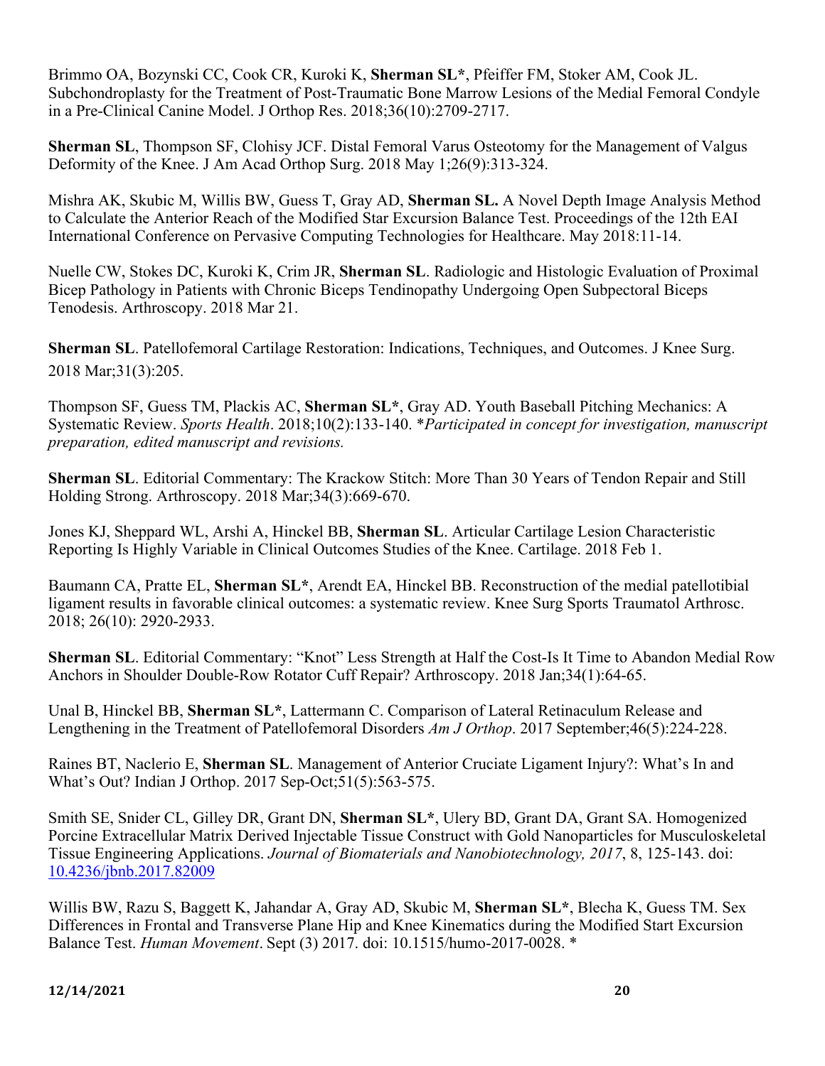Brimmo OA, Bozynski CC, Cook CR, Kuroki K, **Sherman SL***, Pfeiffer FM, Stoker AM, Cook JL. Subchondroplasty for the Treatment of Post-Traumatic Bone Marrow Lesions of the Medial Femoral Condyle in a Pre-Clinical Canine Model. J Orthop Res. 2018;36(10):2709-2717.

**Sherman SL**, Thompson SF, Clohisy JCF. Distal Femoral Varus Osteotomy for the Management of Valgus Deformity of the Knee. J Am Acad Orthop Surg. 2018 May 1;26(9):313-324.

Mishra AK, Skubic M, Willis BW, Guess T, Gray AD, **Sherman SL.** A Novel Depth Image Analysis Method to Calculate the Anterior Reach of the Modified Star Excursion Balance Test. Proceedings of the 12th EAI International Conference on Pervasive Computing Technologies for Healthcare. May 2018:11-14.

Nuelle CW, Stokes DC, Kuroki K, Crim JR, **Sherman SL**. Radiologic and Histologic Evaluation of Proximal Bicep Pathology in Patients with Chronic Biceps Tendinopathy Undergoing Open Subpectoral Biceps Tenodesis. Arthroscopy. 2018 Mar 21.

**Sherman SL**. Patellofemoral Cartilage Restoration: Indications, Techniques, and Outcomes. J Knee Surg. 2018 Mar;31(3):205.

Thompson SF, Guess TM, Plackis AC, **Sherman SL***, Gray AD. Youth Baseball Pitching Mechanics: A Systematic Review. *Sports Health*. 2018;10(2):133-140. **Participated in concept for investigation, manuscript preparation, edited manuscript and revisions.*

**Sherman SL**. Editorial Commentary: The Krackow Stitch: More Than 30 Years of Tendon Repair and Still Holding Strong. Arthroscopy. 2018 Mar;34(3):669-670.

Jones KJ, Sheppard WL, Arshi A, Hinckel BB, **Sherman SL**. Articular Cartilage Lesion Characteristic Reporting Is Highly Variable in Clinical Outcomes Studies of the Knee. Cartilage. 2018 Feb 1.

Baumann CA, Pratte EL, **Sherman SL***, Arendt EA, Hinckel BB. Reconstruction of the medial patellotibial ligament results in favorable clinical outcomes: a systematic review. Knee Surg Sports Traumatol Arthrosc. 2018; 26(10): 2920-2933.

**Sherman SL**. Editorial Commentary: "Knot" Less Strength at Half the Cost-Is It Time to Abandon Medial Row Anchors in Shoulder Double-Row Rotator Cuff Repair? Arthroscopy. 2018 Jan;34(1):64-65.

Unal B, Hinckel BB, **Sherman SL***, Lattermann C. Comparison of Lateral Retinaculum Release and Lengthening in the Treatment of Patellofemoral Disorders *Am J Orthop*. 2017 September;46(5):224-228.

Raines BT, Naclerio E, **Sherman SL**. Management of Anterior Cruciate Ligament Injury?: What's In and What's Out? Indian J Orthop. 2017 Sep-Oct;51(5):563-575.

Smith SE, Snider CL, Gilley DR, Grant DN, **Sherman SL***, Ulery BD, Grant DA, Grant SA. Homogenized Porcine Extracellular Matrix Derived Injectable Tissue Construct with Gold Nanoparticles for Musculoskeletal Tissue Engineering Applications. *Journal of Biomaterials and Nanobiotechnology, 2017*, 8, 125-143. doi: [10.4236/jbnb.2017.82009](10.4236/jbnb.2017.82009)

Willis BW, Razu S, Baggett K, Jahandar A, Gray AD, Skubic M, **Sherman SL***, Blecha K, Guess TM. Sex Differences in Frontal and Transverse Plane Hip and Knee Kinematics during the Modified Start Excursion Balance Test. *Human Movement*. Sept (3) 2017. doi: 10.1515/humo-2017-0028. *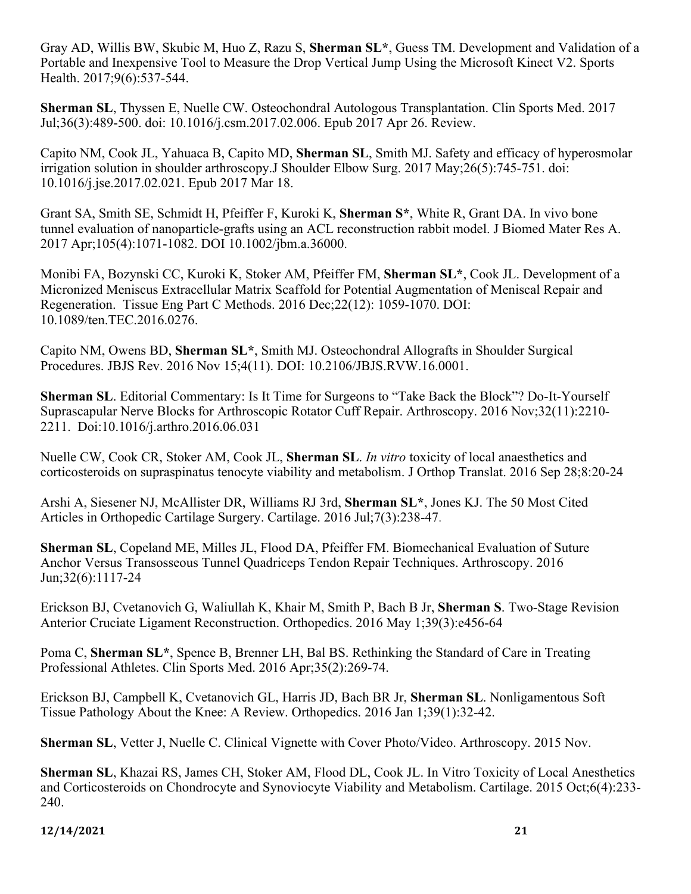Gray AD, Willis BW, Skubic M, Huo Z, Razu S, **Sherman SL***, Guess TM. Development and Validation of a Portable and Inexpensive Tool to Measure the Drop Vertical Jump Using the Microsoft Kinect V2. Sports Health. 2017;9(6):537-544.

**Sherman SL**, Thyssen E, Nuelle CW. Osteochondral Autologous Transplantation. Clin Sports Med. 2017 Jul;36(3):489-500. doi: 10.1016/j.csm.2017.02.006. Epub 2017 Apr 26. Review.

Capito NM, Cook JL, Yahuaca B, Capito MD, **Sherman SL**, Smith MJ. Safety and efficacy of hyperosmolar irrigation solution in shoulder arthroscopy.J Shoulder Elbow Surg. 2017 May;26(5):745-751. doi: 10.1016/j.jse.2017.02.021. Epub 2017 Mar 18.

Grant SA, Smith SE, Schmidt H, Pfeiffer F, Kuroki K, **Sherman S***, White R, Grant DA. In vivo bone tunnel evaluation of nanoparticle-grafts using an ACL reconstruction rabbit model. J Biomed Mater Res A. 2017 Apr;105(4):1071-1082. DOI 10.1002/jbm.a.36000.

Monibi FA, Bozynski CC, Kuroki K, Stoker AM, Pfeiffer FM, **Sherman SL***, Cook JL. Development of a Micronized Meniscus Extracellular Matrix Scaffold for Potential Augmentation of Meniscal Repair and Regeneration. Tissue Eng Part C Methods. 2016 Dec;22(12): 1059-1070. DOI: 10.1089/ten.TEC.2016.0276.

Capito NM, Owens BD, **Sherman SL***, Smith MJ. Osteochondral Allografts in Shoulder Surgical Procedures. JBJS Rev. 2016 Nov 15;4(11). DOI: 10.2106/JBJS.RVW.16.0001.

**Sherman SL**. Editorial Commentary: Is It Time for Surgeons to "Take Back the Block"? Do-It-Yourself Suprascapular Nerve Blocks for Arthroscopic Rotator Cuff Repair. Arthroscopy. 2016 Nov;32(11):2210-2211. Doi:10.1016/j.arthro.2016.06.031

Nuelle CW, Cook CR, Stoker AM, Cook JL, **Sherman SL**. *In vitro* toxicity of local anaesthetics and corticosteroids on supraspinatus tenocyte viability and metabolism. J Orthop Translat. 2016 Sep 28;8:20-24

Arshi A, Siesener NJ, McAllister DR, Williams RJ 3rd, **Sherman SL***, Jones KJ. The 50 Most Cited Articles in Orthopedic Cartilage Surgery. Cartilage. 2016 Jul;7(3):238-47.

**Sherman SL**, Copeland ME, Milles JL, Flood DA, Pfeiffer FM. Biomechanical Evaluation of Suture Anchor Versus Transosseous Tunnel Quadriceps Tendon Repair Techniques. Arthroscopy. 2016 Jun;32(6):1117-24

Erickson BJ, Cvetanovich G, Waliullah K, Khair M, Smith P, Bach B Jr, **Sherman S**. Two-Stage Revision Anterior Cruciate Ligament Reconstruction. Orthopedics. 2016 May 1;39(3):e456-64

Poma C, **Sherman SL***, Spence B, Brenner LH, Bal BS. Rethinking the Standard of Care in Treating Professional Athletes. Clin Sports Med. 2016 Apr;35(2):269-74.

Erickson BJ, Campbell K, Cvetanovich GL, Harris JD, Bach BR Jr, **Sherman SL**. Nonligamentous Soft Tissue Pathology About the Knee: A Review. Orthopedics. 2016 Jan 1;39(1):32-42.

**Sherman SL**, Vetter J, Nuelle C. Clinical Vignette with Cover Photo/Video. Arthroscopy. 2015 Nov.

**Sherman SL**, Khazai RS, James CH, Stoker AM, Flood DL, Cook JL. In Vitro Toxicity of Local Anesthetics and Corticosteroids on Chondrocyte and Synoviocyte Viability and Metabolism. Cartilage. 2015 Oct;6(4):233-240.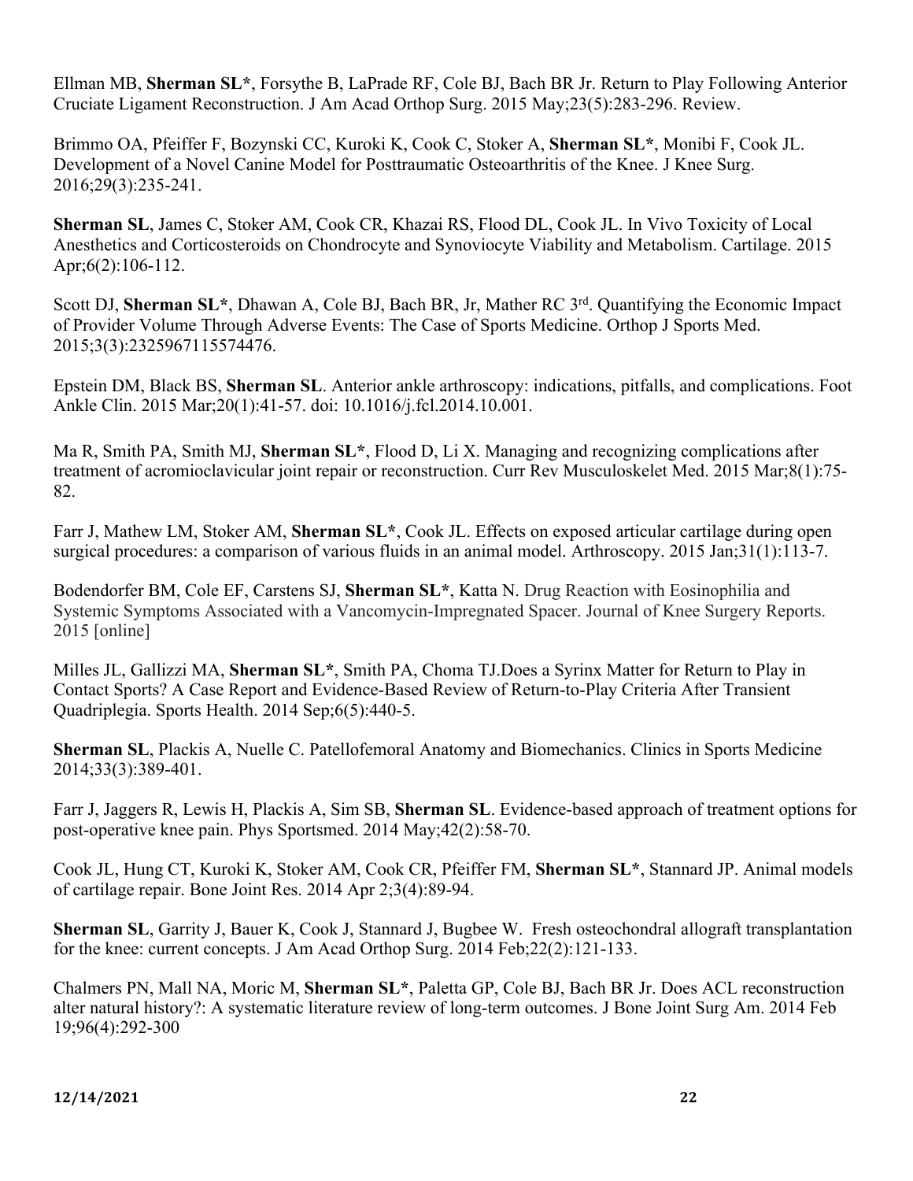Ellman MB, **Sherman SL***, Forsythe B, LaPrade RF, Cole BJ, Bach BR Jr. Return to Play Following Anterior Cruciate Ligament Reconstruction. J Am Acad Orthop Surg. 2015 May;23(5):283-296. Review.

Brimmo OA, Pfeiffer F, Bozynski CC, Kuroki K, Cook C, Stoker A, **Sherman SL***, Monibi F, Cook JL. Development of a Novel Canine Model for Posttraumatic Osteoarthritis of the Knee. J Knee Surg. 2016;29(3):235-241.

**Sherman SL**, James C, Stoker AM, Cook CR, Khazai RS, Flood DL, Cook JL. In Vivo Toxicity of Local Anesthetics and Corticosteroids on Chondrocyte and Synoviocyte Viability and Metabolism. Cartilage. 2015 Apr;6(2):106-112.

Scott DJ, **Sherman SL***, Dhawan A, Cole BJ, Bach BR, Jr, Mather RC 3rd. Quantifying the Economic Impact of Provider Volume Through Adverse Events: The Case of Sports Medicine. Orthop J Sports Med. 2015;3(3):2325967115574476.

Epstein DM, Black BS, **Sherman SL**. Anterior ankle arthroscopy: indications, pitfalls, and complications. Foot Ankle Clin. 2015 Mar;20(1):41-57. doi: 10.1016/j.fcl.2014.10.001.

Ma R, Smith PA, Smith MJ, **Sherman SL***, Flood D, Li X. Managing and recognizing complications after treatment of acromioclavicular joint repair or reconstruction. Curr Rev Musculoskelet Med. 2015 Mar;8(1):75-82.

Farr J, Mathew LM, Stoker AM, **Sherman SL***, Cook JL. Effects on exposed articular cartilage during open surgical procedures: a comparison of various fluids in an animal model. Arthroscopy. 2015 Jan;31(1):113-7.

Bodendorfer BM, Cole EF, Carstens SJ, **Sherman SL***, Katta N. Drug Reaction with Eosinophilia and Systemic Symptoms Associated with a Vancomycin-Impregnated Spacer. Journal of Knee Surgery Reports. 2015 [online]

Milles JL, Gallizzi MA, **Sherman SL***, Smith PA, Choma TJ.Does a Syrinx Matter for Return to Play in Contact Sports? A Case Report and Evidence-Based Review of Return-to-Play Criteria After Transient Quadriplegia. Sports Health. 2014 Sep;6(5):440-5.

**Sherman SL**, Plackis A, Nuelle C. Patellofemoral Anatomy and Biomechanics. Clinics in Sports Medicine 2014;33(3):389-401.

Farr J, Jaggers R, Lewis H, Plackis A, Sim SB, **Sherman SL**. Evidence-based approach of treatment options for post-operative knee pain. Phys Sportsmed. 2014 May;42(2):58-70.

Cook JL, Hung CT, Kuroki K, Stoker AM, Cook CR, Pfeiffer FM, **Sherman SL***, Stannard JP. Animal models of cartilage repair. Bone Joint Res. 2014 Apr 2;3(4):89-94.

**Sherman SL**, Garrity J, Bauer K, Cook J, Stannard J, Bugbee W. Fresh osteochondral allograft transplantation for the knee: current concepts. J Am Acad Orthop Surg. 2014 Feb;22(2):121-133.

Chalmers PN, Mall NA, Moric M, **Sherman SL***, Paletta GP, Cole BJ, Bach BR Jr. Does ACL reconstruction alter natural history?: A systematic literature review of long-term outcomes. J Bone Joint Surg Am. 2014 Feb 19;96(4):292-300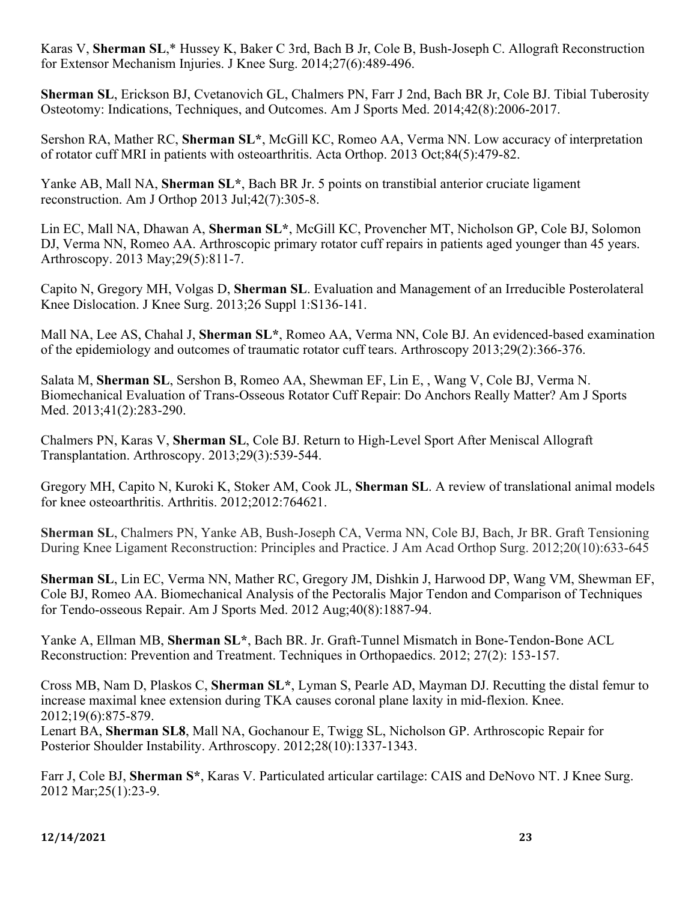Karas V, **Sherman SL**,* Hussey K, Baker C 3rd, Bach B Jr, Cole B, Bush-Joseph C. Allograft Reconstruction for Extensor Mechanism Injuries. J Knee Surg. 2014;27(6):489-496.

**Sherman SL**, Erickson BJ, Cvetanovich GL, Chalmers PN, Farr J 2nd, Bach BR Jr, Cole BJ. Tibial Tuberosity Osteotomy: Indications, Techniques, and Outcomes. Am J Sports Med. 2014;42(8):2006-2017.

Sershon RA, Mather RC, **Sherman SL***, McGill KC, Romeo AA, Verma NN. Low accuracy of interpretation of rotator cuff MRI in patients with osteoarthritis. Acta Orthop. 2013 Oct;84(5):479-82.

Yanke AB, Mall NA, **Sherman SL***, Bach BR Jr. 5 points on transtibial anterior cruciate ligament reconstruction. Am J Orthop 2013 Jul;42(7):305-8.

Lin EC, Mall NA, Dhawan A, **Sherman SL***, McGill KC, Provencher MT, Nicholson GP, Cole BJ, Solomon DJ, Verma NN, Romeo AA. Arthroscopic primary rotator cuff repairs in patients aged younger than 45 years. Arthroscopy. 2013 May;29(5):811-7.

Capito N, Gregory MH, Volgas D, **Sherman SL**. Evaluation and Management of an Irreducible Posterolateral Knee Dislocation. J Knee Surg. 2013;26 Suppl 1:S136-141.

Mall NA, Lee AS, Chahal J, **Sherman SL***, Romeo AA, Verma NN, Cole BJ. An evidenced-based examination of the epidemiology and outcomes of traumatic rotator cuff tears. Arthroscopy 2013;29(2):366-376.

Salata M, **Sherman SL**, Sershon B, Romeo AA, Shewman EF, Lin E, , Wang V, Cole BJ, Verma N. Biomechanical Evaluation of Trans-Osseous Rotator Cuff Repair: Do Anchors Really Matter? Am J Sports Med. 2013;41(2):283-290.

Chalmers PN, Karas V, **Sherman SL**, Cole BJ. Return to High-Level Sport After Meniscal Allograft Transplantation. Arthroscopy. 2013;29(3):539-544.

Gregory MH, Capito N, Kuroki K, Stoker AM, Cook JL, **Sherman SL**. A review of translational animal models for knee osteoarthritis. Arthritis. 2012;2012:764621.

**Sherman SL**, Chalmers PN, Yanke AB, Bush-Joseph CA, Verma NN, Cole BJ, Bach, Jr BR. Graft Tensioning During Knee Ligament Reconstruction: Principles and Practice. J Am Acad Orthop Surg. 2012;20(10):633-645

**Sherman SL**, Lin EC, Verma NN, Mather RC, Gregory JM, Dishkin J, Harwood DP, Wang VM, Shewman EF, Cole BJ, Romeo AA. Biomechanical Analysis of the Pectoralis Major Tendon and Comparison of Techniques for Tendo-osseous Repair. Am J Sports Med. 2012 Aug;40(8):1887-94.

Yanke A, Ellman MB, **Sherman SL***, Bach BR. Jr. Graft-Tunnel Mismatch in Bone-Tendon-Bone ACL Reconstruction: Prevention and Treatment. Techniques in Orthopaedics. 2012; 27(2): 153-157.

Cross MB, Nam D, Plaskos C, **Sherman SL***, Lyman S, Pearle AD, Mayman DJ. Recutting the distal femur to increase maximal knee extension during TKA causes coronal plane laxity in mid-flexion. Knee. 2012;19(6):875-879.
Lenart BA, **Sherman SL8**, Mall NA, Gochanour E, Twigg SL, Nicholson GP. Arthroscopic Repair for Posterior Shoulder Instability. Arthroscopy. 2012;28(10):1337-1343.

Farr J, Cole BJ, **Sherman S***, Karas V. Particulated articular cartilage: CAIS and DeNovo NT. J Knee Surg. 2012 Mar;25(1):23-9.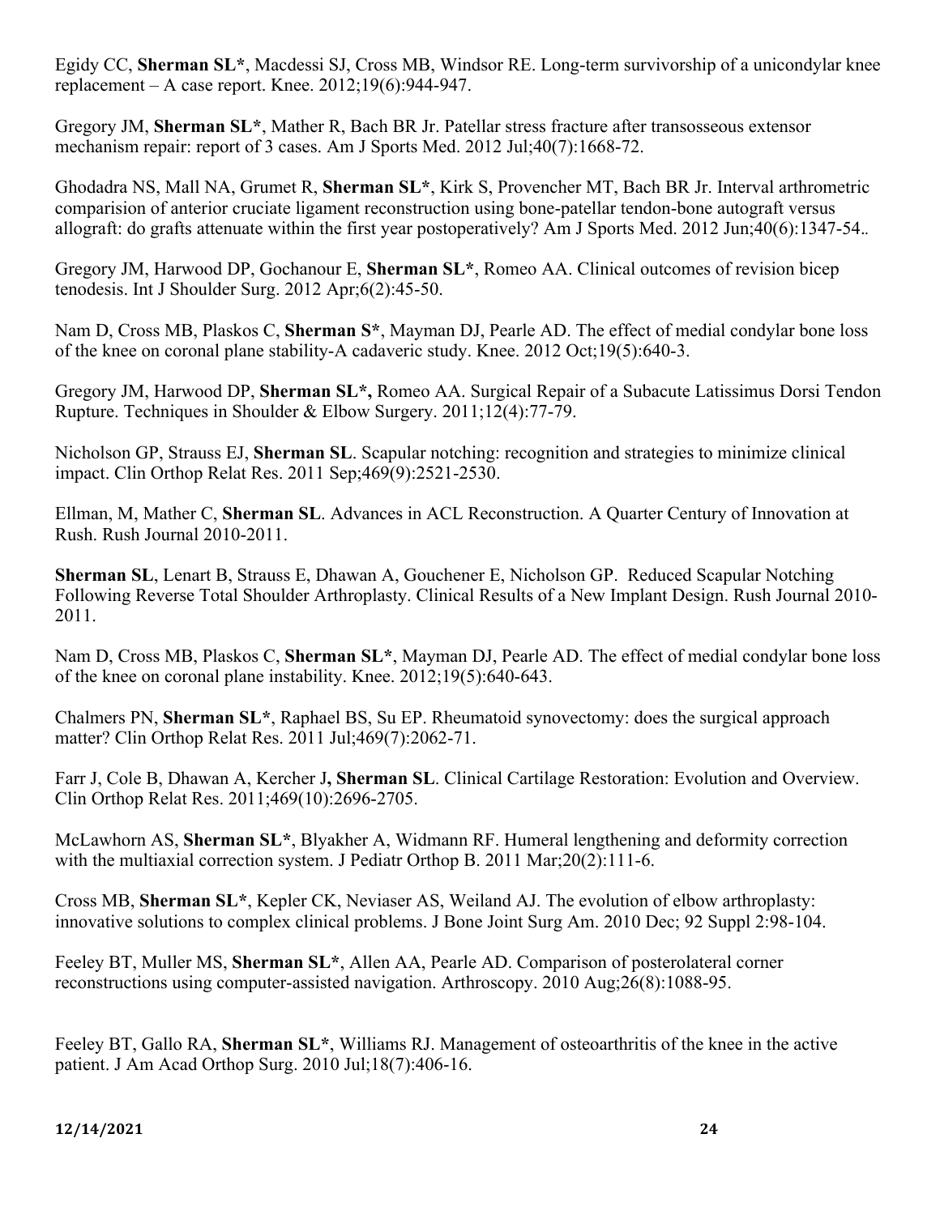Egidy CC, **Sherman SL***, Macdessi SJ, Cross MB, Windsor RE. Long-term survivorship of a unicondylar knee replacement – A case report. Knee. 2012;19(6):944-947.

Gregory JM, **Sherman SL***, Mather R, Bach BR Jr. Patellar stress fracture after transosseous extensor mechanism repair: report of 3 cases. Am J Sports Med. 2012 Jul;40(7):1668-72.

Ghodadra NS, Mall NA, Grumet R, **Sherman SL***, Kirk S, Provencher MT, Bach BR Jr. Interval arthrometric comparision of anterior cruciate ligament reconstruction using bone-patellar tendon-bone autograft versus allograft: do grafts attenuate within the first year postoperatively? Am J Sports Med. 2012 Jun;40(6):1347-54..

Gregory JM, Harwood DP, Gochanour E, **Sherman SL***, Romeo AA. Clinical outcomes of revision bicep tenodesis. Int J Shoulder Surg. 2012 Apr;6(2):45-50.

Nam D, Cross MB, Plaskos C, **Sherman S***, Mayman DJ, Pearle AD. The effect of medial condylar bone loss of the knee on coronal plane stability-A cadaveric study. Knee. 2012 Oct;19(5):640-3.

Gregory JM, Harwood DP, **Sherman SL*,** Romeo AA. Surgical Repair of a Subacute Latissimus Dorsi Tendon Rupture. Techniques in Shoulder & Elbow Surgery. 2011;12(4):77-79.

Nicholson GP, Strauss EJ, **Sherman SL**. Scapular notching: recognition and strategies to minimize clinical impact. Clin Orthop Relat Res. 2011 Sep;469(9):2521-2530.

Ellman, M, Mather C, **Sherman SL**. Advances in ACL Reconstruction. A Quarter Century of Innovation at Rush. Rush Journal 2010-2011.

**Sherman SL**, Lenart B, Strauss E, Dhawan A, Gouchener E, Nicholson GP. Reduced Scapular Notching Following Reverse Total Shoulder Arthroplasty. Clinical Results of a New Implant Design. Rush Journal 2010-2011.

Nam D, Cross MB, Plaskos C, **Sherman SL***, Mayman DJ, Pearle AD. The effect of medial condylar bone loss of the knee on coronal plane instability. Knee. 2012;19(5):640-643.

Chalmers PN, **Sherman SL***, Raphael BS, Su EP. Rheumatoid synovectomy: does the surgical approach matter? Clin Orthop Relat Res. 2011 Jul;469(7):2062-71.

Farr J, Cole B, Dhawan A, Kercher J**, Sherman SL**. Clinical Cartilage Restoration: Evolution and Overview. Clin Orthop Relat Res. 2011;469(10):2696-2705.

McLawhorn AS, **Sherman SL***, Blyakher A, Widmann RF. Humeral lengthening and deformity correction with the multiaxial correction system. J Pediatr Orthop B. 2011 Mar;20(2):111-6.

Cross MB, **Sherman SL***, Kepler CK, Neviaser AS, Weiland AJ. The evolution of elbow arthroplasty: innovative solutions to complex clinical problems. J Bone Joint Surg Am. 2010 Dec; 92 Suppl 2:98-104.

Feeley BT, Muller MS, **Sherman SL***, Allen AA, Pearle AD. Comparison of posterolateral corner reconstructions using computer-assisted navigation. Arthroscopy. 2010 Aug;26(8):1088-95.

Feeley BT, Gallo RA, **Sherman SL***, Williams RJ. Management of osteoarthritis of the knee in the active patient. J Am Acad Orthop Surg. 2010 Jul;18(7):406-16.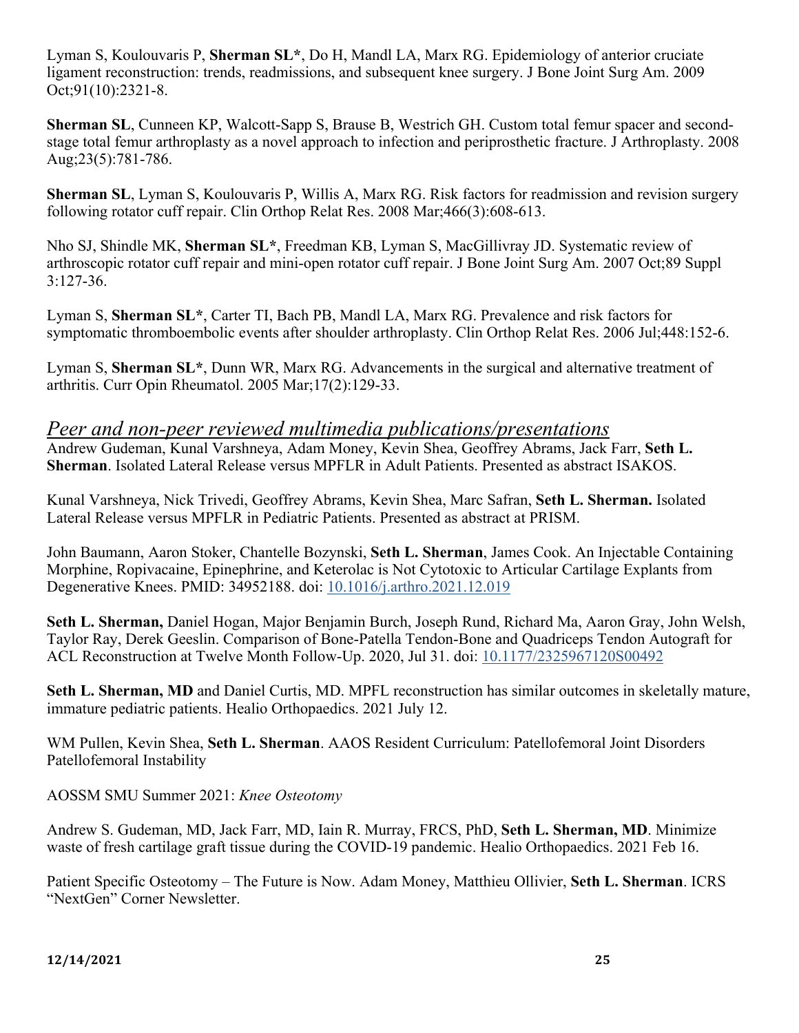Lyman S, Koulouvaris P, **Sherman SL***, Do H, Mandl LA, Marx RG. Epidemiology of anterior cruciate ligament reconstruction: trends, readmissions, and subsequent knee surgery. J Bone Joint Surg Am. 2009 Oct;91(10):2321-8.

**Sherman SL**, Cunneen KP, Walcott-Sapp S, Brause B, Westrich GH. Custom total femur spacer and second-stage total femur arthroplasty as a novel approach to infection and periprosthetic fracture. J Arthroplasty. 2008 Aug;23(5):781-786.

**Sherman SL**, Lyman S, Koulouvaris P, Willis A, Marx RG. Risk factors for readmission and revision surgery following rotator cuff repair. Clin Orthop Relat Res. 2008 Mar;466(3):608-613.

Nho SJ, Shindle MK, **Sherman SL***, Freedman KB, Lyman S, MacGillivray JD. Systematic review of arthroscopic rotator cuff repair and mini-open rotator cuff repair. J Bone Joint Surg Am. 2007 Oct;89 Suppl 3:127-36.

Lyman S, **Sherman SL***, Carter TI, Bach PB, Mandl LA, Marx RG. Prevalence and risk factors for symptomatic thromboembolic events after shoulder arthroplasty. Clin Orthop Relat Res. 2006 Jul;448:152-6.

Lyman S, **Sherman SL***, Dunn WR, Marx RG. Advancements in the surgical and alternative treatment of arthritis. Curr Opin Rheumatol. 2005 Mar;17(2):129-33.

## *Peer and non-peer reviewed multimedia publications/presentations*

Andrew Gudeman, Kunal Varshneya, Adam Money, Kevin Shea, Geoffrey Abrams, Jack Farr, **Seth L. Sherman**. Isolated Lateral Release versus MPFLR in Adult Patients. Presented as abstract ISAKOS.

Kunal Varshneya, Nick Trivedi, Geoffrey Abrams, Kevin Shea, Marc Safran, **Seth L. Sherman.** Isolated Lateral Release versus MPFLR in Pediatric Patients. Presented as abstract at PRISM.

John Baumann, Aaron Stoker, Chantelle Bozynski, **Seth L. Sherman**, James Cook. An Injectable Containing Morphine, Ropivacaine, Epinephrine, and Keterolac is Not Cytotoxic to Articular Cartilage Explants from Degenerative Knees. PMID: 34952188. doi: 10.1016/j.arthro.2021.12.019

**Seth L. Sherman,** Daniel Hogan, Major Benjamin Burch, Joseph Rund, Richard Ma, Aaron Gray, John Welsh, Taylor Ray, Derek Geeslin. Comparison of Bone-Patella Tendon-Bone and Quadriceps Tendon Autograft for ACL Reconstruction at Twelve Month Follow-Up. 2020, Jul 31. doi: 10.1177/2325967120S00492

**Seth L. Sherman, MD** and Daniel Curtis, MD. MPFL reconstruction has similar outcomes in skeletally mature, immature pediatric patients. Healio Orthopaedics. 2021 July 12.

WM Pullen, Kevin Shea, **Seth L. Sherman**. AAOS Resident Curriculum: Patellofemoral Joint Disorders Patellofemoral Instability

AOSSM SMU Summer 2021: *Knee Osteotomy*

Andrew S. Gudeman, MD, Jack Farr, MD, Iain R. Murray, FRCS, PhD, **Seth L. Sherman, MD**. Minimize waste of fresh cartilage graft tissue during the COVID-19 pandemic. Healio Orthopaedics. 2021 Feb 16.

Patient Specific Osteotomy – The Future is Now. Adam Money, Matthieu Ollivier, **Seth L. Sherman**. ICRS "NextGen" Corner Newsletter.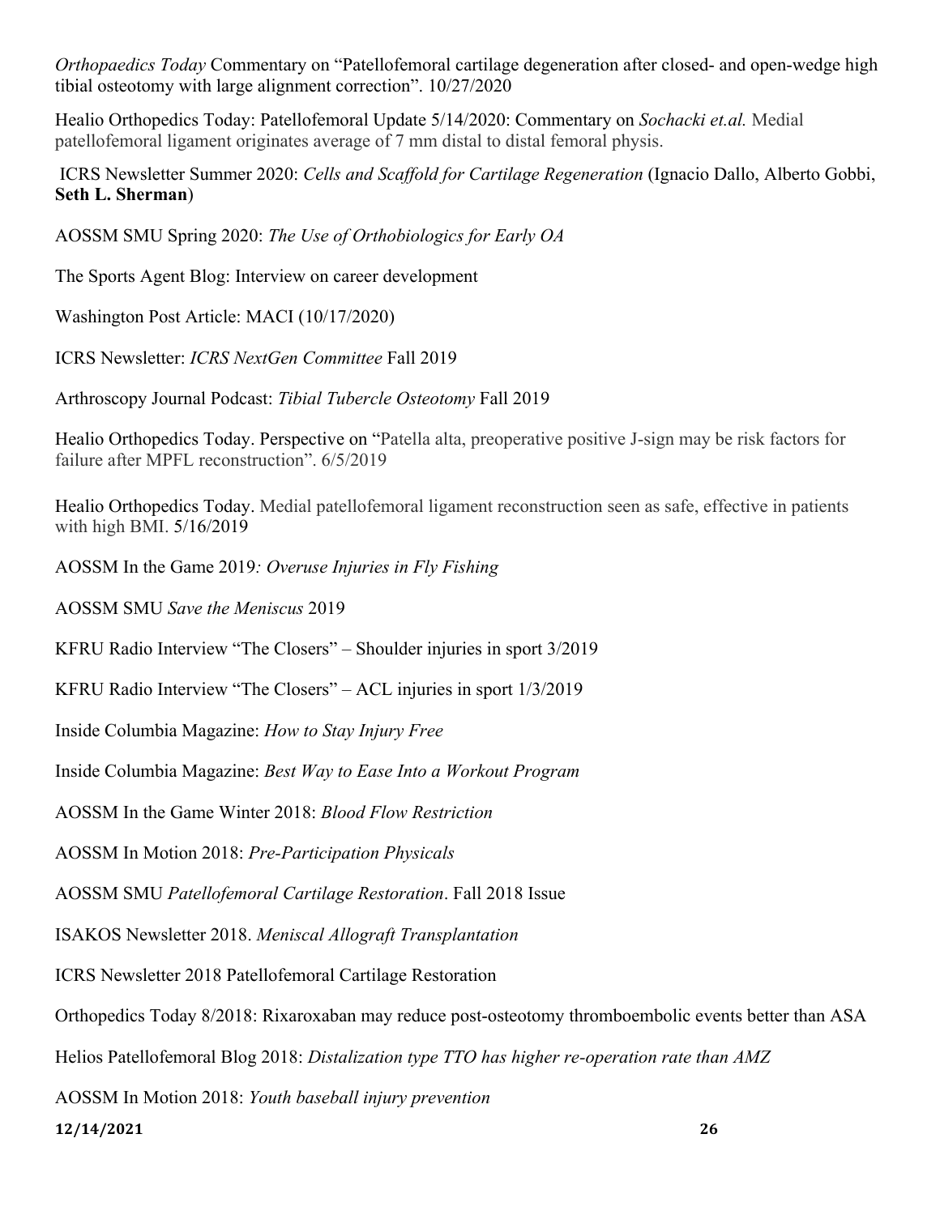*Orthopaedics Today* Commentary on "Patellofemoral cartilage degeneration after closed- and open-wedge high tibial osteotomy with large alignment correction". 10/27/2020

Healio Orthopedics Today: Patellofemoral Update 5/14/2020: Commentary on *Sochacki et.al.* Medial patellofemoral ligament originates average of 7 mm distal to distal femoral physis.

ICRS Newsletter Summer 2020: *Cells and Scaffold for Cartilage Regeneration* (Ignacio Dallo, Alberto Gobbi, **Seth L. Sherman**)

AOSSM SMU Spring 2020: *The Use of Orthobiologics for Early OA*

The Sports Agent Blog: Interview on career development

Washington Post Article: MACI (10/17/2020)

ICRS Newsletter: *ICRS NextGen Committee* Fall 2019

Arthroscopy Journal Podcast: *Tibial Tubercle Osteotomy* Fall 2019

Healio Orthopedics Today. Perspective on "Patella alta, preoperative positive J-sign may be risk factors for failure after MPFL reconstruction". 6/5/2019

Healio Orthopedics Today. Medial patellofemoral ligament reconstruction seen as safe, effective in patients with high BMI. 5/16/2019

AOSSM In the Game 2019*: Overuse Injuries in Fly Fishing*

AOSSM SMU *Save the Meniscus* 2019

KFRU Radio Interview "The Closers" – Shoulder injuries in sport 3/2019

KFRU Radio Interview "The Closers" – ACL injuries in sport 1/3/2019

Inside Columbia Magazine: *How to Stay Injury Free*

Inside Columbia Magazine: *Best Way to Ease Into a Workout Program*

AOSSM In the Game Winter 2018: *Blood Flow Restriction*

AOSSM In Motion 2018: *Pre-Participation Physicals*

AOSSM SMU *Patellofemoral Cartilage Restoration*. Fall 2018 Issue

ISAKOS Newsletter 2018. *Meniscal Allograft Transplantation*

ICRS Newsletter 2018 Patellofemoral Cartilage Restoration

Orthopedics Today 8/2018: Rixaroxaban may reduce post-osteotomy thromboembolic events better than ASA

Helios Patellofemoral Blog 2018: *Distalization type TTO has higher re-operation rate than AMZ*

AOSSM In Motion 2018: *Youth baseball injury prevention*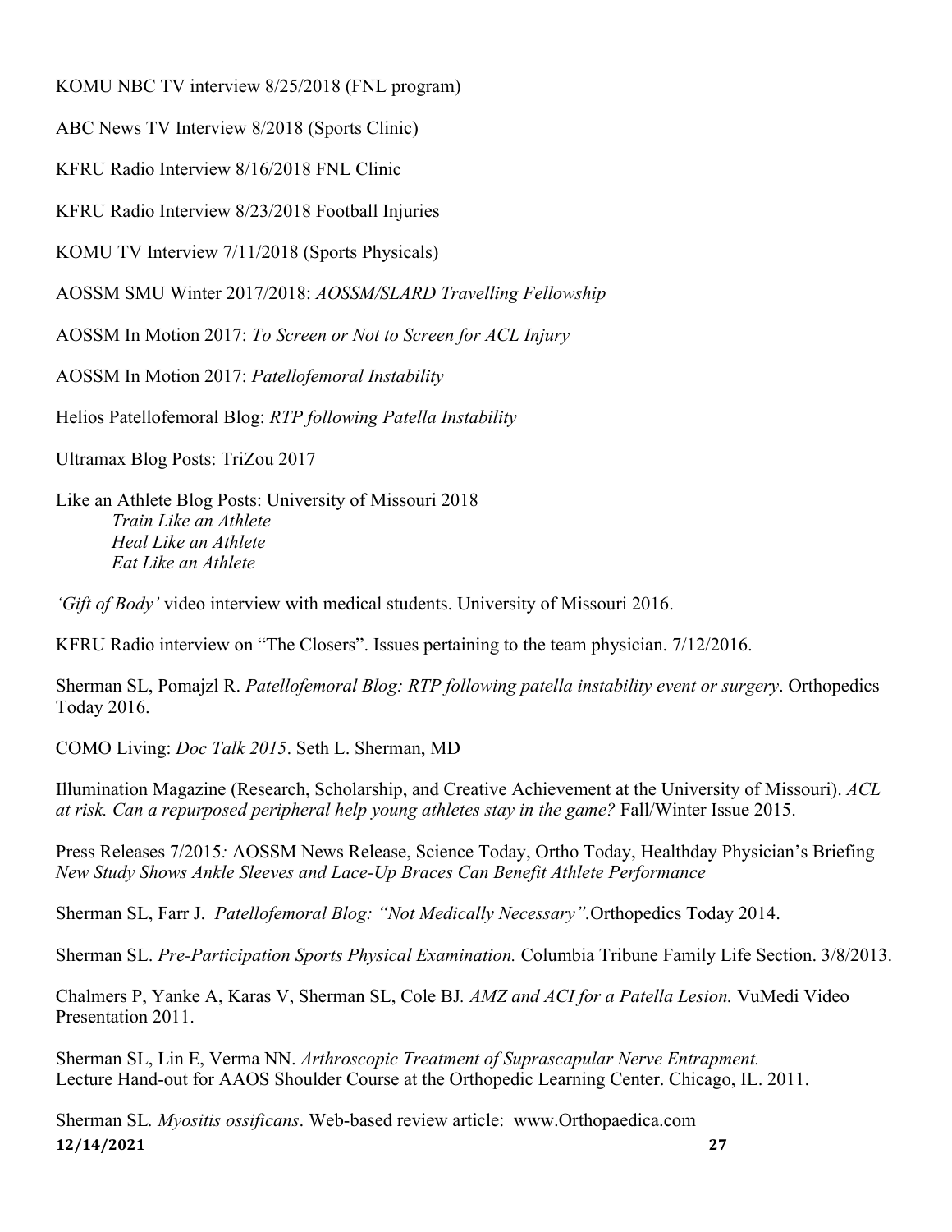KOMU NBC TV interview 8/25/2018 (FNL program)

ABC News TV Interview 8/2018 (Sports Clinic)

KFRU Radio Interview 8/16/2018 FNL Clinic

KFRU Radio Interview 8/23/2018 Football Injuries

KOMU TV Interview 7/11/2018 (Sports Physicals)

AOSSM SMU Winter 2017/2018: *AOSSM/SLARD Travelling Fellowship*

AOSSM In Motion 2017: *To Screen or Not to Screen for ACL Injury*

AOSSM In Motion 2017: *Patellofemoral Instability*

Helios Patellofemoral Blog: *RTP following Patella Instability*

Ultramax Blog Posts: TriZou 2017

Like an Athlete Blog Posts: University of Missouri 2018
*Train Like an Athlete*
*Heal Like an Athlete*
*Eat Like an Athlete*

*'Gift of Body'* video interview with medical students. University of Missouri 2016.

KFRU Radio interview on "The Closers". Issues pertaining to the team physician. 7/12/2016.

Sherman SL, Pomajzl R. *Patellofemoral Blog: RTP following patella instability event or surgery*. Orthopedics Today 2016.

COMO Living: *Doc Talk 2015*. Seth L. Sherman, MD

Illumination Magazine (Research, Scholarship, and Creative Achievement at the University of Missouri). *ACL at risk. Can a repurposed peripheral help young athletes stay in the game?* Fall/Winter Issue 2015.

Press Releases 7/2015*:* AOSSM News Release, Science Today, Ortho Today, Healthday Physician's Briefing *New Study Shows Ankle Sleeves and Lace-Up Braces Can Benefit Athlete Performance*

Sherman SL, Farr J. *Patellofemoral Blog: "Not Medically Necessary".*Orthopedics Today 2014.

Sherman SL. *Pre-Participation Sports Physical Examination.* Columbia Tribune Family Life Section. 3/8/2013.

Chalmers P, Yanke A, Karas V, Sherman SL, Cole BJ*. AMZ and ACI for a Patella Lesion.* VuMedi Video Presentation 2011.

Sherman SL, Lin E, Verma NN. *Arthroscopic Treatment of Suprascapular Nerve Entrapment.* Lecture Hand-out for AAOS Shoulder Course at the Orthopedic Learning Center. Chicago, IL. 2011.

Sherman SL*. Myositis ossificans*. Web-based review article: www.Orthopaedica.com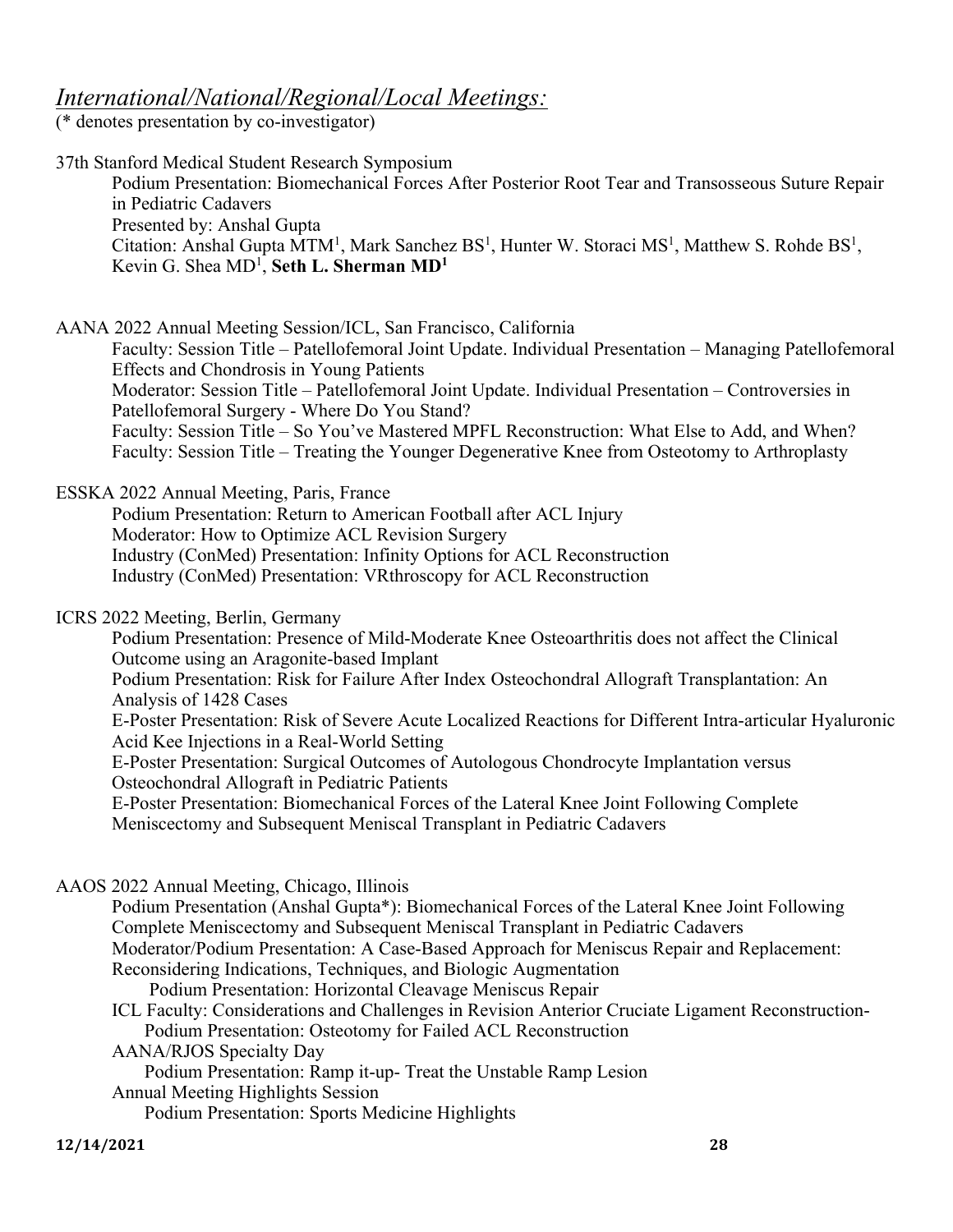## *International/National/Regional/Local Meetings:*

(* denotes presentation by co-investigator)

37th Stanford Medical Student Research Symposium

Podium Presentation: Biomechanical Forces After Posterior Root Tear and Transosseous Suture Repair in Pediatric Cadavers
Presented by: Anshal Gupta
Citation: Anshal Gupta MTM[1], Mark Sanchez BS[1], Hunter W. Storaci MS[1], Matthew S. Rohde BS[1], Kevin G. Shea MD[1], **Seth L. Sherman MD[1]**

AANA 2022 Annual Meeting Session/ICL, San Francisco, California

Faculty: Session Title – Patellofemoral Joint Update. Individual Presentation – Managing Patellofemoral Effects and Chondrosis in Young Patients
Moderator: Session Title – Patellofemoral Joint Update. Individual Presentation – Controversies in Patellofemoral Surgery - Where Do You Stand?
Faculty: Session Title – So You've Mastered MPFL Reconstruction: What Else to Add, and When?
Faculty: Session Title – Treating the Younger Degenerative Knee from Osteotomy to Arthroplasty

ESSKA 2022 Annual Meeting, Paris, France

Podium Presentation: Return to American Football after ACL Injury
Moderator: How to Optimize ACL Revision Surgery
Industry (ConMed) Presentation: Infinity Options for ACL Reconstruction
Industry (ConMed) Presentation: VRthroscopy for ACL Reconstruction

ICRS 2022 Meeting, Berlin, Germany

Podium Presentation: Presence of Mild-Moderate Knee Osteoarthritis does not affect the Clinical Outcome using an Aragonite-based Implant
Podium Presentation: Risk for Failure After Index Osteochondral Allograft Transplantation: An Analysis of 1428 Cases
E-Poster Presentation: Risk of Severe Acute Localized Reactions for Different Intra-articular Hyaluronic Acid Kee Injections in a Real-World Setting
E-Poster Presentation: Surgical Outcomes of Autologous Chondrocyte Implantation versus Osteochondral Allograft in Pediatric Patients
E-Poster Presentation: Biomechanical Forces of the Lateral Knee Joint Following Complete Meniscectomy and Subsequent Meniscal Transplant in Pediatric Cadavers

AAOS 2022 Annual Meeting, Chicago, Illinois

Podium Presentation (Anshal Gupta*): Biomechanical Forces of the Lateral Knee Joint Following Complete Meniscectomy and Subsequent Meniscal Transplant in Pediatric Cadavers
Moderator/Podium Presentation: A Case-Based Approach for Meniscus Repair and Replacement: Reconsidering Indications, Techniques, and Biologic Augmentation
    Podium Presentation: Horizontal Cleavage Meniscus Repair
ICL Faculty: Considerations and Challenges in Revision Anterior Cruciate Ligament Reconstruction-
    Podium Presentation: Osteotomy for Failed ACL Reconstruction
AANA/RJOS Specialty Day
    Podium Presentation: Ramp it-up- Treat the Unstable Ramp Lesion
Annual Meeting Highlights Session
    Podium Presentation: Sports Medicine Highlights

**12/14/2021**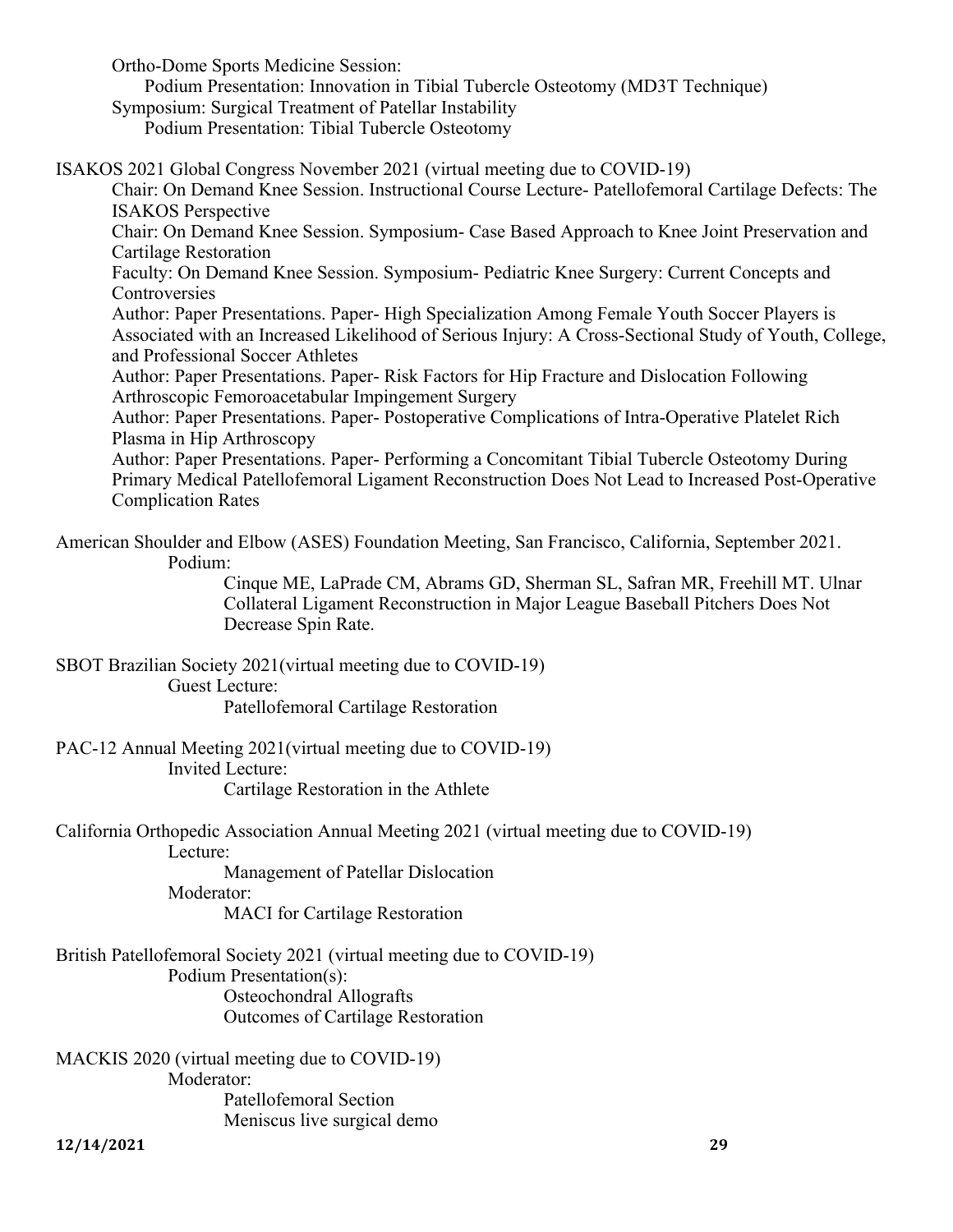Ortho-Dome Sports Medicine Session:
- Podium Presentation: Innovation in Tibial Tubercle Osteotomy (MD3T Technique)

Symposium: Surgical Treatment of Patellar Instability
- Podium Presentation: Tibial Tubercle Osteotomy

ISAKOS 2021 Global Congress November 2021 (virtual meeting due to COVID-19)

- Chair: On Demand Knee Session. Instructional Course Lecture- Patellofemoral Cartilage Defects: The ISAKOS Perspective
- Chair: On Demand Knee Session. Symposium- Case Based Approach to Knee Joint Preservation and Cartilage Restoration
- Faculty: On Demand Knee Session. Symposium- Pediatric Knee Surgery: Current Concepts and Controversies
- Author: Paper Presentations. Paper- High Specialization Among Female Youth Soccer Players is Associated with an Increased Likelihood of Serious Injury: A Cross-Sectional Study of Youth, College, and Professional Soccer Athletes
- Author: Paper Presentations. Paper- Risk Factors for Hip Fracture and Dislocation Following Arthroscopic Femoroacetabular Impingement Surgery
- Author: Paper Presentations. Paper- Postoperative Complications of Intra-Operative Platelet Rich Plasma in Hip Arthroscopy
- Author: Paper Presentations. Paper- Performing a Concomitant Tibial Tubercle Osteotomy During Primary Medical Patellofemoral Ligament Reconstruction Does Not Lead to Increased Post-Operative Complication Rates

American Shoulder and Elbow (ASES) Foundation Meeting, San Francisco, California, September 2021.

- Podium:
  - Cinque ME, LaPrade CM, Abrams GD, Sherman SL, Safran MR, Freehill MT. Ulnar Collateral Ligament Reconstruction in Major League Baseball Pitchers Does Not Decrease Spin Rate.

SBOT Brazilian Society 2021(virtual meeting due to COVID-19)

- Guest Lecture:
  - Patellofemoral Cartilage Restoration

PAC-12 Annual Meeting 2021(virtual meeting due to COVID-19)

- Invited Lecture:
  - Cartilage Restoration in the Athlete

California Orthopedic Association Annual Meeting 2021 (virtual meeting due to COVID-19)

- Lecture:
  - Management of Patellar Dislocation
- Moderator:
  - MACI for Cartilage Restoration

British Patellofemoral Society 2021 (virtual meeting due to COVID-19)

- Podium Presentation(s):
  - Osteochondral Allografts
  - Outcomes of Cartilage Restoration

MACKIS 2020 (virtual meeting due to COVID-19)

- Moderator:
  - Patellofemoral Section
  - Meniscus live surgical demo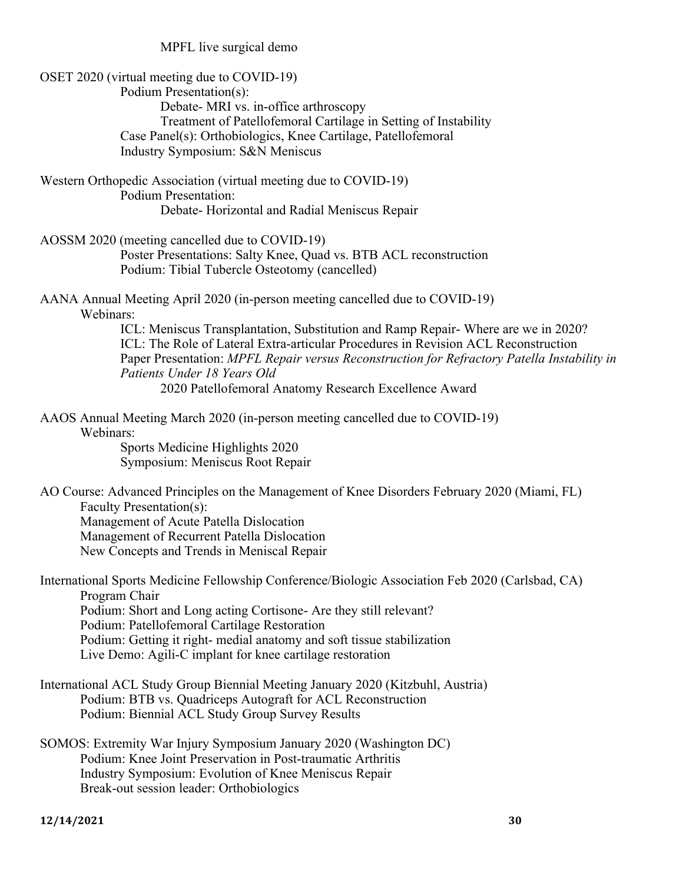MPFL live surgical demo

OSET 2020 (virtual meeting due to COVID-19)

- Podium Presentation(s):
  - Debate- MRI vs. in-office arthroscopy
  - Treatment of Patellofemoral Cartilage in Setting of Instability
- Case Panel(s): Orthobiologics, Knee Cartilage, Patellofemoral
- Industry Symposium: S&N Meniscus

Western Orthopedic Association (virtual meeting due to COVID-19)

- Podium Presentation:
  - Debate- Horizontal and Radial Meniscus Repair

AOSSM 2020 (meeting cancelled due to COVID-19)

- Poster Presentations: Salty Knee, Quad vs. BTB ACL reconstruction
- Podium: Tibial Tubercle Osteotomy (cancelled)

AANA Annual Meeting April 2020 (in-person meeting cancelled due to COVID-19)

- Webinars:
  - ICL: Meniscus Transplantation, Substitution and Ramp Repair- Where are we in 2020?
  - ICL: The Role of Lateral Extra-articular Procedures in Revision ACL Reconstruction
  - Paper Presentation: *MPFL Repair versus Reconstruction for Refractory Patella Instability in Patients Under 18 Years Old*
    - 2020 Patellofemoral Anatomy Research Excellence Award

AAOS Annual Meeting March 2020 (in-person meeting cancelled due to COVID-19)

- Webinars:
  - Sports Medicine Highlights 2020
  - Symposium: Meniscus Root Repair

AO Course: Advanced Principles on the Management of Knee Disorders February 2020 (Miami, FL)

- Faculty Presentation(s):
- Management of Acute Patella Dislocation
- Management of Recurrent Patella Dislocation
- New Concepts and Trends in Meniscal Repair

International Sports Medicine Fellowship Conference/Biologic Association Feb 2020 (Carlsbad, CA)

- Program Chair
- Podium: Short and Long acting Cortisone- Are they still relevant?
- Podium: Patellofemoral Cartilage Restoration
- Podium: Getting it right- medial anatomy and soft tissue stabilization
- Live Demo: Agili-C implant for knee cartilage restoration

International ACL Study Group Biennial Meeting January 2020 (Kitzbuhl, Austria)

- Podium: BTB vs. Quadriceps Autograft for ACL Reconstruction
- Podium: Biennial ACL Study Group Survey Results

SOMOS: Extremity War Injury Symposium January 2020 (Washington DC)

- Podium: Knee Joint Preservation in Post-traumatic Arthritis
- Industry Symposium: Evolution of Knee Meniscus Repair
- Break-out session leader: Orthobiologics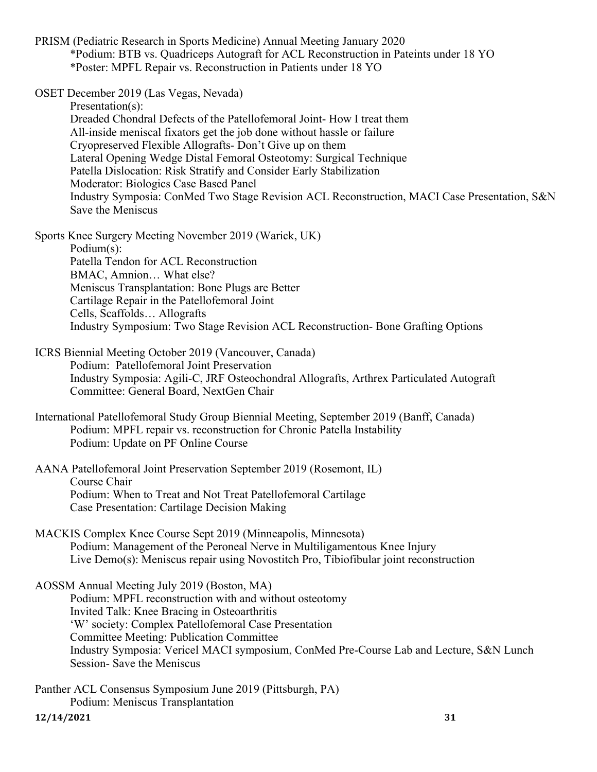PRISM (Pediatric Research in Sports Medicine) Annual Meeting January 2020

- *Podium: BTB vs. Quadriceps Autograft for ACL Reconstruction in Pateints under 18 YO
- *Poster: MPFL Repair vs. Reconstruction in Patients under 18 YO

OSET December 2019 (Las Vegas, Nevada)

- Presentation(s):
- Dreaded Chondral Defects of the Patellofemoral Joint- How I treat them
- All-inside meniscal fixators get the job done without hassle or failure
- Cryopreserved Flexible Allografts- Don't Give up on them
- Lateral Opening Wedge Distal Femoral Osteotomy: Surgical Technique
- Patella Dislocation: Risk Stratify and Consider Early Stabilization
- Moderator: Biologics Case Based Panel
- Industry Symposia: ConMed Two Stage Revision ACL Reconstruction, MACI Case Presentation, S&N Save the Meniscus

Sports Knee Surgery Meeting November 2019 (Warick, UK)

- Podium(s):
- Patella Tendon for ACL Reconstruction
- BMAC, Amnion… What else?
- Meniscus Transplantation: Bone Plugs are Better
- Cartilage Repair in the Patellofemoral Joint
- Cells, Scaffolds… Allografts
- Industry Symposium: Two Stage Revision ACL Reconstruction- Bone Grafting Options

ICRS Biennial Meeting October 2019 (Vancouver, Canada)

- Podium: Patellofemoral Joint Preservation
- Industry Symposia: Agili-C, JRF Osteochondral Allografts, Arthrex Particulated Autograft
- Committee: General Board, NextGen Chair

International Patellofemoral Study Group Biennial Meeting, September 2019 (Banff, Canada)

- Podium: MPFL repair vs. reconstruction for Chronic Patella Instability
- Podium: Update on PF Online Course

AANA Patellofemoral Joint Preservation September 2019 (Rosemont, IL)

- Course Chair
- Podium: When to Treat and Not Treat Patellofemoral Cartilage
- Case Presentation: Cartilage Decision Making

MACKIS Complex Knee Course Sept 2019 (Minneapolis, Minnesota)

- Podium: Management of the Peroneal Nerve in Multiligamentous Knee Injury
- Live Demo(s): Meniscus repair using Novostitch Pro, Tibiofibular joint reconstruction

AOSSM Annual Meeting July 2019 (Boston, MA)

- Podium: MPFL reconstruction with and without osteotomy
- Invited Talk: Knee Bracing in Osteoarthritis
- 'W' society: Complex Patellofemoral Case Presentation
- Committee Meeting: Publication Committee
- Industry Symposia: Vericel MACI symposium, ConMed Pre-Course Lab and Lecture, S&N Lunch Session- Save the Meniscus

Panther ACL Consensus Symposium June 2019 (Pittsburgh, PA)

- Podium: Meniscus Transplantation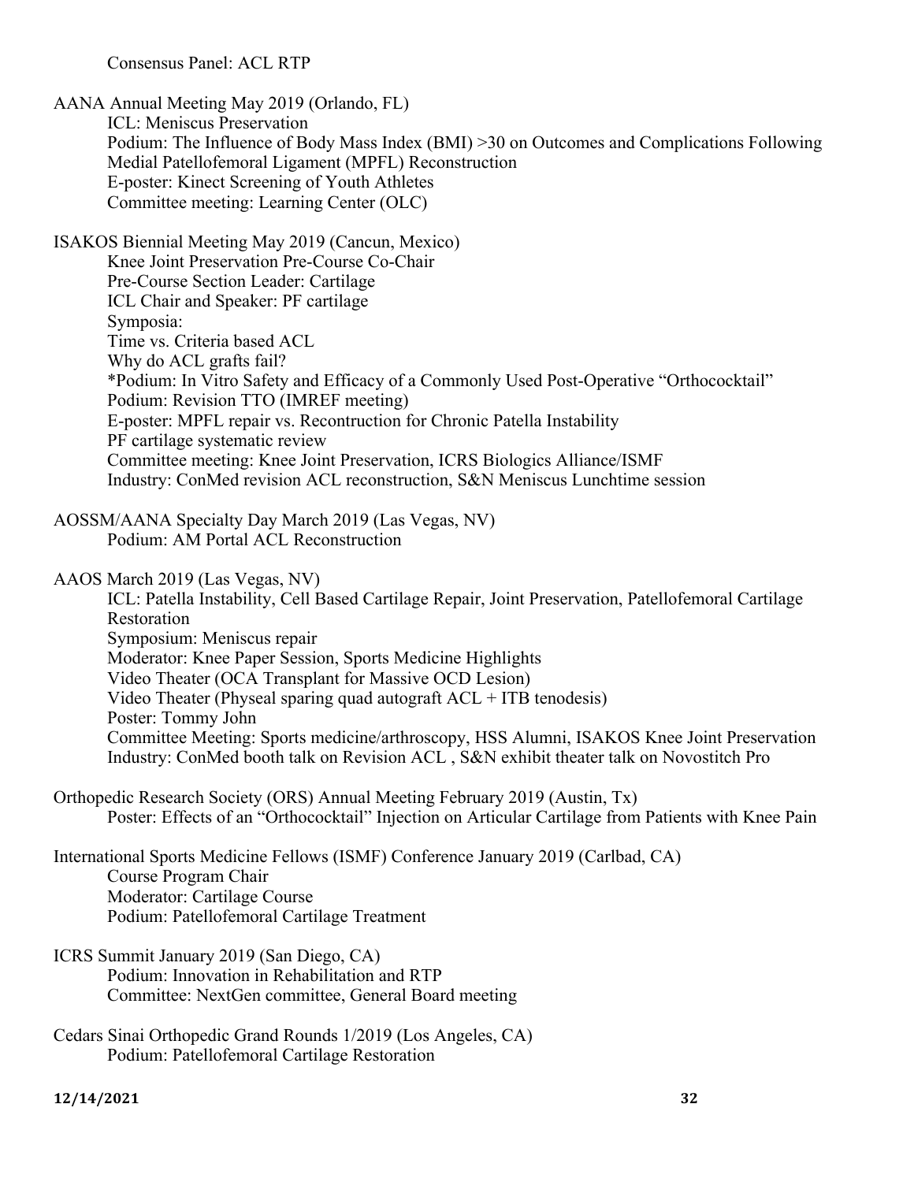Consensus Panel: ACL RTP

AANA Annual Meeting May 2019 (Orlando, FL)

- ICL: Meniscus Preservation
- Podium: The Influence of Body Mass Index (BMI) >30 on Outcomes and Complications Following Medial Patellofemoral Ligament (MPFL) Reconstruction
- E-poster: Kinect Screening of Youth Athletes
- Committee meeting: Learning Center (OLC)

ISAKOS Biennial Meeting May 2019 (Cancun, Mexico)

- Knee Joint Preservation Pre-Course Co-Chair
- Pre-Course Section Leader: Cartilage
- ICL Chair and Speaker: PF cartilage
- Symposia:
- Time vs. Criteria based ACL
- Why do ACL grafts fail?
- *Podium: In Vitro Safety and Efficacy of a Commonly Used Post-Operative "Orthococktail"
- Podium: Revision TTO (IMREF meeting)
- E-poster: MPFL repair vs. Recontruction for Chronic Patella Instability
- PF cartilage systematic review
- Committee meeting: Knee Joint Preservation, ICRS Biologics Alliance/ISMF
- Industry: ConMed revision ACL reconstruction, S&N Meniscus Lunchtime session

AOSSM/AANA Specialty Day March 2019 (Las Vegas, NV)

- Podium: AM Portal ACL Reconstruction

AAOS March 2019 (Las Vegas, NV)

- ICL: Patella Instability, Cell Based Cartilage Repair, Joint Preservation, Patellofemoral Cartilage Restoration
- Symposium: Meniscus repair
- Moderator: Knee Paper Session, Sports Medicine Highlights
- Video Theater (OCA Transplant for Massive OCD Lesion)
- Video Theater (Physeal sparing quad autograft ACL + ITB tenodesis)
- Poster: Tommy John
- Committee Meeting: Sports medicine/arthroscopy, HSS Alumni, ISAKOS Knee Joint Preservation
- Industry: ConMed booth talk on Revision ACL , S&N exhibit theater talk on Novostitch Pro

Orthopedic Research Society (ORS) Annual Meeting February 2019 (Austin, Tx)

- Poster: Effects of an "Orthococktail" Injection on Articular Cartilage from Patients with Knee Pain

International Sports Medicine Fellows (ISMF) Conference January 2019 (Carlbad, CA)

- Course Program Chair
- Moderator: Cartilage Course
- Podium: Patellofemoral Cartilage Treatment

ICRS Summit January 2019 (San Diego, CA)

- Podium: Innovation in Rehabilitation and RTP
- Committee: NextGen committee, General Board meeting

Cedars Sinai Orthopedic Grand Rounds 1/2019 (Los Angeles, CA)

- Podium: Patellofemoral Cartilage Restoration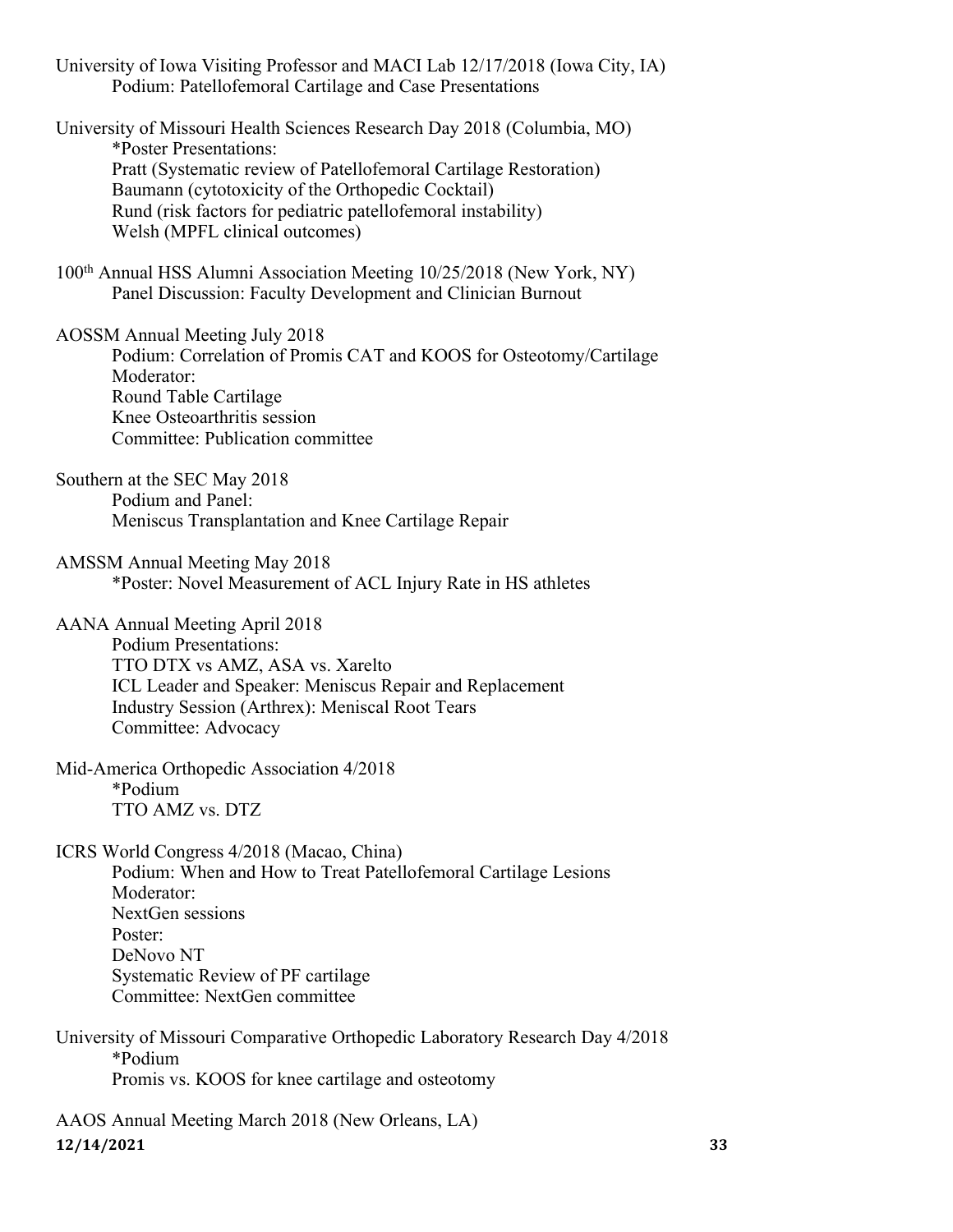University of Iowa Visiting Professor and MACI Lab 12/17/2018 (Iowa City, IA)
    Podium: Patellofemoral Cartilage and Case Presentations

University of Missouri Health Sciences Research Day 2018 (Columbia, MO)
    *Poster Presentations:
    Pratt (Systematic review of Patellofemoral Cartilage Restoration)
    Baumann (cytotoxicity of the Orthopedic Cocktail)
    Rund (risk factors for pediatric patellofemoral instability)
    Welsh (MPFL clinical outcomes)

100th Annual HSS Alumni Association Meeting 10/25/2018 (New York, NY)
    Panel Discussion: Faculty Development and Clinician Burnout

AOSSM Annual Meeting July 2018
    Podium: Correlation of Promis CAT and KOOS for Osteotomy/Cartilage
    Moderator:
    Round Table Cartilage
    Knee Osteoarthritis session
    Committee: Publication committee

Southern at the SEC May 2018
    Podium and Panel:
    Meniscus Transplantation and Knee Cartilage Repair

AMSSM Annual Meeting May 2018
    *Poster: Novel Measurement of ACL Injury Rate in HS athletes

AANA Annual Meeting April 2018
    Podium Presentations:
    TTO DTX vs AMZ, ASA vs. Xarelto
    ICL Leader and Speaker: Meniscus Repair and Replacement
    Industry Session (Arthrex): Meniscal Root Tears
    Committee: Advocacy

Mid-America Orthopedic Association 4/2018
    *Podium
    TTO AMZ vs. DTZ

ICRS World Congress 4/2018 (Macao, China)
    Podium: When and How to Treat Patellofemoral Cartilage Lesions
    Moderator:
    NextGen sessions
    Poster:
    DeNovo NT
    Systematic Review of PF cartilage
    Committee: NextGen committee

University of Missouri Comparative Orthopedic Laboratory Research Day 4/2018
    *Podium
    Promis vs. KOOS for knee cartilage and osteotomy

AAOS Annual Meeting March 2018 (New Orleans, LA)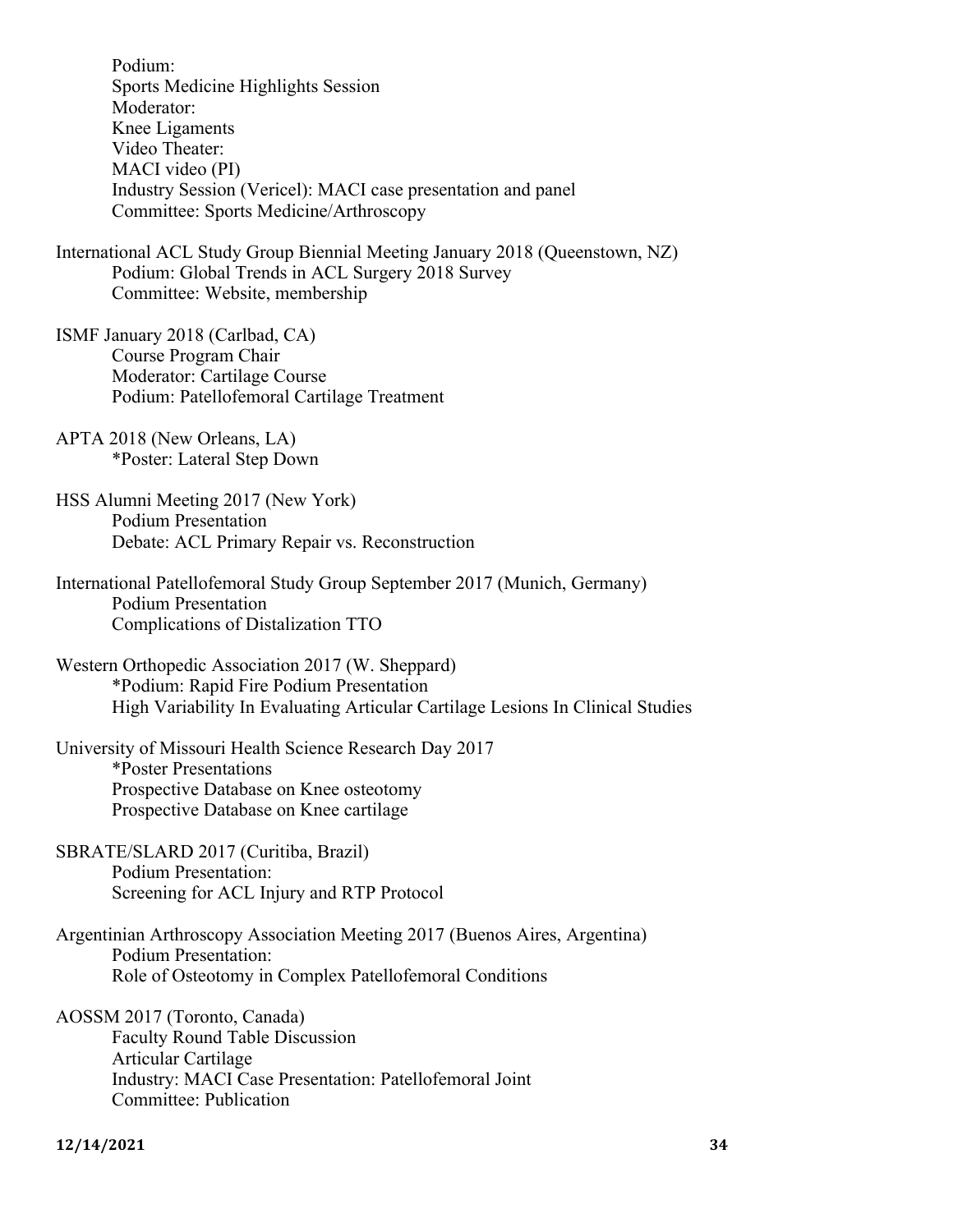Podium:
Sports Medicine Highlights Session
Moderator:
Knee Ligaments
Video Theater:
MACI video (PI)
Industry Session (Vericel): MACI case presentation and panel
Committee: Sports Medicine/Arthroscopy

International ACL Study Group Biennial Meeting January 2018 (Queenstown, NZ)
Podium: Global Trends in ACL Surgery 2018 Survey
Committee: Website, membership

ISMF January 2018 (Carlbad, CA)
Course Program Chair
Moderator: Cartilage Course
Podium: Patellofemoral Cartilage Treatment

APTA 2018 (New Orleans, LA)
*Poster: Lateral Step Down

HSS Alumni Meeting 2017 (New York)
Podium Presentation
Debate: ACL Primary Repair vs. Reconstruction

International Patellofemoral Study Group September 2017 (Munich, Germany)
Podium Presentation
Complications of Distalization TTO

Western Orthopedic Association 2017 (W. Sheppard)
*Podium: Rapid Fire Podium Presentation
High Variability In Evaluating Articular Cartilage Lesions In Clinical Studies

University of Missouri Health Science Research Day 2017
*Poster Presentations
Prospective Database on Knee osteotomy
Prospective Database on Knee cartilage

SBRATE/SLARD 2017 (Curitiba, Brazil)
Podium Presentation:
Screening for ACL Injury and RTP Protocol

Argentinian Arthroscopy Association Meeting 2017 (Buenos Aires, Argentina)
Podium Presentation:
Role of Osteotomy in Complex Patellofemoral Conditions

AOSSM 2017 (Toronto, Canada)
Faculty Round Table Discussion
Articular Cartilage
Industry: MACI Case Presentation: Patellofemoral Joint
Committee: Publication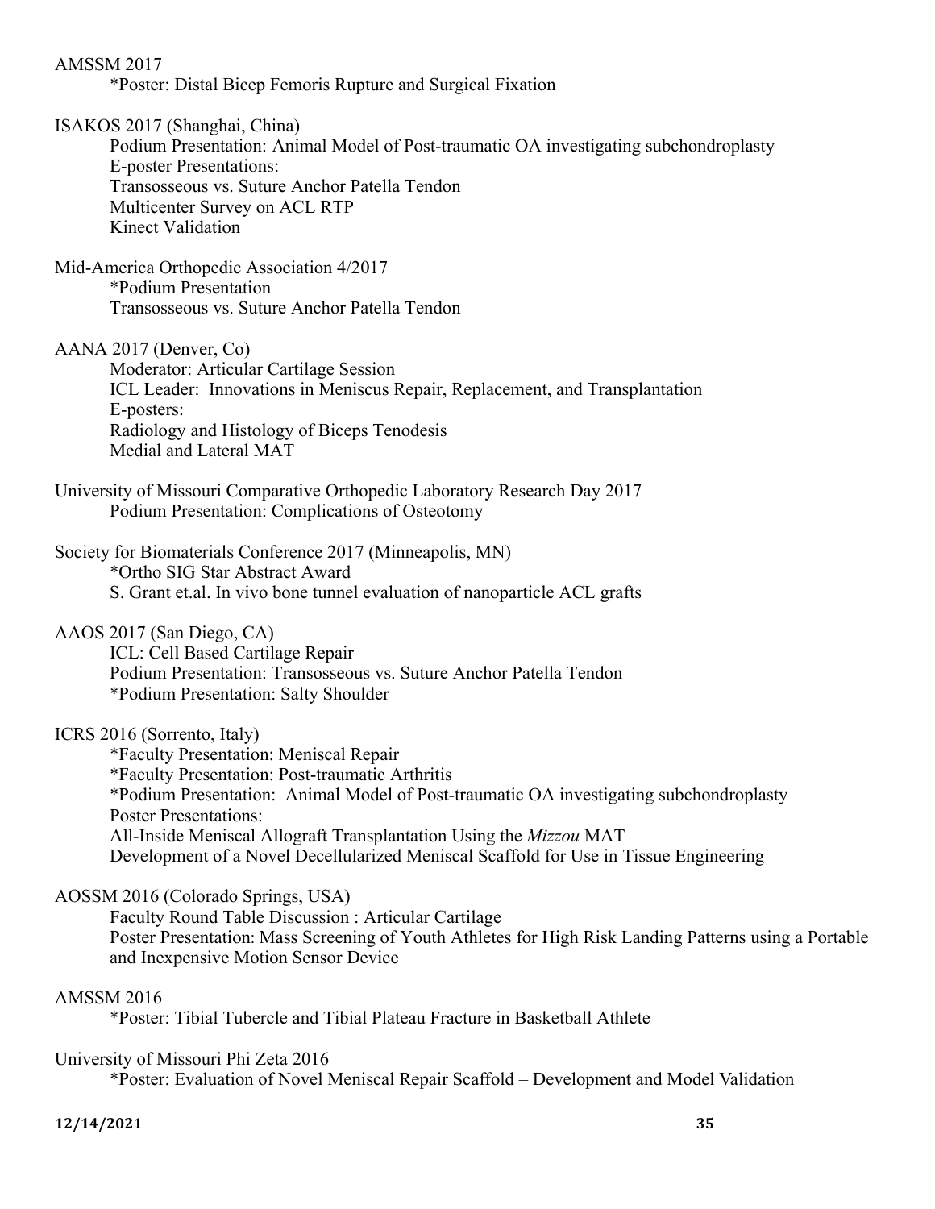AMSSM 2017

*Poster: Distal Bicep Femoris Rupture and Surgical Fixation

ISAKOS 2017 (Shanghai, China)

Podium Presentation: Animal Model of Post-traumatic OA investigating subchondroplasty
E-poster Presentations:
Transosseous vs. Suture Anchor Patella Tendon
Multicenter Survey on ACL RTP
Kinect Validation

Mid-America Orthopedic Association 4/2017

*Podium Presentation
Transosseous vs. Suture Anchor Patella Tendon

AANA 2017 (Denver, Co)

Moderator: Articular Cartilage Session
ICL Leader: Innovations in Meniscus Repair, Replacement, and Transplantation
E-posters:
Radiology and Histology of Biceps Tenodesis
Medial and Lateral MAT

University of Missouri Comparative Orthopedic Laboratory Research Day 2017

Podium Presentation: Complications of Osteotomy

Society for Biomaterials Conference 2017 (Minneapolis, MN)

*Ortho SIG Star Abstract Award
S. Grant et.al. In vivo bone tunnel evaluation of nanoparticle ACL grafts

AAOS 2017 (San Diego, CA)

ICL: Cell Based Cartilage Repair
Podium Presentation: Transosseous vs. Suture Anchor Patella Tendon
*Podium Presentation: Salty Shoulder

ICRS 2016 (Sorrento, Italy)

*Faculty Presentation: Meniscal Repair
*Faculty Presentation: Post-traumatic Arthritis
*Podium Presentation: Animal Model of Post-traumatic OA investigating subchondroplasty
Poster Presentations:
All-Inside Meniscal Allograft Transplantation Using the *Mizzou* MAT
Development of a Novel Decellularized Meniscal Scaffold for Use in Tissue Engineering

AOSSM 2016 (Colorado Springs, USA)

Faculty Round Table Discussion : Articular Cartilage
Poster Presentation: Mass Screening of Youth Athletes for High Risk Landing Patterns using a Portable and Inexpensive Motion Sensor Device

AMSSM 2016

*Poster: Tibial Tubercle and Tibial Plateau Fracture in Basketball Athlete

University of Missouri Phi Zeta 2016

*Poster: Evaluation of Novel Meniscal Repair Scaffold – Development and Model Validation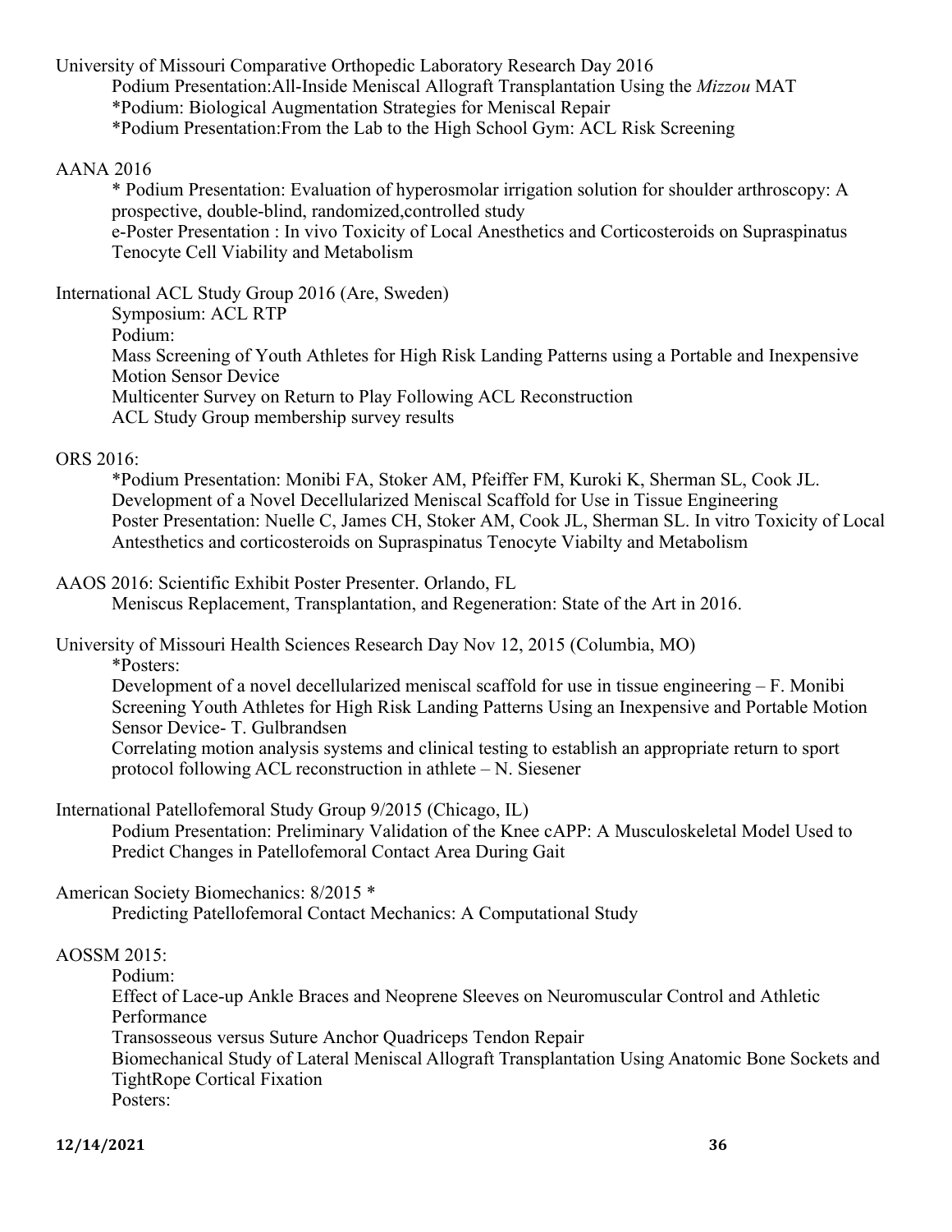University of Missouri Comparative Orthopedic Laboratory Research Day 2016

Podium Presentation:All-Inside Meniscal Allograft Transplantation Using the *Mizzou* MAT
*Podium: Biological Augmentation Strategies for Meniscal Repair
*Podium Presentation:From the Lab to the High School Gym: ACL Risk Screening

AANA 2016

* Podium Presentation: Evaluation of hyperosmolar irrigation solution for shoulder arthroscopy: A prospective, double-blind, randomized,controlled study
e-Poster Presentation : In vivo Toxicity of Local Anesthetics and Corticosteroids on Supraspinatus Tenocyte Cell Viability and Metabolism

International ACL Study Group 2016 (Are, Sweden)

Symposium: ACL RTP
Podium:
Mass Screening of Youth Athletes for High Risk Landing Patterns using a Portable and Inexpensive Motion Sensor Device
Multicenter Survey on Return to Play Following ACL Reconstruction
ACL Study Group membership survey results

ORS 2016:

*Podium Presentation: Monibi FA, Stoker AM, Pfeiffer FM, Kuroki K, Sherman SL, Cook JL. Development of a Novel Decellularized Meniscal Scaffold for Use in Tissue Engineering
Poster Presentation: Nuelle C, James CH, Stoker AM, Cook JL, Sherman SL. In vitro Toxicity of Local Antesthetics and corticosteroids on Supraspinatus Tenocyte Viabilty and Metabolism

AAOS 2016: Scientific Exhibit Poster Presenter. Orlando, FL

Meniscus Replacement, Transplantation, and Regeneration: State of the Art in 2016.

University of Missouri Health Sciences Research Day Nov 12, 2015 (Columbia, MO)

*Posters:
Development of a novel decellularized meniscal scaffold for use in tissue engineering – F. Monibi
Screening Youth Athletes for High Risk Landing Patterns Using an Inexpensive and Portable Motion Sensor Device- T. Gulbrandsen
Correlating motion analysis systems and clinical testing to establish an appropriate return to sport protocol following ACL reconstruction in athlete – N. Siesener

International Patellofemoral Study Group 9/2015 (Chicago, IL)

Podium Presentation: Preliminary Validation of the Knee cAPP: A Musculoskeletal Model Used to Predict Changes in Patellofemoral Contact Area During Gait

American Society Biomechanics: 8/2015 *

Predicting Patellofemoral Contact Mechanics: A Computational Study

AOSSM 2015:

Podium:
Effect of Lace-up Ankle Braces and Neoprene Sleeves on Neuromuscular Control and Athletic Performance
Transosseous versus Suture Anchor Quadriceps Tendon Repair
Biomechanical Study of Lateral Meniscal Allograft Transplantation Using Anatomic Bone Sockets and TightRope Cortical Fixation
Posters: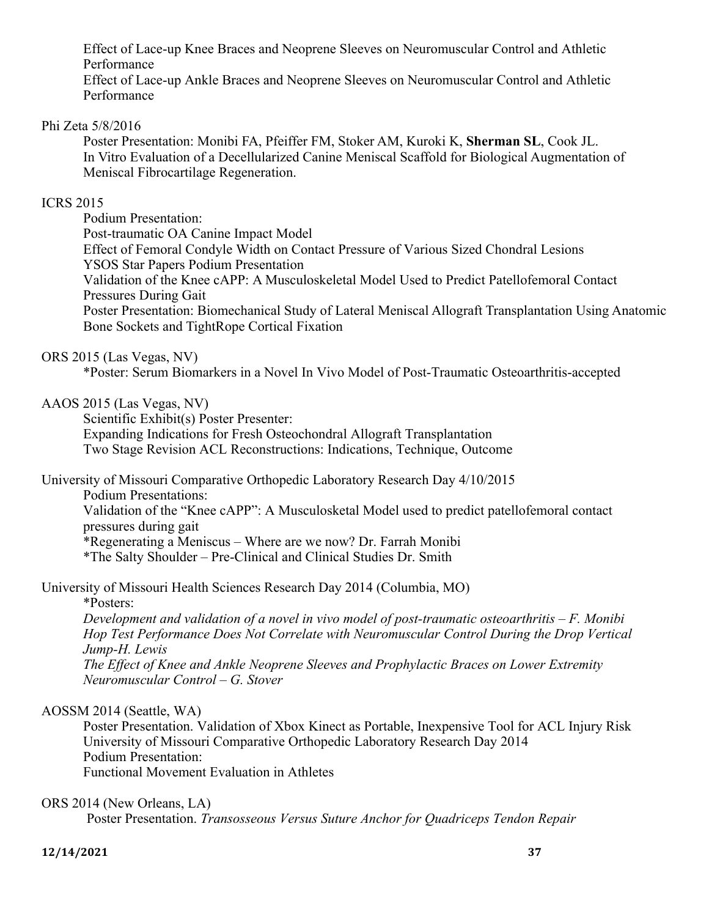Effect of Lace-up Knee Braces and Neoprene Sleeves on Neuromuscular Control and Athletic Performance
Effect of Lace-up Ankle Braces and Neoprene Sleeves on Neuromuscular Control and Athletic Performance

Phi Zeta 5/8/2016

Poster Presentation: Monibi FA, Pfeiffer FM, Stoker AM, Kuroki K, **Sherman SL**, Cook JL. In Vitro Evaluation of a Decellularized Canine Meniscal Scaffold for Biological Augmentation of Meniscal Fibrocartilage Regeneration.

ICRS 2015

Podium Presentation:
Post-traumatic OA Canine Impact Model
Effect of Femoral Condyle Width on Contact Pressure of Various Sized Chondral Lesions
YSOS Star Papers Podium Presentation
Validation of the Knee cAPP: A Musculoskeletal Model Used to Predict Patellofemoral Contact Pressures During Gait
Poster Presentation: Biomechanical Study of Lateral Meniscal Allograft Transplantation Using Anatomic Bone Sockets and TightRope Cortical Fixation

ORS 2015 (Las Vegas, NV)

*Poster: Serum Biomarkers in a Novel In Vivo Model of Post-Traumatic Osteoarthritis-accepted

AAOS 2015 (Las Vegas, NV)

Scientific Exhibit(s) Poster Presenter:
Expanding Indications for Fresh Osteochondral Allograft Transplantation
Two Stage Revision ACL Reconstructions: Indications, Technique, Outcome

University of Missouri Comparative Orthopedic Laboratory Research Day 4/10/2015

Podium Presentations:
Validation of the "Knee cAPP": A Musculosketal Model used to predict patellofemoral contact pressures during gait
*Regenerating a Meniscus – Where are we now? Dr. Farrah Monibi
*The Salty Shoulder – Pre-Clinical and Clinical Studies Dr. Smith

University of Missouri Health Sciences Research Day 2014 (Columbia, MO)

*Posters:
*Development and validation of a novel in vivo model of post-traumatic osteoarthritis – F. Monibi*
*Hop Test Performance Does Not Correlate with Neuromuscular Control During the Drop Vertical Jump-H. Lewis*
*The Effect of Knee and Ankle Neoprene Sleeves and Prophylactic Braces on Lower Extremity Neuromuscular Control – G. Stover*

AOSSM 2014 (Seattle, WA)

Poster Presentation. Validation of Xbox Kinect as Portable, Inexpensive Tool for ACL Injury Risk
University of Missouri Comparative Orthopedic Laboratory Research Day 2014
Podium Presentation:
Functional Movement Evaluation in Athletes

ORS 2014 (New Orleans, LA)

Poster Presentation. *Transosseous Versus Suture Anchor for Quadriceps Tendon Repair*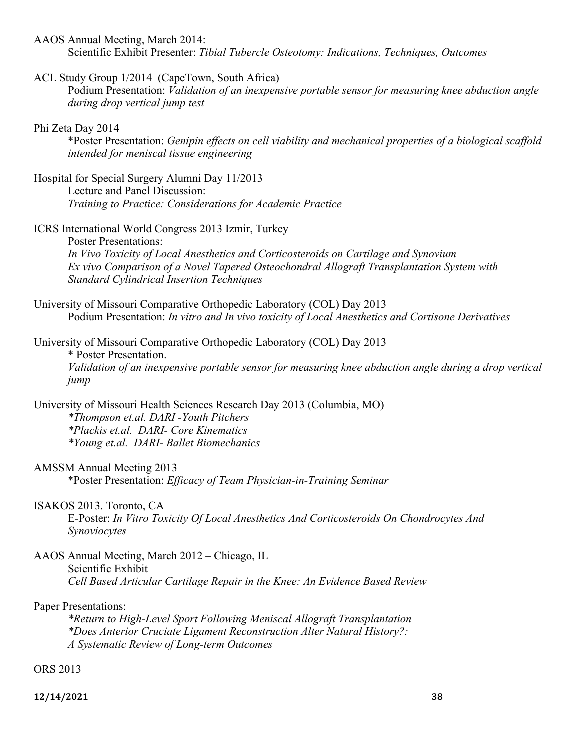AAOS Annual Meeting, March 2014:

Scientific Exhibit Presenter: *Tibial Tubercle Osteotomy: Indications, Techniques, Outcomes*

ACL Study Group 1/2014 (CapeTown, South Africa)

Podium Presentation: *Validation of an inexpensive portable sensor for measuring knee abduction angle during drop vertical jump test*

Phi Zeta Day 2014

*Poster Presentation: *Genipin effects on cell viability and mechanical properties of a biological scaffold intended for meniscal tissue engineering*

Hospital for Special Surgery Alumni Day 11/2013

Lecture and Panel Discussion:

*Training to Practice: Considerations for Academic Practice*

ICRS International World Congress 2013 Izmir, Turkey

Poster Presentations:

*In Vivo Toxicity of Local Anesthetics and Corticosteroids on Cartilage and Synovium*

*Ex vivo Comparison of a Novel Tapered Osteochondral Allograft Transplantation System with Standard Cylindrical Insertion Techniques*

University of Missouri Comparative Orthopedic Laboratory (COL) Day 2013

Podium Presentation: *In vitro and In vivo toxicity of Local Anesthetics and Cortisone Derivatives*

University of Missouri Comparative Orthopedic Laboratory (COL) Day 2013

\* Poster Presentation.

*Validation of an inexpensive portable sensor for measuring knee abduction angle during a drop vertical jump*

University of Missouri Health Sciences Research Day 2013 (Columbia, MO)

*\*Thompson et.al. DARI -Youth Pitchers*

*\*Plackis et.al. DARI- Core Kinematics*

*\*Young et.al. DARI- Ballet Biomechanics*

AMSSM Annual Meeting 2013

*Poster Presentation: *Efficacy of Team Physician-in-Training Seminar*

ISAKOS 2013. Toronto, CA

E-Poster: *In Vitro Toxicity Of Local Anesthetics And Corticosteroids On Chondrocytes And Synoviocytes*

AAOS Annual Meeting, March 2012 – Chicago, IL

Scientific Exhibit

*Cell Based Articular Cartilage Repair in the Knee: An Evidence Based Review*

Paper Presentations:

*\*Return to High-Level Sport Following Meniscal Allograft Transplantation*

*\*Does Anterior Cruciate Ligament Reconstruction Alter Natural History?: A Systematic Review of Long-term Outcomes*

ORS 2013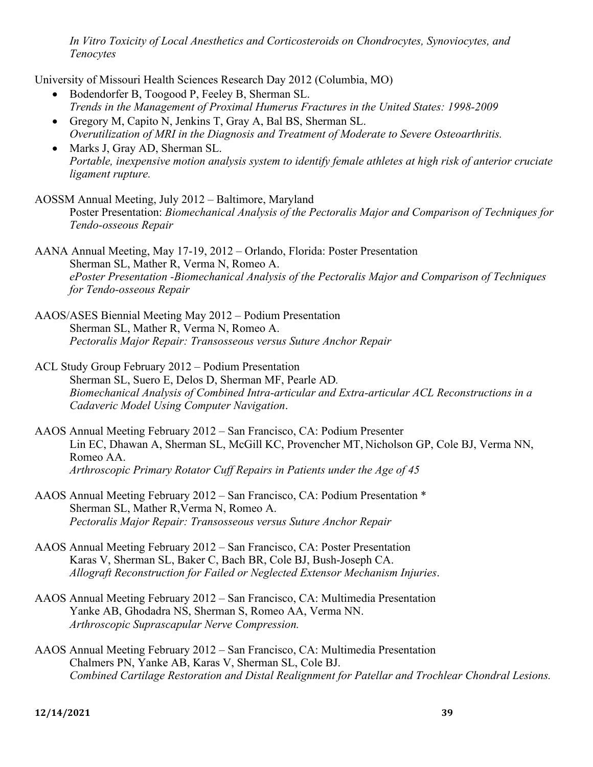*In Vitro Toxicity of Local Anesthetics and Corticosteroids on Chondrocytes, Synoviocytes, and Tenocytes*

University of Missouri Health Sciences Research Day 2012 (Columbia, MO)

- Bodendorfer B, Toogood P, Feeley B, Sherman SL.
  *Trends in the Management of Proximal Humerus Fractures in the United States: 1998-2009*
- Gregory M, Capito N, Jenkins T, Gray A, Bal BS, Sherman SL.
  *Overutilization of MRI in the Diagnosis and Treatment of Moderate to Severe Osteoarthritis.*
- Marks J, Gray AD, Sherman SL.
  *Portable, inexpensive motion analysis system to identify female athletes at high risk of anterior cruciate ligament rupture.*

AOSSM Annual Meeting, July 2012 – Baltimore, Maryland
Poster Presentation: *Biomechanical Analysis of the Pectoralis Major and Comparison of Techniques for Tendo-osseous Repair*

AANA Annual Meeting, May 17-19, 2012 – Orlando, Florida: Poster Presentation
Sherman SL, Mather R, Verma N, Romeo A.
*ePoster Presentation -Biomechanical Analysis of the Pectoralis Major and Comparison of Techniques for Tendo-osseous Repair*

AAOS/ASES Biennial Meeting May 2012 – Podium Presentation
Sherman SL, Mather R, Verma N, Romeo A.
*Pectoralis Major Repair: Transosseous versus Suture Anchor Repair*

ACL Study Group February 2012 – Podium Presentation
Sherman SL, Suero E, Delos D, Sherman MF, Pearle AD.
*Biomechanical Analysis of Combined Intra-articular and Extra-articular ACL Reconstructions in a Cadaveric Model Using Computer Navigation*.

AAOS Annual Meeting February 2012 – San Francisco, CA: Podium Presenter
Lin EC, Dhawan A, Sherman SL, McGill KC, Provencher MT, Nicholson GP, Cole BJ, Verma NN, Romeo AA.
*Arthroscopic Primary Rotator Cuff Repairs in Patients under the Age of 45*

AAOS Annual Meeting February 2012 – San Francisco, CA: Podium Presentation *
Sherman SL, Mather R,Verma N, Romeo A.
*Pectoralis Major Repair: Transosseous versus Suture Anchor Repair*

AAOS Annual Meeting February 2012 – San Francisco, CA: Poster Presentation
Karas V, Sherman SL, Baker C, Bach BR, Cole BJ, Bush-Joseph CA.
*Allograft Reconstruction for Failed or Neglected Extensor Mechanism Injuries*.

AAOS Annual Meeting February 2012 – San Francisco, CA: Multimedia Presentation
Yanke AB, Ghodadra NS, Sherman S, Romeo AA, Verma NN.
*Arthroscopic Suprascapular Nerve Compression.*

AAOS Annual Meeting February 2012 – San Francisco, CA: Multimedia Presentation
Chalmers PN, Yanke AB, Karas V, Sherman SL, Cole BJ.
*Combined Cartilage Restoration and Distal Realignment for Patellar and Trochlear Chondral Lesions.*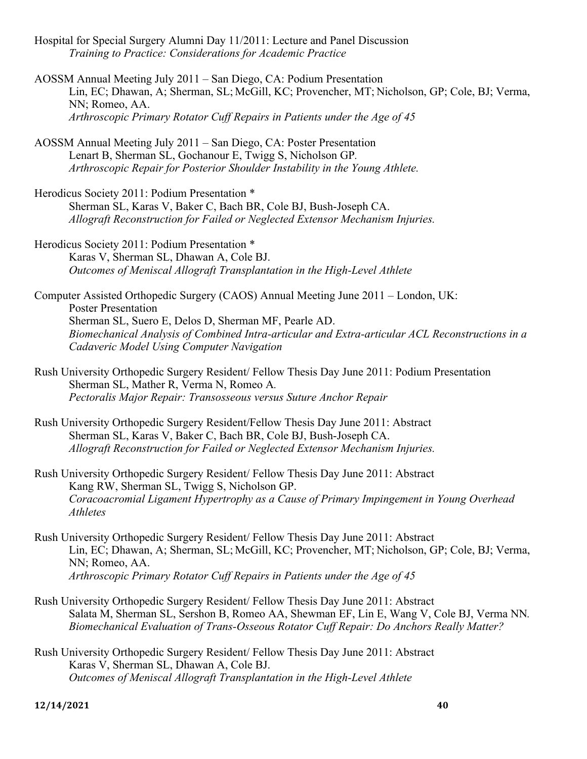Hospital for Special Surgery Alumni Day 11/2011: Lecture and Panel Discussion
*Training to Practice: Considerations for Academic Practice*

AOSSM Annual Meeting July 2011 – San Diego, CA: Podium Presentation
Lin, EC; Dhawan, A; Sherman, SL; McGill, KC; Provencher, MT; Nicholson, GP; Cole, BJ; Verma, NN; Romeo, AA.
*Arthroscopic Primary Rotator Cuff Repairs in Patients under the Age of 45*

AOSSM Annual Meeting July 2011 – San Diego, CA: Poster Presentation
Lenart B, Sherman SL, Gochanour E, Twigg S, Nicholson GP.
*Arthroscopic Repair for Posterior Shoulder Instability in the Young Athlete.*

Herodicus Society 2011: Podium Presentation *
Sherman SL, Karas V, Baker C, Bach BR, Cole BJ, Bush-Joseph CA.
*Allograft Reconstruction for Failed or Neglected Extensor Mechanism Injuries.*

Herodicus Society 2011: Podium Presentation *
Karas V, Sherman SL, Dhawan A, Cole BJ.
*Outcomes of Meniscal Allograft Transplantation in the High-Level Athlete*

Computer Assisted Orthopedic Surgery (CAOS) Annual Meeting June 2011 – London, UK: Poster Presentation
Sherman SL, Suero E, Delos D, Sherman MF, Pearle AD.
*Biomechanical Analysis of Combined Intra-articular and Extra-articular ACL Reconstructions in a Cadaveric Model Using Computer Navigation*

Rush University Orthopedic Surgery Resident/ Fellow Thesis Day June 2011: Podium Presentation
Sherman SL, Mather R, Verma N, Romeo A.
*Pectoralis Major Repair: Transosseous versus Suture Anchor Repair*

Rush University Orthopedic Surgery Resident/Fellow Thesis Day June 2011: Abstract
Sherman SL, Karas V, Baker C, Bach BR, Cole BJ, Bush-Joseph CA.
*Allograft Reconstruction for Failed or Neglected Extensor Mechanism Injuries.*

Rush University Orthopedic Surgery Resident/ Fellow Thesis Day June 2011: Abstract
Kang RW, Sherman SL, Twigg S, Nicholson GP.
*Coracoacromial Ligament Hypertrophy as a Cause of Primary Impingement in Young Overhead Athletes*

Rush University Orthopedic Surgery Resident/ Fellow Thesis Day June 2011: Abstract
Lin, EC; Dhawan, A; Sherman, SL; McGill, KC; Provencher, MT; Nicholson, GP; Cole, BJ; Verma, NN; Romeo, AA.
*Arthroscopic Primary Rotator Cuff Repairs in Patients under the Age of 45*

Rush University Orthopedic Surgery Resident/ Fellow Thesis Day June 2011: Abstract
Salata M, Sherman SL, Sershon B, Romeo AA, Shewman EF, Lin E, Wang V, Cole BJ, Verma NN.
*Biomechanical Evaluation of Trans-Osseous Rotator Cuff Repair: Do Anchors Really Matter?*

Rush University Orthopedic Surgery Resident/ Fellow Thesis Day June 2011: Abstract
Karas V, Sherman SL, Dhawan A, Cole BJ.
*Outcomes of Meniscal Allograft Transplantation in the High-Level Athlete*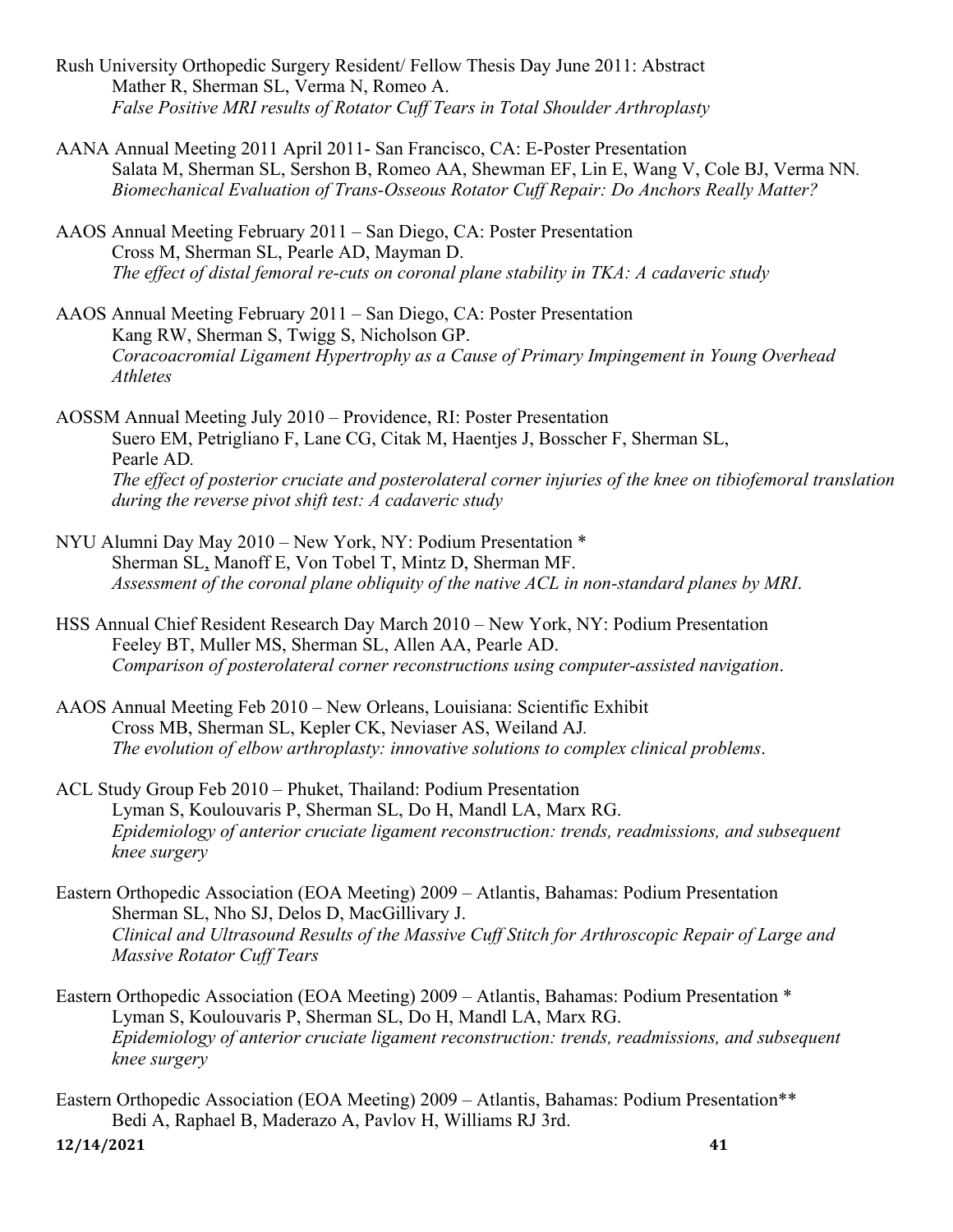Rush University Orthopedic Surgery Resident/ Fellow Thesis Day June 2011: Abstract
Mather R, Sherman SL, Verma N, Romeo A.
*False Positive MRI results of Rotator Cuff Tears in Total Shoulder Arthroplasty*

AANA Annual Meeting 2011 April 2011- San Francisco, CA: E-Poster Presentation
Salata M, Sherman SL, Sershon B, Romeo AA, Shewman EF, Lin E, Wang V, Cole BJ, Verma NN.
*Biomechanical Evaluation of Trans-Osseous Rotator Cuff Repair: Do Anchors Really Matter?*

AAOS Annual Meeting February 2011 – San Diego, CA: Poster Presentation
Cross M, Sherman SL, Pearle AD, Mayman D.
*The effect of distal femoral re-cuts on coronal plane stability in TKA: A cadaveric study*

AAOS Annual Meeting February 2011 – San Diego, CA: Poster Presentation
Kang RW, Sherman S, Twigg S, Nicholson GP.
*Coracoacromial Ligament Hypertrophy as a Cause of Primary Impingement in Young Overhead Athletes*

AOSSM Annual Meeting July 2010 – Providence, RI: Poster Presentation
Suero EM, Petrigliano F, Lane CG, Citak M, Haentjes J, Bosscher F, Sherman SL, Pearle AD.
*The effect of posterior cruciate and posterolateral corner injuries of the knee on tibiofemoral translation during the reverse pivot shift test: A cadaveric study*

NYU Alumni Day May 2010 – New York, NY: Podium Presentation *
Sherman SL, Manoff E, Von Tobel T, Mintz D, Sherman MF.
*Assessment of the coronal plane obliquity of the native ACL in non-standard planes by MRI*.

HSS Annual Chief Resident Research Day March 2010 – New York, NY: Podium Presentation
Feeley BT, Muller MS, Sherman SL, Allen AA, Pearle AD.
*Comparison of posterolateral corner reconstructions using computer-assisted navigation*.

AAOS Annual Meeting Feb 2010 – New Orleans, Louisiana: Scientific Exhibit
Cross MB, Sherman SL, Kepler CK, Neviaser AS, Weiland AJ.
*The evolution of elbow arthroplasty: innovative solutions to complex clinical problems*.

ACL Study Group Feb 2010 – Phuket, Thailand: Podium Presentation
Lyman S, Koulouvaris P, Sherman SL, Do H, Mandl LA, Marx RG.
*Epidemiology of anterior cruciate ligament reconstruction: trends, readmissions, and subsequent knee surgery*

Eastern Orthopedic Association (EOA Meeting) 2009 – Atlantis, Bahamas: Podium Presentation
Sherman SL, Nho SJ, Delos D, MacGillivary J.
*Clinical and Ultrasound Results of the Massive Cuff Stitch for Arthroscopic Repair of Large and Massive Rotator Cuff Tears*

Eastern Orthopedic Association (EOA Meeting) 2009 – Atlantis, Bahamas: Podium Presentation *
Lyman S, Koulouvaris P, Sherman SL, Do H, Mandl LA, Marx RG.
*Epidemiology of anterior cruciate ligament reconstruction: trends, readmissions, and subsequent knee surgery*

Eastern Orthopedic Association (EOA Meeting) 2009 – Atlantis, Bahamas: Podium Presentation**
Bedi A, Raphael B, Maderazo A, Pavlov H, Williams RJ 3rd.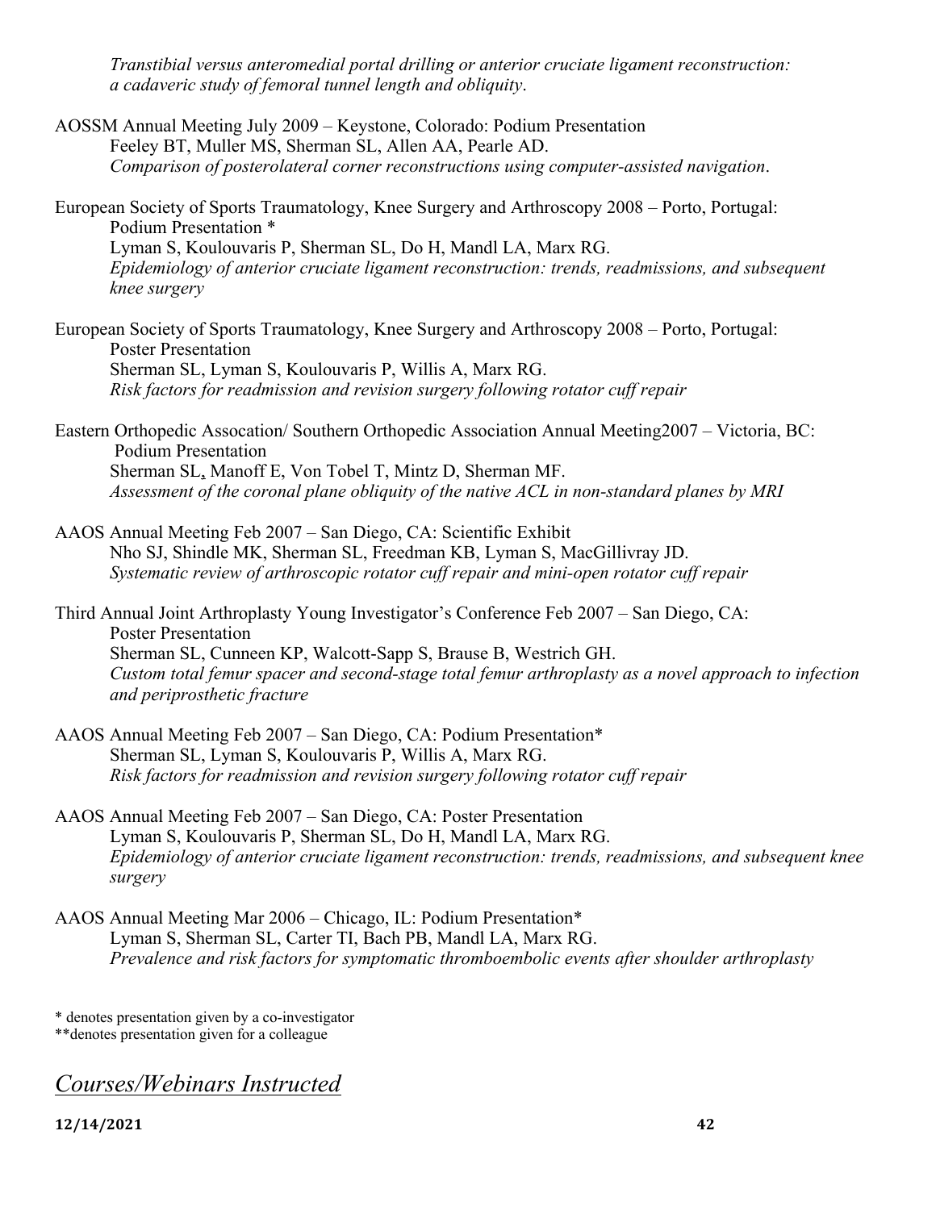*Transtibial versus anteromedial portal drilling or anterior cruciate ligament reconstruction: a cadaveric study of femoral tunnel length and obliquity*.

AOSSM Annual Meeting July 2009 – Keystone, Colorado: Podium Presentation
Feeley BT, Muller MS, Sherman SL, Allen AA, Pearle AD.
*Comparison of posterolateral corner reconstructions using computer-assisted navigation*.

European Society of Sports Traumatology, Knee Surgery and Arthroscopy 2008 – Porto, Portugal: Podium Presentation *
Lyman S, Koulouvaris P, Sherman SL, Do H, Mandl LA, Marx RG.
*Epidemiology of anterior cruciate ligament reconstruction: trends, readmissions, and subsequent knee surgery*

European Society of Sports Traumatology, Knee Surgery and Arthroscopy 2008 – Porto, Portugal: Poster Presentation
Sherman SL, Lyman S, Koulouvaris P, Willis A, Marx RG.
*Risk factors for readmission and revision surgery following rotator cuff repair*

Eastern Orthopedic Assocation/ Southern Orthopedic Association Annual Meeting2007 – Victoria, BC: Podium Presentation
Sherman SL, Manoff E, Von Tobel T, Mintz D, Sherman MF.
*Assessment of the coronal plane obliquity of the native ACL in non-standard planes by MRI*

AAOS Annual Meeting Feb 2007 – San Diego, CA: Scientific Exhibit
Nho SJ, Shindle MK, Sherman SL, Freedman KB, Lyman S, MacGillivray JD.
*Systematic review of arthroscopic rotator cuff repair and mini-open rotator cuff repair*

Third Annual Joint Arthroplasty Young Investigator's Conference Feb 2007 – San Diego, CA: Poster Presentation
Sherman SL, Cunneen KP, Walcott-Sapp S, Brause B, Westrich GH.
*Custom total femur spacer and second-stage total femur arthroplasty as a novel approach to infection and periprosthetic fracture*

AAOS Annual Meeting Feb 2007 – San Diego, CA: Podium Presentation*
Sherman SL, Lyman S, Koulouvaris P, Willis A, Marx RG.
*Risk factors for readmission and revision surgery following rotator cuff repair*

AAOS Annual Meeting Feb 2007 – San Diego, CA: Poster Presentation
Lyman S, Koulouvaris P, Sherman SL, Do H, Mandl LA, Marx RG.
*Epidemiology of anterior cruciate ligament reconstruction: trends, readmissions, and subsequent knee surgery*

AAOS Annual Meeting Mar 2006 – Chicago, IL: Podium Presentation*
Lyman S, Sherman SL, Carter TI, Bach PB, Mandl LA, Marx RG.
*Prevalence and risk factors for symptomatic thromboembolic events after shoulder arthroplasty*

* denotes presentation given by a co-investigator
**denotes presentation given for a colleague

## *Courses/Webinars Instructed*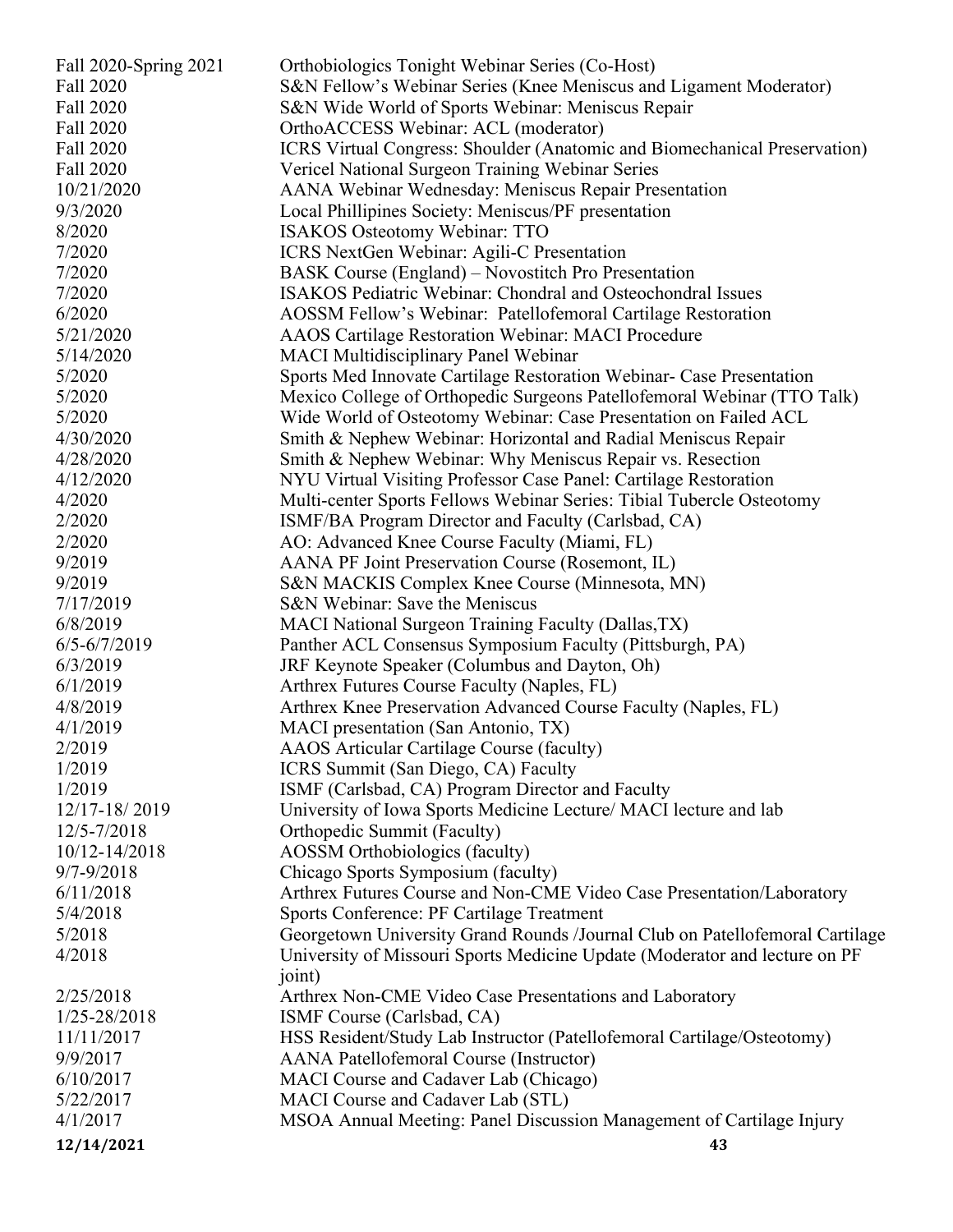| | |
|---|---|
| Fall 2020-Spring 2021 | Orthobiologics Tonight Webinar Series (Co-Host) |
| Fall 2020 | S&N Fellow's Webinar Series (Knee Meniscus and Ligament Moderator) |
| Fall 2020 | S&N Wide World of Sports Webinar: Meniscus Repair |
| Fall 2020 | OrthoACCESS Webinar: ACL (moderator) |
| Fall 2020 | ICRS Virtual Congress: Shoulder (Anatomic and Biomechanical Preservation) |
| Fall 2020 | Vericel National Surgeon Training Webinar Series |
| 10/21/2020 | AANA Webinar Wednesday: Meniscus Repair Presentation |
| 9/3/2020 | Local Phillipines Society: Meniscus/PF presentation |
| 8/2020 | ISAKOS Osteotomy Webinar: TTO |
| 7/2020 | ICRS NextGen Webinar: Agili-C Presentation |
| 7/2020 | BASK Course (England) – Novostitch Pro Presentation |
| 7/2020 | ISAKOS Pediatric Webinar: Chondral and Osteochondral Issues |
| 6/2020 | AOSSM Fellow's Webinar: Patellofemoral Cartilage Restoration |
| 5/21/2020 | AAOS Cartilage Restoration Webinar: MACI Procedure |
| 5/14/2020 | MACI Multidisciplinary Panel Webinar |
| 5/2020 | Sports Med Innovate Cartilage Restoration Webinar- Case Presentation |
| 5/2020 | Mexico College of Orthopedic Surgeons Patellofemoral Webinar (TTO Talk) |
| 5/2020 | Wide World of Osteotomy Webinar: Case Presentation on Failed ACL |
| 4/30/2020 | Smith & Nephew Webinar: Horizontal and Radial Meniscus Repair |
| 4/28/2020 | Smith & Nephew Webinar: Why Meniscus Repair vs. Resection |
| 4/12/2020 | NYU Virtual Visiting Professor Case Panel: Cartilage Restoration |
| 4/2020 | Multi-center Sports Fellows Webinar Series: Tibial Tubercle Osteotomy |
| 2/2020 | ISMF/BA Program Director and Faculty (Carlsbad, CA) |
| 2/2020 | AO: Advanced Knee Course Faculty (Miami, FL) |
| 9/2019 | AANA PF Joint Preservation Course (Rosemont, IL) |
| 9/2019 | S&N MACKIS Complex Knee Course (Minnesota, MN) |
| 7/17/2019 | S&N Webinar: Save the Meniscus |
| 6/8/2019 | MACI National Surgeon Training Faculty (Dallas,TX) |
| 6/5-6/7/2019 | Panther ACL Consensus Symposium Faculty (Pittsburgh, PA) |
| 6/3/2019 | JRF Keynote Speaker (Columbus and Dayton, Oh) |
| 6/1/2019 | Arthrex Futures Course Faculty (Naples, FL) |
| 4/8/2019 | Arthrex Knee Preservation Advanced Course Faculty (Naples, FL) |
| 4/1/2019 | MACI presentation (San Antonio, TX) |
| 2/2019 | AAOS Articular Cartilage Course (faculty) |
| 1/2019 | ICRS Summit (San Diego, CA) Faculty |
| 1/2019 | ISMF (Carlsbad, CA) Program Director and Faculty |
| 12/17-18/ 2019 | University of Iowa Sports Medicine Lecture/ MACI lecture and lab |
| 12/5-7/2018 | Orthopedic Summit (Faculty) |
| 10/12-14/2018 | AOSSM Orthobiologics (faculty) |
| 9/7-9/2018 | Chicago Sports Symposium (faculty) |
| 6/11/2018 | Arthrex Futures Course and Non-CME Video Case Presentation/Laboratory |
| 5/4/2018 | Sports Conference: PF Cartilage Treatment |
| 5/2018 | Georgetown University Grand Rounds /Journal Club on Patellofemoral Cartilage |
| 4/2018 | University of Missouri Sports Medicine Update (Moderator and lecture on PF joint) |
| 2/25/2018 | Arthrex Non-CME Video Case Presentations and Laboratory |
| 1/25-28/2018 | ISMF Course (Carlsbad, CA) |
| 11/11/2017 | HSS Resident/Study Lab Instructor (Patellofemoral Cartilage/Osteotomy) |
| 9/9/2017 | AANA Patellofemoral Course (Instructor) |
| 6/10/2017 | MACI Course and Cadaver Lab (Chicago) |
| 5/22/2017 | MACI Course and Cadaver Lab (STL) |
| 4/1/2017 | MSOA Annual Meeting: Panel Discussion Management of Cartilage Injury |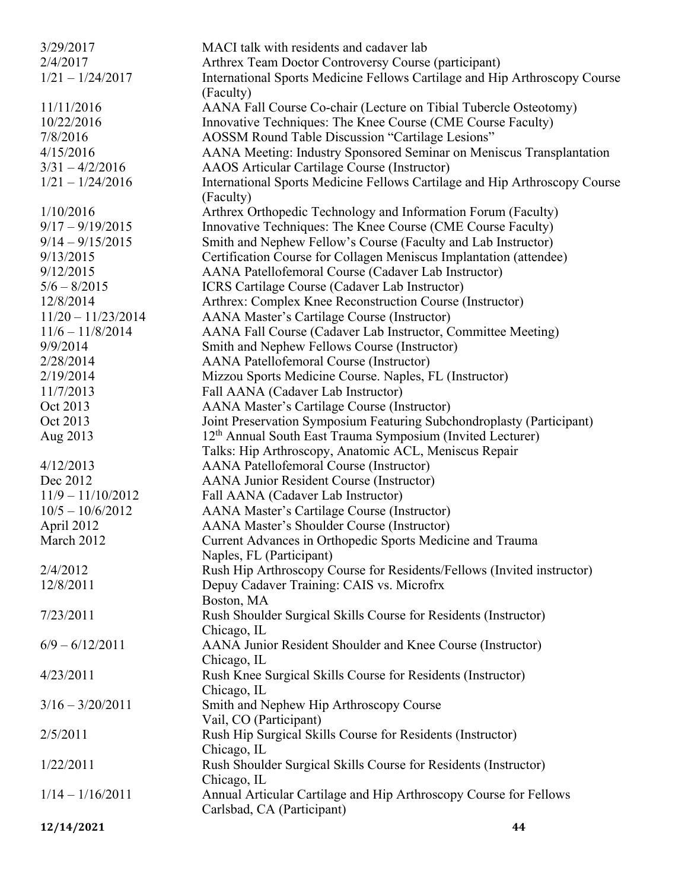| | |
|---|---|
| 3/29/2017 | MACI talk with residents and cadaver lab |
| 2/4/2017 | Arthrex Team Doctor Controversy Course (participant) |
| 1/21 – 1/24/2017 | International Sports Medicine Fellows Cartilage and Hip Arthroscopy Course (Faculty) |
| 11/11/2016 | AANA Fall Course Co-chair (Lecture on Tibial Tubercle Osteotomy) |
| 10/22/2016 | Innovative Techniques: The Knee Course (CME Course Faculty) |
| 7/8/2016 | AOSSM Round Table Discussion "Cartilage Lesions" |
| 4/15/2016 | AANA Meeting: Industry Sponsored Seminar on Meniscus Transplantation |
| 3/31 – 4/2/2016 | AAOS Articular Cartilage Course (Instructor) |
| 1/21 – 1/24/2016 | International Sports Medicine Fellows Cartilage and Hip Arthroscopy Course (Faculty) |
| 1/10/2016 | Arthrex Orthopedic Technology and Information Forum (Faculty) |
| 9/17 – 9/19/2015 | Innovative Techniques: The Knee Course (CME Course Faculty) |
| 9/14 – 9/15/2015 | Smith and Nephew Fellow's Course (Faculty and Lab Instructor) |
| 9/13/2015 | Certification Course for Collagen Meniscus Implantation (attendee) |
| 9/12/2015 | AANA Patellofemoral Course (Cadaver Lab Instructor) |
| 5/6 – 8/2015 | ICRS Cartilage Course (Cadaver Lab Instructor) |
| 12/8/2014 | Arthrex: Complex Knee Reconstruction Course (Instructor) |
| 11/20 – 11/23/2014 | AANA Master's Cartilage Course (Instructor) |
| 11/6 – 11/8/2014 | AANA Fall Course (Cadaver Lab Instructor, Committee Meeting) |
| 9/9/2014 | Smith and Nephew Fellows Course (Instructor) |
| 2/28/2014 | AANA Patellofemoral Course (Instructor) |
| 2/19/2014 | Mizzou Sports Medicine Course. Naples, FL (Instructor) |
| 11/7/2013 | Fall AANA (Cadaver Lab Instructor) |
| Oct 2013 | AANA Master's Cartilage Course (Instructor) |
| Oct 2013 | Joint Preservation Symposium Featuring Subchondroplasty (Participant) |
| Aug 2013 | 12th Annual South East Trauma Symposium (Invited Lecturer)<br>Talks: Hip Arthroscopy, Anatomic ACL, Meniscus Repair |
| 4/12/2013 | AANA Patellofemoral Course (Instructor) |
| Dec 2012 | AANA Junior Resident Course (Instructor) |
| 11/9 – 11/10/2012 | Fall AANA (Cadaver Lab Instructor) |
| 10/5 – 10/6/2012 | AANA Master's Cartilage Course (Instructor) |
| April 2012 | AANA Master's Shoulder Course (Instructor) |
| March 2012 | Current Advances in Orthopedic Sports Medicine and Trauma<br>Naples, FL (Participant) |
| 2/4/2012 | Rush Hip Arthroscopy Course for Residents/Fellows (Invited instructor) |
| 12/8/2011 | Depuy Cadaver Training: CAIS vs. Microfrx<br>Boston, MA |
| 7/23/2011 | Rush Shoulder Surgical Skills Course for Residents (Instructor)<br>Chicago, IL |
| 6/9 – 6/12/2011 | AANA Junior Resident Shoulder and Knee Course (Instructor)<br>Chicago, IL |
| 4/23/2011 | Rush Knee Surgical Skills Course for Residents (Instructor)<br>Chicago, IL |
| 3/16 – 3/20/2011 | Smith and Nephew Hip Arthroscopy Course<br>Vail, CO (Participant) |
| 2/5/2011 | Rush Hip Surgical Skills Course for Residents (Instructor)<br>Chicago, IL |
| 1/22/2011 | Rush Shoulder Surgical Skills Course for Residents (Instructor)<br>Chicago, IL |
| 1/14 – 1/16/2011 | Annual Articular Cartilage and Hip Arthroscopy Course for Fellows<br>Carlsbad, CA (Participant) |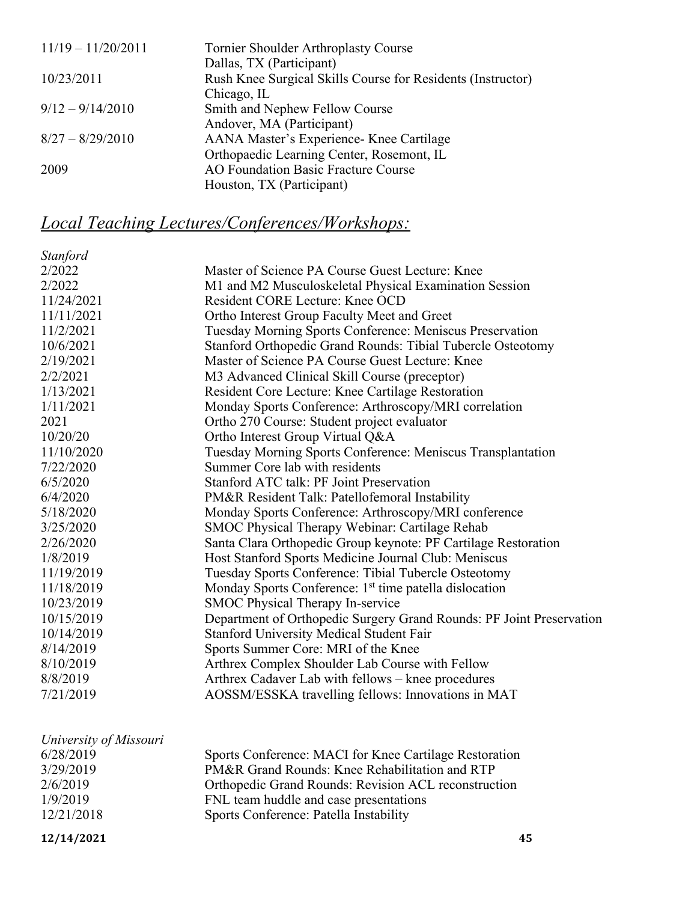| | |
|---|---|
| 11/19 – 11/20/2011 | Tornier Shoulder Arthroplasty Course<br>Dallas, TX (Participant) |
| 10/23/2011 | Rush Knee Surgical Skills Course for Residents (Instructor)<br>Chicago, IL |
| 9/12 – 9/14/2010 | Smith and Nephew Fellow Course<br>Andover, MA (Participant) |
| 8/27 – 8/29/2010 | AANA Master's Experience- Knee Cartilage<br>Orthopaedic Learning Center, Rosemont, IL |
| 2009 | AO Foundation Basic Fracture Course<br>Houston, TX (Participant) |

## *Local Teaching Lectures/Conferences/Workshops:*

*Stanford*

| | |
|---|---|
| 2/2022 | Master of Science PA Course Guest Lecture: Knee |
| 2/2022 | M1 and M2 Musculoskeletal Physical Examination Session |
| 11/24/2021 | Resident CORE Lecture: Knee OCD |
| 11/11/2021 | Ortho Interest Group Faculty Meet and Greet |
| 11/2/2021 | Tuesday Morning Sports Conference: Meniscus Preservation |
| 10/6/2021 | Stanford Orthopedic Grand Rounds: Tibial Tubercle Osteotomy |
| 2/19/2021 | Master of Science PA Course Guest Lecture: Knee |
| 2/2/2021 | M3 Advanced Clinical Skill Course (preceptor) |
| 1/13/2021 | Resident Core Lecture: Knee Cartilage Restoration |
| 1/11/2021 | Monday Sports Conference: Arthroscopy/MRI correlation |
| 2021 | Ortho 270 Course: Student project evaluator |
| 10/20/20 | Ortho Interest Group Virtual Q&A |
| 11/10/2020 | Tuesday Morning Sports Conference: Meniscus Transplantation |
| 7/22/2020 | Summer Core lab with residents |
| 6/5/2020 | Stanford ATC talk: PF Joint Preservation |
| 6/4/2020 | PM&R Resident Talk: Patellofemoral Instability |
| 5/18/2020 | Monday Sports Conference: Arthroscopy/MRI conference |
| 3/25/2020 | SMOC Physical Therapy Webinar: Cartilage Rehab |
| 2/26/2020 | Santa Clara Orthopedic Group keynote: PF Cartilage Restoration |
| 1/8/2019 | Host Stanford Sports Medicine Journal Club: Meniscus |
| 11/19/2019 | Tuesday Sports Conference: Tibial Tubercle Osteotomy |
| 11/18/2019 | Monday Sports Conference: 1st time patella dislocation |
| 10/23/2019 | SMOC Physical Therapy In-service |
| 10/15/2019 | Department of Orthopedic Surgery Grand Rounds: PF Joint Preservation |
| 10/14/2019 | Stanford University Medical Student Fair |
| 8/14/2019 | Sports Summer Core: MRI of the Knee |
| 8/10/2019 | Arthrex Complex Shoulder Lab Course with Fellow |
| 8/8/2019 | Arthrex Cadaver Lab with fellows – knee procedures |
| 7/21/2019 | AOSSM/ESSKA travelling fellows: Innovations in MAT |

*University of Missouri*

| | |
|---|---|
| 6/28/2019 | Sports Conference: MACI for Knee Cartilage Restoration |
| 3/29/2019 | PM&R Grand Rounds: Knee Rehabilitation and RTP |
| 2/6/2019 | Orthopedic Grand Rounds: Revision ACL reconstruction |
| 1/9/2019 | FNL team huddle and case presentations |
| 12/21/2018 | Sports Conference: Patella Instability |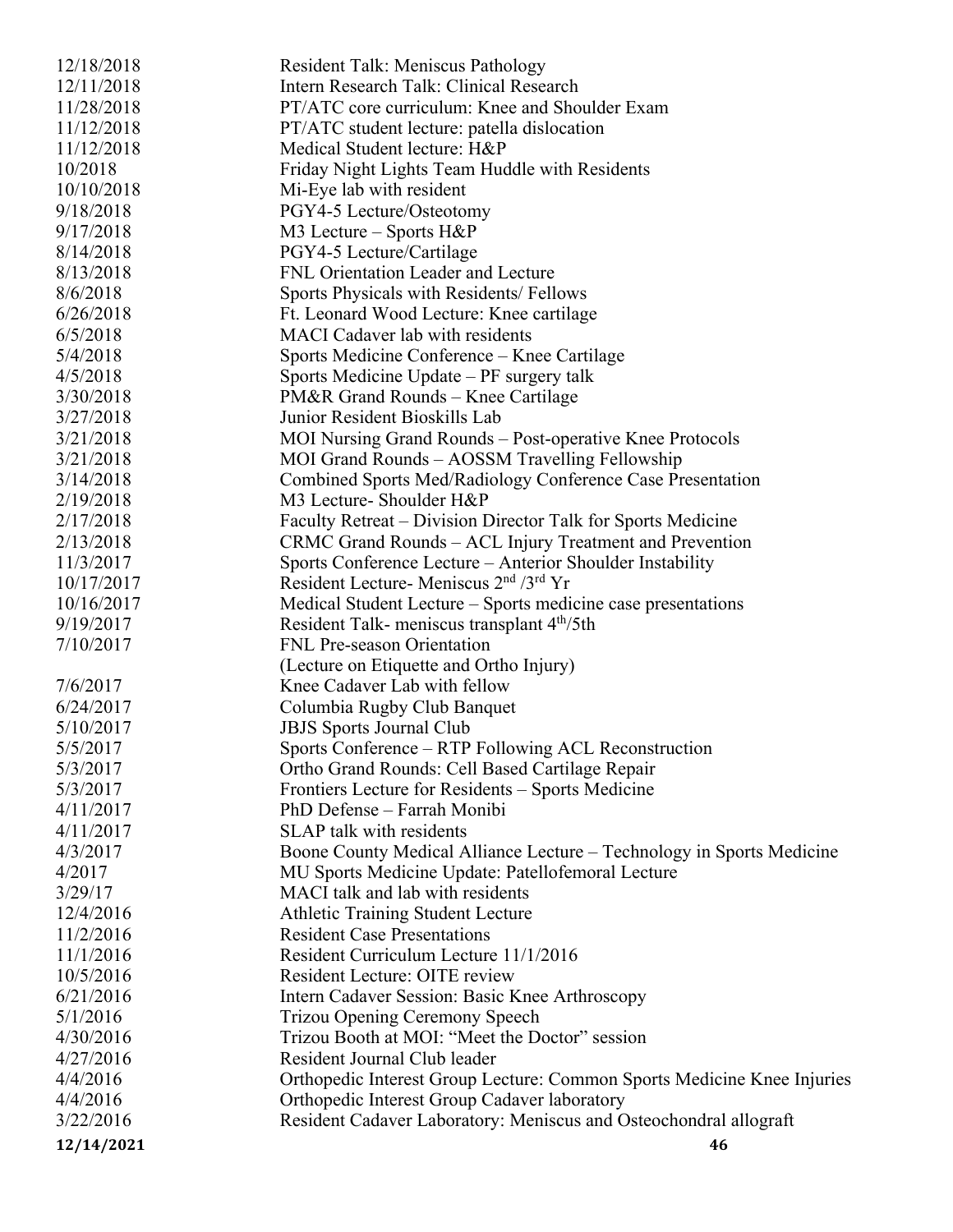| | |
|---|---|
| 12/18/2018 | Resident Talk: Meniscus Pathology |
| 12/11/2018 | Intern Research Talk: Clinical Research |
| 11/28/2018 | PT/ATC core curriculum: Knee and Shoulder Exam |
| 11/12/2018 | PT/ATC student lecture: patella dislocation |
| 11/12/2018 | Medical Student lecture: H&P |
| 10/2018 | Friday Night Lights Team Huddle with Residents |
| 10/10/2018 | Mi-Eye lab with resident |
| 9/18/2018 | PGY4-5 Lecture/Osteotomy |
| 9/17/2018 | M3 Lecture – Sports H&P |
| 8/14/2018 | PGY4-5 Lecture/Cartilage |
| 8/13/2018 | FNL Orientation Leader and Lecture |
| 8/6/2018 | Sports Physicals with Residents/ Fellows |
| 6/26/2018 | Ft. Leonard Wood Lecture: Knee cartilage |
| 6/5/2018 | MACI Cadaver lab with residents |
| 5/4/2018 | Sports Medicine Conference – Knee Cartilage |
| 4/5/2018 | Sports Medicine Update – PF surgery talk |
| 3/30/2018 | PM&R Grand Rounds – Knee Cartilage |
| 3/27/2018 | Junior Resident Bioskills Lab |
| 3/21/2018 | MOI Nursing Grand Rounds – Post-operative Knee Protocols |
| 3/21/2018 | MOI Grand Rounds – AOSSM Travelling Fellowship |
| 3/14/2018 | Combined Sports Med/Radiology Conference Case Presentation |
| 2/19/2018 | M3 Lecture- Shoulder H&P |
| 2/17/2018 | Faculty Retreat – Division Director Talk for Sports Medicine |
| 2/13/2018 | CRMC Grand Rounds – ACL Injury Treatment and Prevention |
| 11/3/2017 | Sports Conference Lecture – Anterior Shoulder Instability |
| 10/17/2017 | Resident Lecture- Meniscus 2nd /3rd Yr |
| 10/16/2017 | Medical Student Lecture – Sports medicine case presentations |
| 9/19/2017 | Resident Talk- meniscus transplant 4th/5th |
| 7/10/2017 | FNL Pre-season Orientation (Lecture on Etiquette and Ortho Injury) |
| 7/6/2017 | Knee Cadaver Lab with fellow |
| 6/24/2017 | Columbia Rugby Club Banquet |
| 5/10/2017 | JBJS Sports Journal Club |
| 5/5/2017 | Sports Conference – RTP Following ACL Reconstruction |
| 5/3/2017 | Ortho Grand Rounds: Cell Based Cartilage Repair |
| 5/3/2017 | Frontiers Lecture for Residents – Sports Medicine |
| 4/11/2017 | PhD Defense – Farrah Monibi |
| 4/11/2017 | SLAP talk with residents |
| 4/3/2017 | Boone County Medical Alliance Lecture – Technology in Sports Medicine |
| 4/2017 | MU Sports Medicine Update: Patellofemoral Lecture |
| 3/29/17 | MACI talk and lab with residents |
| 12/4/2016 | Athletic Training Student Lecture |
| 11/2/2016 | Resident Case Presentations |
| 11/1/2016 | Resident Curriculum Lecture 11/1/2016 |
| 10/5/2016 | Resident Lecture: OITE review |
| 6/21/2016 | Intern Cadaver Session: Basic Knee Arthroscopy |
| 5/1/2016 | Trizou Opening Ceremony Speech |
| 4/30/2016 | Trizou Booth at MOI: "Meet the Doctor" session |
| 4/27/2016 | Resident Journal Club leader |
| 4/4/2016 | Orthopedic Interest Group Lecture: Common Sports Medicine Knee Injuries |
| 4/4/2016 | Orthopedic Interest Group Cadaver laboratory |
| 3/22/2016 | Resident Cadaver Laboratory: Meniscus and Osteochondral allograft |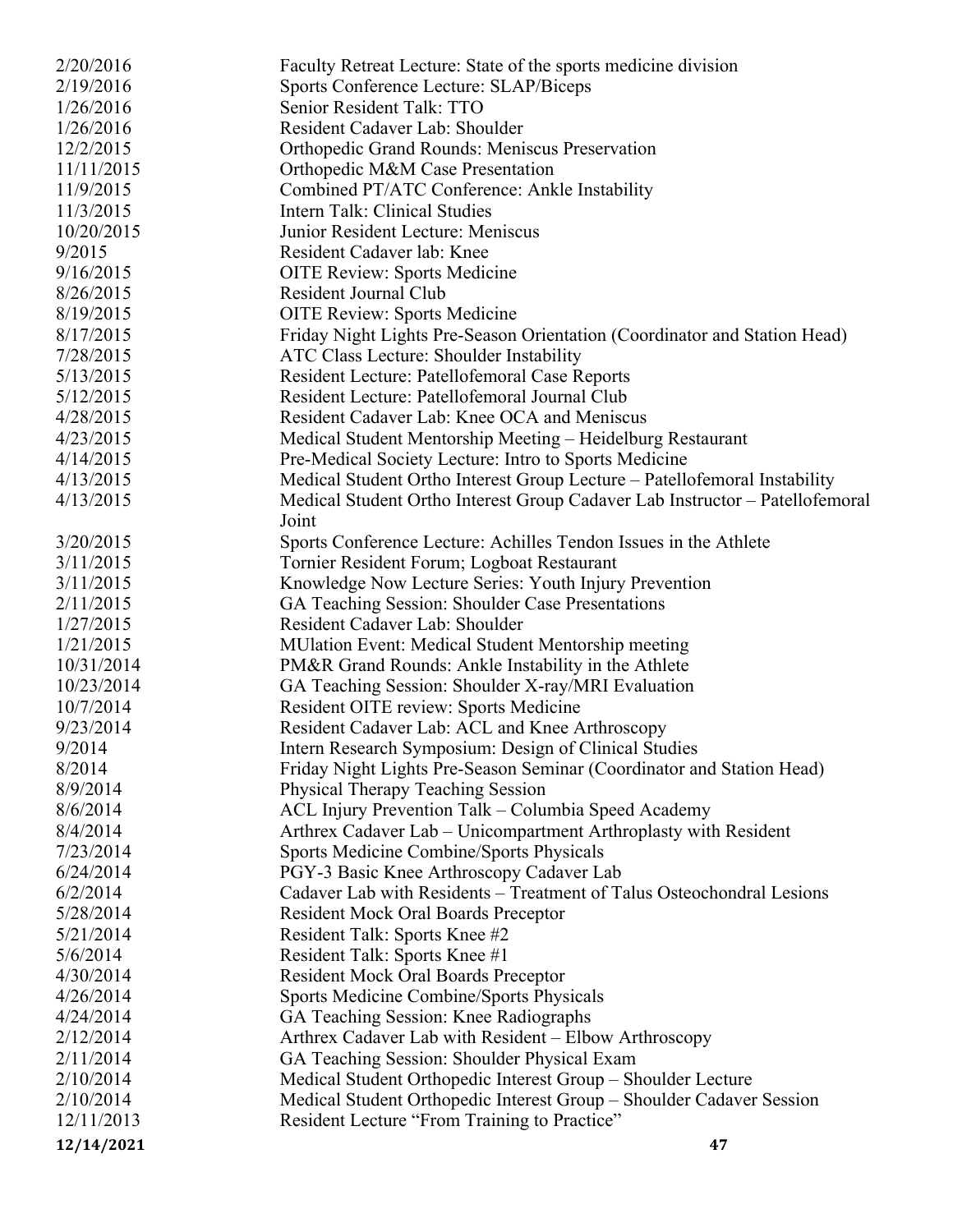| | |
|---|---|
| 2/20/2016 | Faculty Retreat Lecture: State of the sports medicine division |
| 2/19/2016 | Sports Conference Lecture: SLAP/Biceps |
| 1/26/2016 | Senior Resident Talk: TTO |
| 1/26/2016 | Resident Cadaver Lab: Shoulder |
| 12/2/2015 | Orthopedic Grand Rounds: Meniscus Preservation |
| 11/11/2015 | Orthopedic M&M Case Presentation |
| 11/9/2015 | Combined PT/ATC Conference: Ankle Instability |
| 11/3/2015 | Intern Talk: Clinical Studies |
| 10/20/2015 | Junior Resident Lecture: Meniscus |
| 9/2015 | Resident Cadaver lab: Knee |
| 9/16/2015 | OITE Review: Sports Medicine |
| 8/26/2015 | Resident Journal Club |
| 8/19/2015 | OITE Review: Sports Medicine |
| 8/17/2015 | Friday Night Lights Pre-Season Orientation (Coordinator and Station Head) |
| 7/28/2015 | ATC Class Lecture: Shoulder Instability |
| 5/13/2015 | Resident Lecture: Patellofemoral Case Reports |
| 5/12/2015 | Resident Lecture: Patellofemoral Journal Club |
| 4/28/2015 | Resident Cadaver Lab: Knee OCA and Meniscus |
| 4/23/2015 | Medical Student Mentorship Meeting – Heidelburg Restaurant |
| 4/14/2015 | Pre-Medical Society Lecture: Intro to Sports Medicine |
| 4/13/2015 | Medical Student Ortho Interest Group Lecture – Patellofemoral Instability |
| 4/13/2015 | Medical Student Ortho Interest Group Cadaver Lab Instructor – Patellofemoral Joint |
| 3/20/2015 | Sports Conference Lecture: Achilles Tendon Issues in the Athlete |
| 3/11/2015 | Tornier Resident Forum; Logboat Restaurant |
| 3/11/2015 | Knowledge Now Lecture Series: Youth Injury Prevention |
| 2/11/2015 | GA Teaching Session: Shoulder Case Presentations |
| 1/27/2015 | Resident Cadaver Lab: Shoulder |
| 1/21/2015 | MUlation Event: Medical Student Mentorship meeting |
| 10/31/2014 | PM&R Grand Rounds: Ankle Instability in the Athlete |
| 10/23/2014 | GA Teaching Session: Shoulder X-ray/MRI Evaluation |
| 10/7/2014 | Resident OITE review: Sports Medicine |
| 9/23/2014 | Resident Cadaver Lab: ACL and Knee Arthroscopy |
| 9/2014 | Intern Research Symposium: Design of Clinical Studies |
| 8/2014 | Friday Night Lights Pre-Season Seminar (Coordinator and Station Head) |
| 8/9/2014 | Physical Therapy Teaching Session |
| 8/6/2014 | ACL Injury Prevention Talk – Columbia Speed Academy |
| 8/4/2014 | Arthrex Cadaver Lab – Unicompartment Arthroplasty with Resident |
| 7/23/2014 | Sports Medicine Combine/Sports Physicals |
| 6/24/2014 | PGY-3 Basic Knee Arthroscopy Cadaver Lab |
| 6/2/2014 | Cadaver Lab with Residents – Treatment of Talus Osteochondral Lesions |
| 5/28/2014 | Resident Mock Oral Boards Preceptor |
| 5/21/2014 | Resident Talk: Sports Knee #2 |
| 5/6/2014 | Resident Talk: Sports Knee #1 |
| 4/30/2014 | Resident Mock Oral Boards Preceptor |
| 4/26/2014 | Sports Medicine Combine/Sports Physicals |
| 4/24/2014 | GA Teaching Session: Knee Radiographs |
| 2/12/2014 | Arthrex Cadaver Lab with Resident – Elbow Arthroscopy |
| 2/11/2014 | GA Teaching Session: Shoulder Physical Exam |
| 2/10/2014 | Medical Student Orthopedic Interest Group – Shoulder Lecture |
| 2/10/2014 | Medical Student Orthopedic Interest Group – Shoulder Cadaver Session |
| 12/11/2013 | Resident Lecture "From Training to Practice" |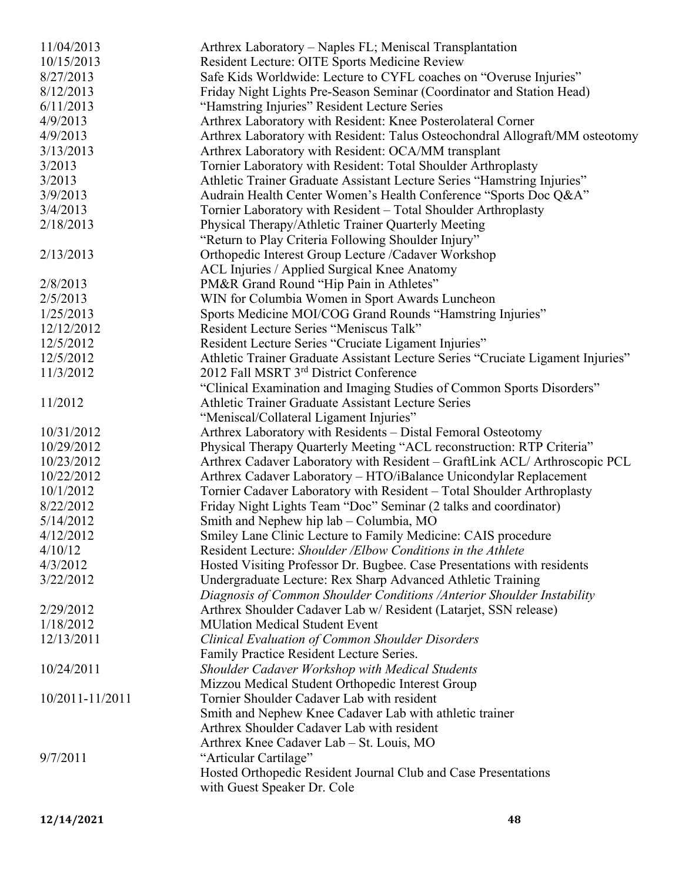| | |
|---|---|
| 11/04/2013 | Arthrex Laboratory – Naples FL; Meniscal Transplantation |
| 10/15/2013 | Resident Lecture: OITE Sports Medicine Review |
| 8/27/2013 | Safe Kids Worldwide: Lecture to CYFL coaches on "Overuse Injuries" |
| 8/12/2013 | Friday Night Lights Pre-Season Seminar (Coordinator and Station Head) |
| 6/11/2013 | "Hamstring Injuries" Resident Lecture Series |
| 4/9/2013 | Arthrex Laboratory with Resident: Knee Posterolateral Corner |
| 4/9/2013 | Arthrex Laboratory with Resident: Talus Osteochondral Allograft/MM osteotomy |
| 3/13/2013 | Arthrex Laboratory with Resident: OCA/MM transplant |
| 3/2013 | Tornier Laboratory with Resident: Total Shoulder Arthroplasty |
| 3/2013 | Athletic Trainer Graduate Assistant Lecture Series "Hamstring Injuries" |
| 3/9/2013 | Audrain Health Center Women's Health Conference "Sports Doc Q&A" |
| 3/4/2013 | Tornier Laboratory with Resident – Total Shoulder Arthroplasty |
| 2/18/2013 | Physical Therapy/Athletic Trainer Quarterly Meeting<br>"Return to Play Criteria Following Shoulder Injury" |
| 2/13/2013 | Orthopedic Interest Group Lecture /Cadaver Workshop<br>ACL Injuries / Applied Surgical Knee Anatomy |
| 2/8/2013 | PM&R Grand Round "Hip Pain in Athletes" |
| 2/5/2013 | WIN for Columbia Women in Sport Awards Luncheon |
| 1/25/2013 | Sports Medicine MOI/COG Grand Rounds "Hamstring Injuries" |
| 12/12/2012 | Resident Lecture Series "Meniscus Talk" |
| 12/5/2012 | Resident Lecture Series "Cruciate Ligament Injuries" |
| 12/5/2012 | Athletic Trainer Graduate Assistant Lecture Series "Cruciate Ligament Injuries" |
| 11/3/2012 | 2012 Fall MSRT 3rd District Conference<br>"Clinical Examination and Imaging Studies of Common Sports Disorders" |
| 11/2012 | Athletic Trainer Graduate Assistant Lecture Series<br>"Meniscal/Collateral Ligament Injuries" |
| 10/31/2012 | Arthrex Laboratory with Residents – Distal Femoral Osteotomy |
| 10/29/2012 | Physical Therapy Quarterly Meeting "ACL reconstruction: RTP Criteria" |
| 10/23/2012 | Arthrex Cadaver Laboratory with Resident – GraftLink ACL/ Arthroscopic PCL |
| 10/22/2012 | Arthrex Cadaver Laboratory – HTO/iBalance Unicondylar Replacement |
| 10/1/2012 | Tornier Cadaver Laboratory with Resident – Total Shoulder Arthroplasty |
| 8/22/2012 | Friday Night Lights Team "Doc" Seminar (2 talks and coordinator) |
| 5/14/2012 | Smith and Nephew hip lab – Columbia, MO |
| 4/12/2012 | Smiley Lane Clinic Lecture to Family Medicine: CAIS procedure |
| 4/10/12 | Resident Lecture: *Shoulder /Elbow Conditions in the Athlete* |
| 4/3/2012 | Hosted Visiting Professor Dr. Bugbee. Case Presentations with residents |
| 3/22/2012 | Undergraduate Lecture: Rex Sharp Advanced Athletic Training<br>*Diagnosis of Common Shoulder Conditions /Anterior Shoulder Instability* |
| 2/29/2012 | Arthrex Shoulder Cadaver Lab w/ Resident (Latarjet, SSN release) |
| 1/18/2012 | MUlation Medical Student Event |
| 12/13/2011 | *Clinical Evaluation of Common Shoulder Disorders*<br>Family Practice Resident Lecture Series. |
| 10/24/2011 | *Shoulder Cadaver Workshop with Medical Students*<br>Mizzou Medical Student Orthopedic Interest Group |
| 10/2011-11/2011 | Tornier Shoulder Cadaver Lab with resident<br>Smith and Nephew Knee Cadaver Lab with athletic trainer<br>Arthrex Shoulder Cadaver Lab with resident<br>Arthrex Knee Cadaver Lab – St. Louis, MO |
| 9/7/2011 | "Articular Cartilage"<br>Hosted Orthopedic Resident Journal Club and Case Presentations<br>with Guest Speaker Dr. Cole |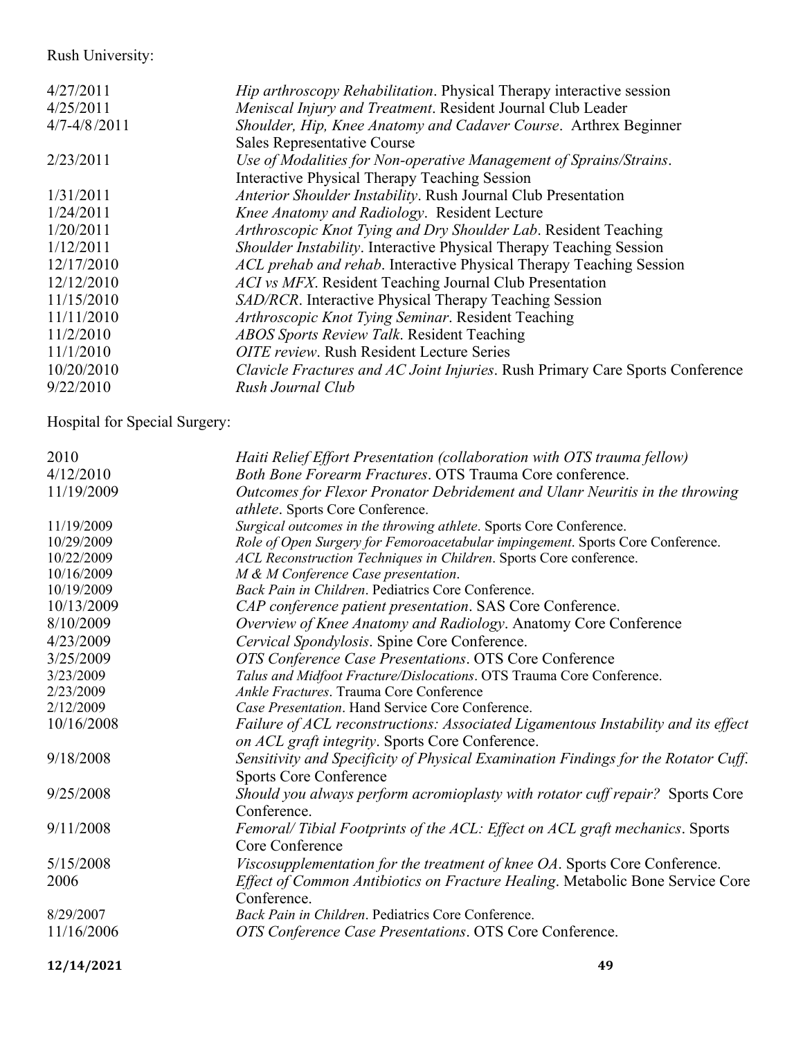Rush University:

| | |
|---|---|
| 4/27/2011 | *Hip arthroscopy Rehabilitation*. Physical Therapy interactive session |
| 4/25/2011 | *Meniscal Injury and Treatment*. Resident Journal Club Leader |
| 4/7-4/8/2011 | *Shoulder, Hip, Knee Anatomy and Cadaver Course*. Arthrex Beginner Sales Representative Course |
| 2/23/2011 | *Use of Modalities for Non-operative Management of Sprains/Strains*. Interactive Physical Therapy Teaching Session |
| 1/31/2011 | *Anterior Shoulder Instability*. Rush Journal Club Presentation |
| 1/24/2011 | *Knee Anatomy and Radiology*. Resident Lecture |
| 1/20/2011 | *Arthroscopic Knot Tying and Dry Shoulder Lab*. Resident Teaching |
| 1/12/2011 | *Shoulder Instability*. Interactive Physical Therapy Teaching Session |
| 12/17/2010 | *ACL prehab and rehab*. Interactive Physical Therapy Teaching Session |
| 12/12/2010 | *ACI vs MFX*. Resident Teaching Journal Club Presentation |
| 11/15/2010 | *SAD/RCR*. Interactive Physical Therapy Teaching Session |
| 11/11/2010 | *Arthroscopic Knot Tying Seminar*. Resident Teaching |
| 11/2/2010 | *ABOS Sports Review Talk*. Resident Teaching |
| 11/1/2010 | *OITE review*. Rush Resident Lecture Series |
| 10/20/2010 | *Clavicle Fractures and AC Joint Injuries*. Rush Primary Care Sports Conference |
| 9/22/2010 | *Rush Journal Club* |

Hospital for Special Surgery:

| | |
|---|---|
| 2010 | *Haiti Relief Effort Presentation (collaboration with OTS trauma fellow)* |
| 4/12/2010 | *Both Bone Forearm Fractures*. OTS Trauma Core conference. |
| 11/19/2009 | *Outcomes for Flexor Pronator Debridement and Ulanr Neuritis in the throwing athlete*. Sports Core Conference. |
| 11/19/2009 | *Surgical outcomes in the throwing athlete*. Sports Core Conference. |
| 10/29/2009 | *Role of Open Surgery for Femoroacetabular impingement*. Sports Core Conference. |
| 10/22/2009 | *ACL Reconstruction Techniques in Children*. Sports Core conference. |
| 10/16/2009 | *M & M Conference Case presentation*. |
| 10/19/2009 | *Back Pain in Children*. Pediatrics Core Conference. |
| 10/13/2009 | *CAP conference patient presentation*. SAS Core Conference. |
| 8/10/2009 | *Overview of Knee Anatomy and Radiology*. Anatomy Core Conference |
| 4/23/2009 | *Cervical Spondylosis*. Spine Core Conference. |
| 3/25/2009 | *OTS Conference Case Presentations*. OTS Core Conference |
| 3/23/2009 | *Talus and Midfoot Fracture/Dislocations*. OTS Trauma Core Conference. |
| 2/23/2009 | *Ankle Fractures*. Trauma Core Conference |
| 2/12/2009 | *Case Presentation*. Hand Service Core Conference. |
| 10/16/2008 | *Failure of ACL reconstructions: Associated Ligamentous Instability and its effect on ACL graft integrity*. Sports Core Conference. |
| 9/18/2008 | *Sensitivity and Specificity of Physical Examination Findings for the Rotator Cuff*. Sports Core Conference |
| 9/25/2008 | *Should you always perform acromioplasty with rotator cuff repair?* Sports Core Conference. |
| 9/11/2008 | *Femoral/ Tibial Footprints of the ACL: Effect on ACL graft mechanics*. Sports Core Conference |
| 5/15/2008 | *Viscosupplementation for the treatment of knee OA*. Sports Core Conference. |
| 2006 | *Effect of Common Antibiotics on Fracture Healing*. Metabolic Bone Service Core Conference. |
| 8/29/2007 | *Back Pain in Children*. Pediatrics Core Conference. |
| 11/16/2006 | *OTS Conference Case Presentations*. OTS Core Conference. |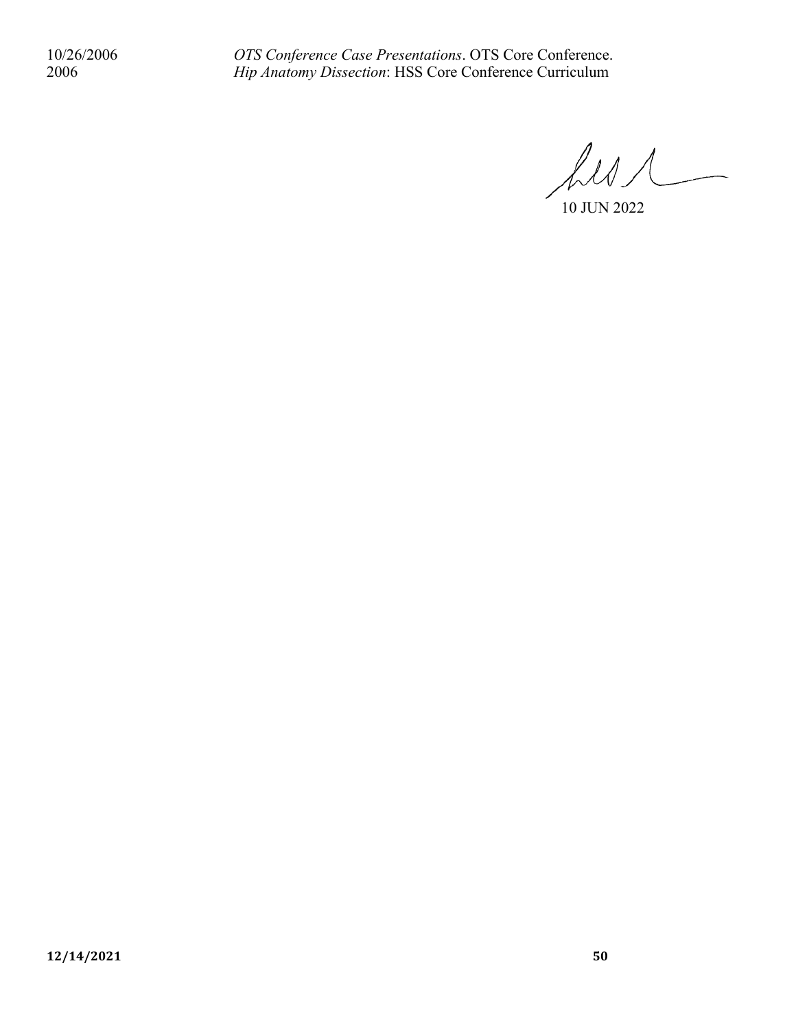10/26/2006 *OTS Conference Case Presentations*. OTS Core Conference.
2006 *Hip Anatomy Dissection*: HSS Core Conference Curriculum

10 JUN 2022